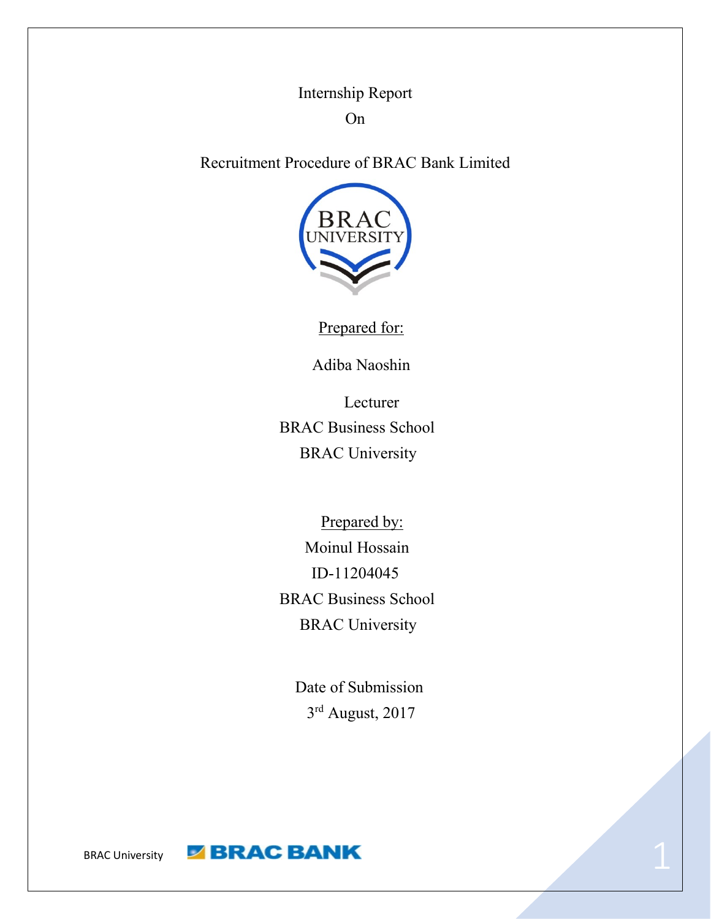Internship Report

On

# Recruitment Procedure of BRAC Bank Limited

Prepared for:

Adiba Naoshin

Lecturer

BRAC Business School

BRAC University

Prepared by:

Moinul Hossain

ID-11204045

BRAC Business School

BRAC University

Date of Submission

3rd August, 2017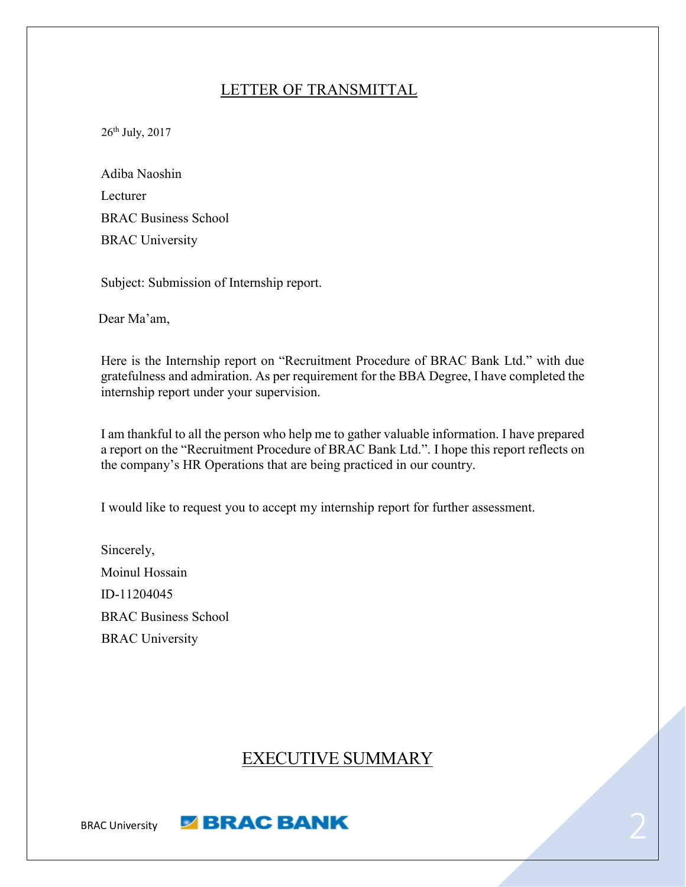# LETTER OF TRANSMITTAL

26th July, 2017

Adiba Naoshin

Lecturer

BRAC Business School

BRAC University

Subject: Submission of Internship report.

Dear Ma'am,

Here is the Internship report on "Recruitment Procedure of BRAC Bank Ltd." with due gratefulness and admiration. As per requirement for the BBA Degree, I have completed the internship report under your supervision.

I am thankful to all the person who help me to gather valuable information. I have prepared a report on the "Recruitment Procedure of BRAC Bank Ltd.". I hope this report reflects on the company's HR Operations that are being practiced in our country.

I would like to request you to accept my internship report for further assessment.

Sincerely,

Moinul Hossain

ID-11204045

BRAC Business School

BRAC University

# EXECUTIVE SUMMARY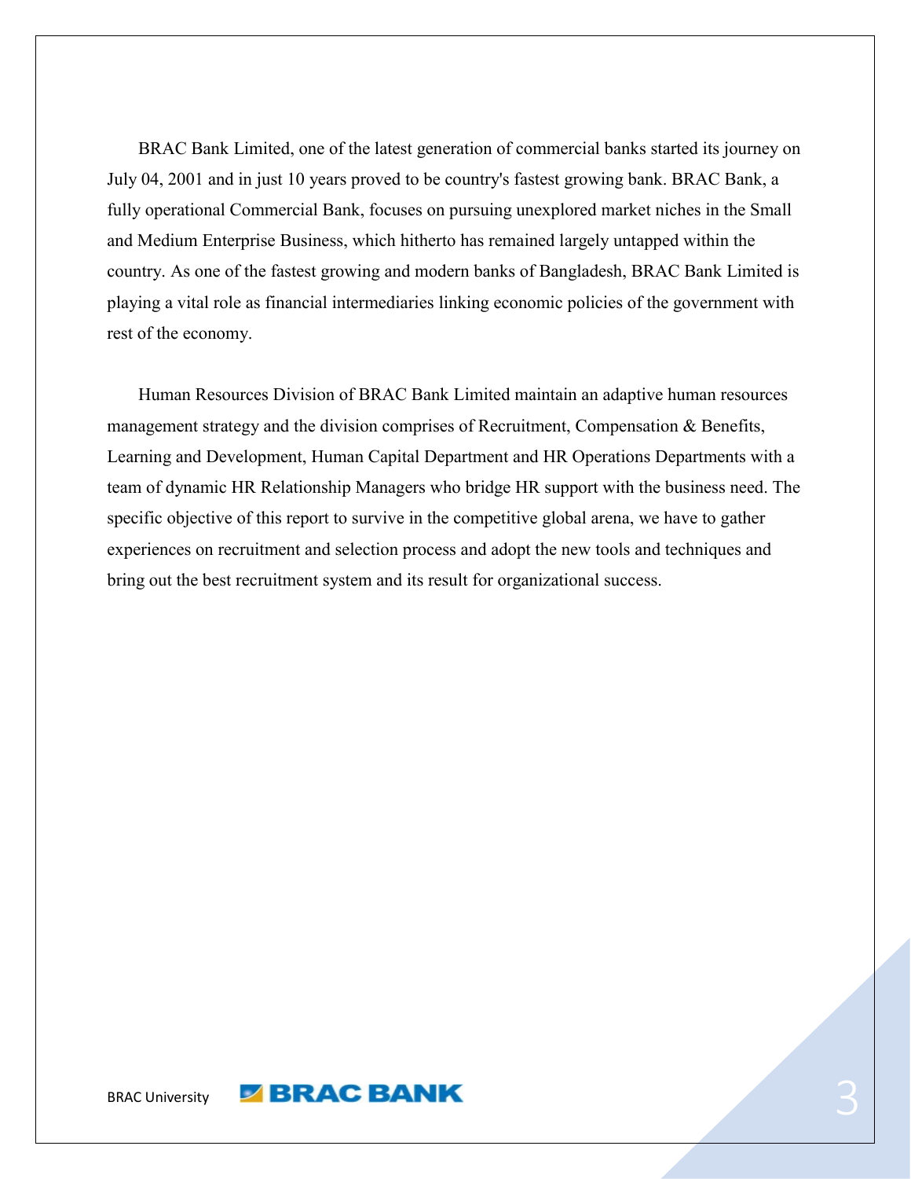BRAC Bank Limited, one of the latest generation of commercial banks started its journey on July 04, 2001 and in just 10 years proved to be country's fastest growing bank. BRAC Bank, a fully operational Commercial Bank, focuses on pursuing unexplored market niches in the Small and Medium Enterprise Business, which hitherto has remained largely untapped within the country. As one of the fastest growing and modern banks of Bangladesh, BRAC Bank Limited is playing a vital role as financial intermediaries linking economic policies of the government with rest of the economy.

Human Resources Division of BRAC Bank Limited maintain an adaptive human resources management strategy and the division comprises of Recruitment, Compensation & Benefits, Learning and Development, Human Capital Department and HR Operations Departments with a team of dynamic HR Relationship Managers who bridge HR support with the business need. The specific objective of this report to survive in the competitive global arena, we have to gather experiences on recruitment and selection process and adopt the new tools and techniques and bring out the best recruitment system and its result for organizational success.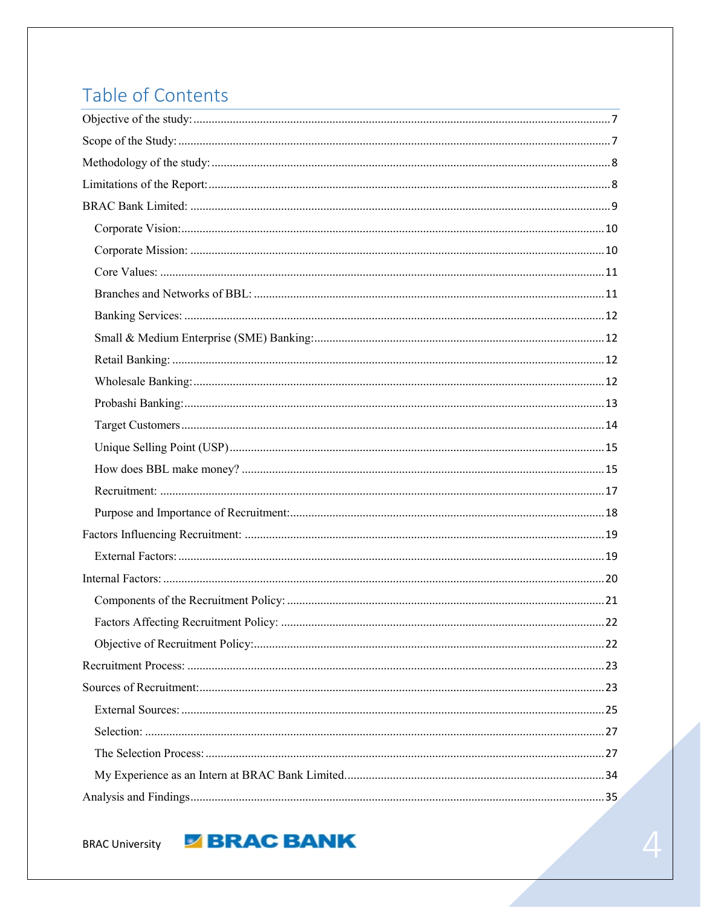# Table of Contents

Objective of the study: ............ 7
Scope of the Study: ............ 7
Methodology of the study: ............ 8
Limitations of the Report: ............ 8
BRAC Bank Limited: ............ 9
- Corporate Vision: ............ 10
- Corporate Mission: ............ 10
- Core Values: ............ 11
- Branches and Networks of BBL: ............ 11
- Banking Services: ............ 12
- Small & Medium Enterprise (SME) Banking: ............ 12
- Retail Banking: ............ 12
- Wholesale Banking: ............ 12
- Probashi Banking: ............ 13
- Target Customers ............ 14
- Unique Selling Point (USP) ............ 15
- How does BBL make money? ............ 15
- Recruitment: ............ 17
- Purpose and Importance of Recruitment: ............ 18

Factors Influencing Recruitment: ............ 19
- External Factors: ............ 19

Internal Factors: ............ 20
- Components of the Recruitment Policy: ............ 21
- Factors Affecting Recruitment Policy: ............ 22
- Objective of Recruitment Policy: ............ 22

Recruitment Process: ............ 23
Sources of Recruitment: ............ 23
- External Sources: ............ 25
- Selection: ............ 27
- The Selection Process: ............ 27
- My Experience as an Intern at BRAC Bank Limited. ............ 34

Analysis and Findings ............ 35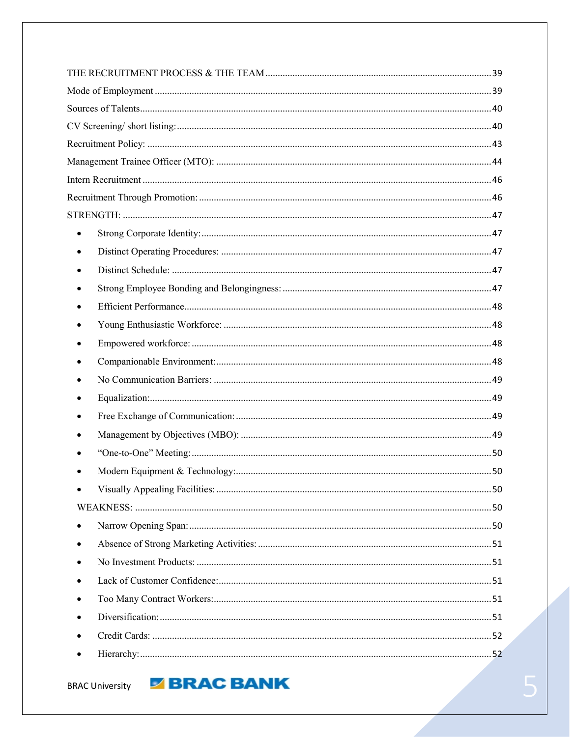THE RECRUITMENT PROCESS & THE TEAM ........................................................................................ 39

Mode of Employment ..................................................................................................................... 39

Sources of Talents.......................................................................................................................... 40

CV Screening/ short listing:........................................................................................................... 40

Recruitment Policy: ....................................................................................................................... 43

Management Trainee Officer (MTO): ........................................................................................... 44

Intern Recruitment ......................................................................................................................... 46

Recruitment Through Promotion: .................................................................................................. 46

STRENGTH: .................................................................................................................................. 47

- Strong Corporate Identity:.................................................................................................. 47
- Distinct Operating Procedures: .......................................................................................... 47
- Distinct Schedule: .............................................................................................................. 47
- Strong Employee Bonding and Belongingness: ................................................................. 47
- Efficient Performance......................................................................................................... 48
- Young Enthusiastic Workforce: ......................................................................................... 48
- Empowered workforce: ...................................................................................................... 48
- Companionable Environment:............................................................................................ 48
- No Communication Barriers: ............................................................................................. 49
- Equalization:....................................................................................................................... 49
- Free Exchange of Communication:.................................................................................... 49
- Management by Objectives (MBO): .................................................................................. 49
- "One-to-One" Meeting:...................................................................................................... 50
- Modern Equipment & Technology:.................................................................................... 50
- Visually Appealing Facilities: ............................................................................................ 50

WEAKNESS: ................................................................................................................................. 50

- Narrow Opening Span: ....................................................................................................... 50
- Absence of Strong Marketing Activities: ........................................................................... 51
- No Investment Products: .................................................................................................... 51
- Lack of Customer Confidence:........................................................................................... 51
- Too Many Contract Workers:............................................................................................. 51
- Diversification:................................................................................................................... 51
- Credit Cards: ...................................................................................................................... 52
- Hierarchy:........................................................................................................................... 52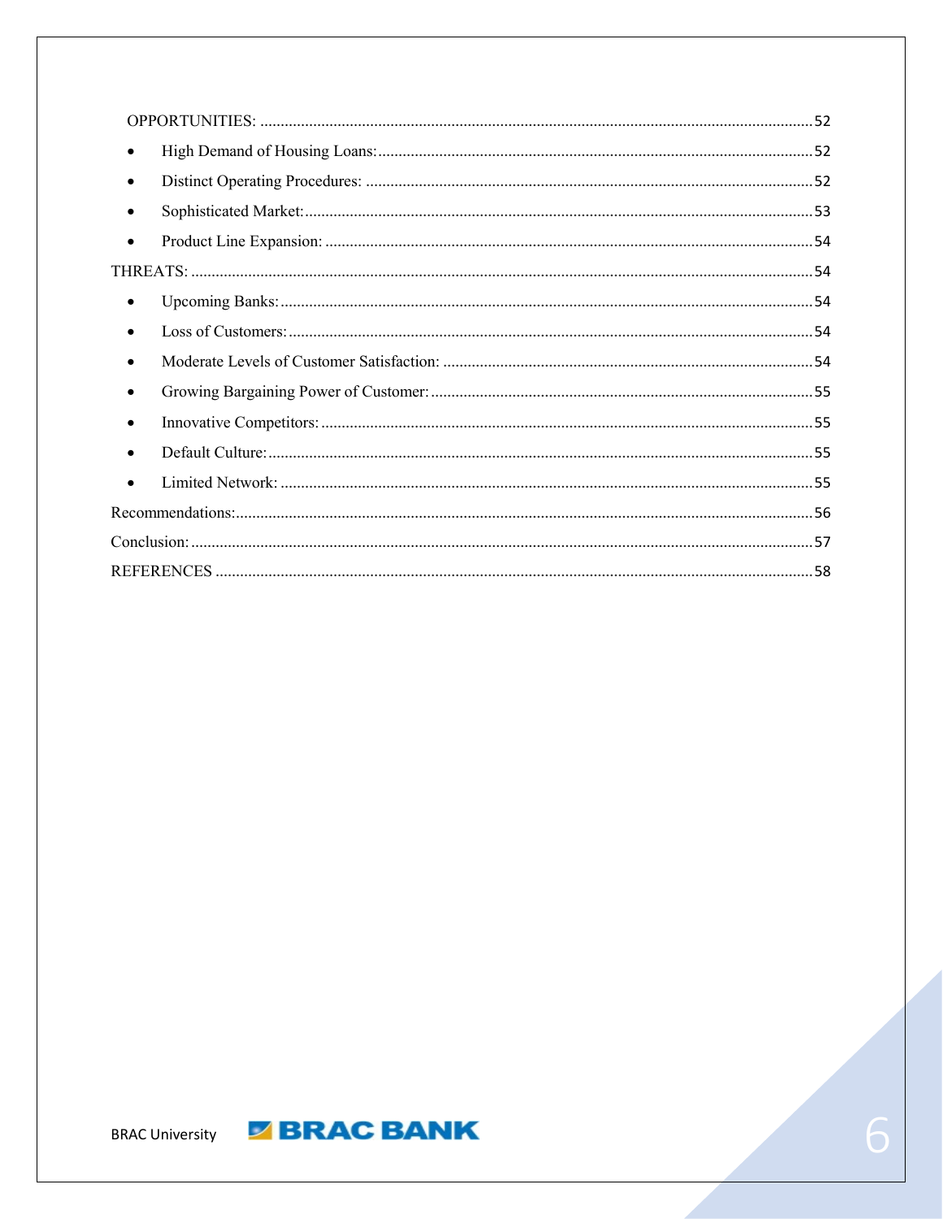OPPORTUNITIES: ........................................................................................................................ 52

- High Demand of Housing Loans: ......................................................................................... 52
- Distinct Operating Procedures: ............................................................................................ 52
- Sophisticated Market: ......................................................................................................... 53
- Product Line Expansion: ..................................................................................................... 54

THREATS: ....................................................................................................................................... 54

- Upcoming Banks: ................................................................................................................. 54
- Loss of Customers: ............................................................................................................... 54
- Moderate Levels of Customer Satisfaction: ......................................................................... 54
- Growing Bargaining Power of Customer: ............................................................................. 55
- Innovative Competitors: ....................................................................................................... 55
- Default Culture: .................................................................................................................... 55
- Limited Network: ................................................................................................................. 55

Recommendations: ........................................................................................................................ 56

Conclusion: .................................................................................................................................... 57

REFERENCES ................................................................................................................................ 58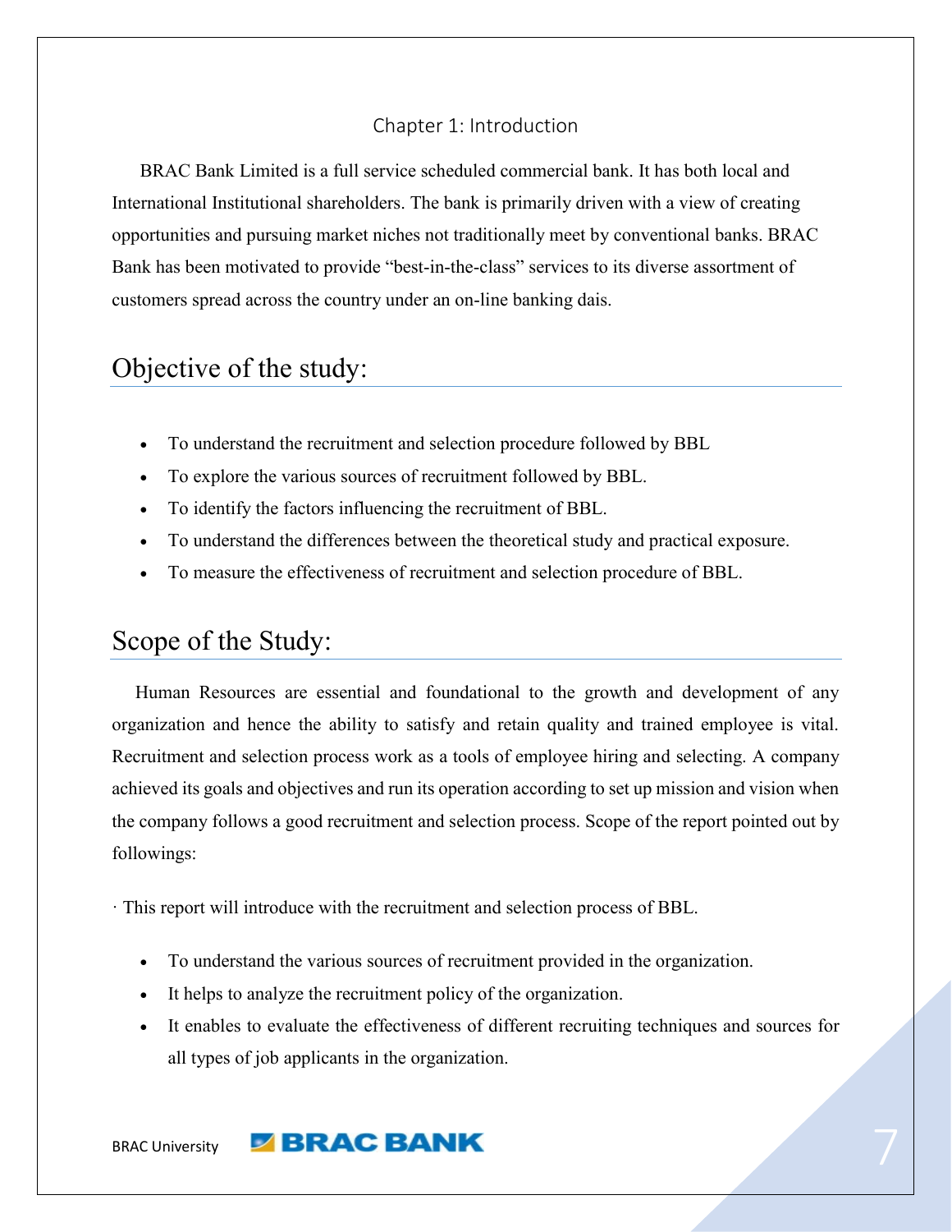# Chapter 1: Introduction

BRAC Bank Limited is a full service scheduled commercial bank. It has both local and International Institutional shareholders. The bank is primarily driven with a view of creating opportunities and pursuing market niches not traditionally meet by conventional banks. BRAC Bank has been motivated to provide "best-in-the-class" services to its diverse assortment of customers spread across the country under an on-line banking dais.

## Objective of the study:

- To understand the recruitment and selection procedure followed by BBL
- To explore the various sources of recruitment followed by BBL.
- To identify the factors influencing the recruitment of BBL.
- To understand the differences between the theoretical study and practical exposure.
- To measure the effectiveness of recruitment and selection procedure of BBL.

## Scope of the Study:

Human Resources are essential and foundational to the growth and development of any organization and hence the ability to satisfy and retain quality and trained employee is vital. Recruitment and selection process work as a tools of employee hiring and selecting. A company achieved its goals and objectives and run its operation according to set up mission and vision when the company follows a good recruitment and selection process. Scope of the report pointed out by followings:

· This report will introduce with the recruitment and selection process of BBL.

- To understand the various sources of recruitment provided in the organization.
- It helps to analyze the recruitment policy of the organization.
- It enables to evaluate the effectiveness of different recruiting techniques and sources for all types of job applicants in the organization.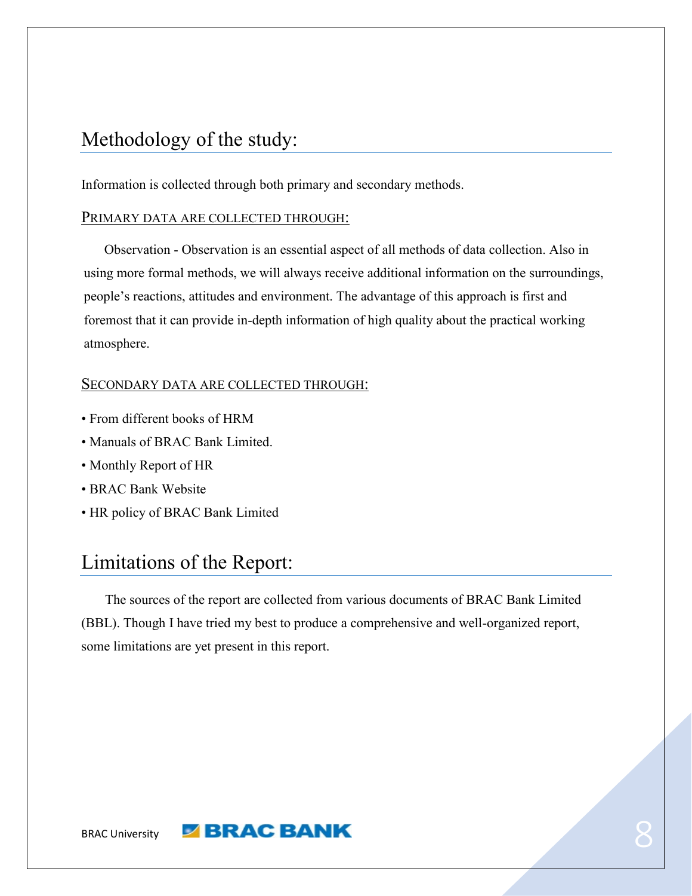## Methodology of the study:

Information is collected through both primary and secondary methods.

PRIMARY DATA ARE COLLECTED THROUGH:

Observation - Observation is an essential aspect of all methods of data collection. Also in using more formal methods, we will always receive additional information on the surroundings, people's reactions, attitudes and environment. The advantage of this approach is first and foremost that it can provide in-depth information of high quality about the practical working atmosphere.

SECONDARY DATA ARE COLLECTED THROUGH:

- From different books of HRM
- Manuals of BRAC Bank Limited.
- Monthly Report of HR
- BRAC Bank Website
- HR policy of BRAC Bank Limited

## Limitations of the Report:

The sources of the report are collected from various documents of BRAC Bank Limited (BBL). Though I have tried my best to produce a comprehensive and well-organized report, some limitations are yet present in this report.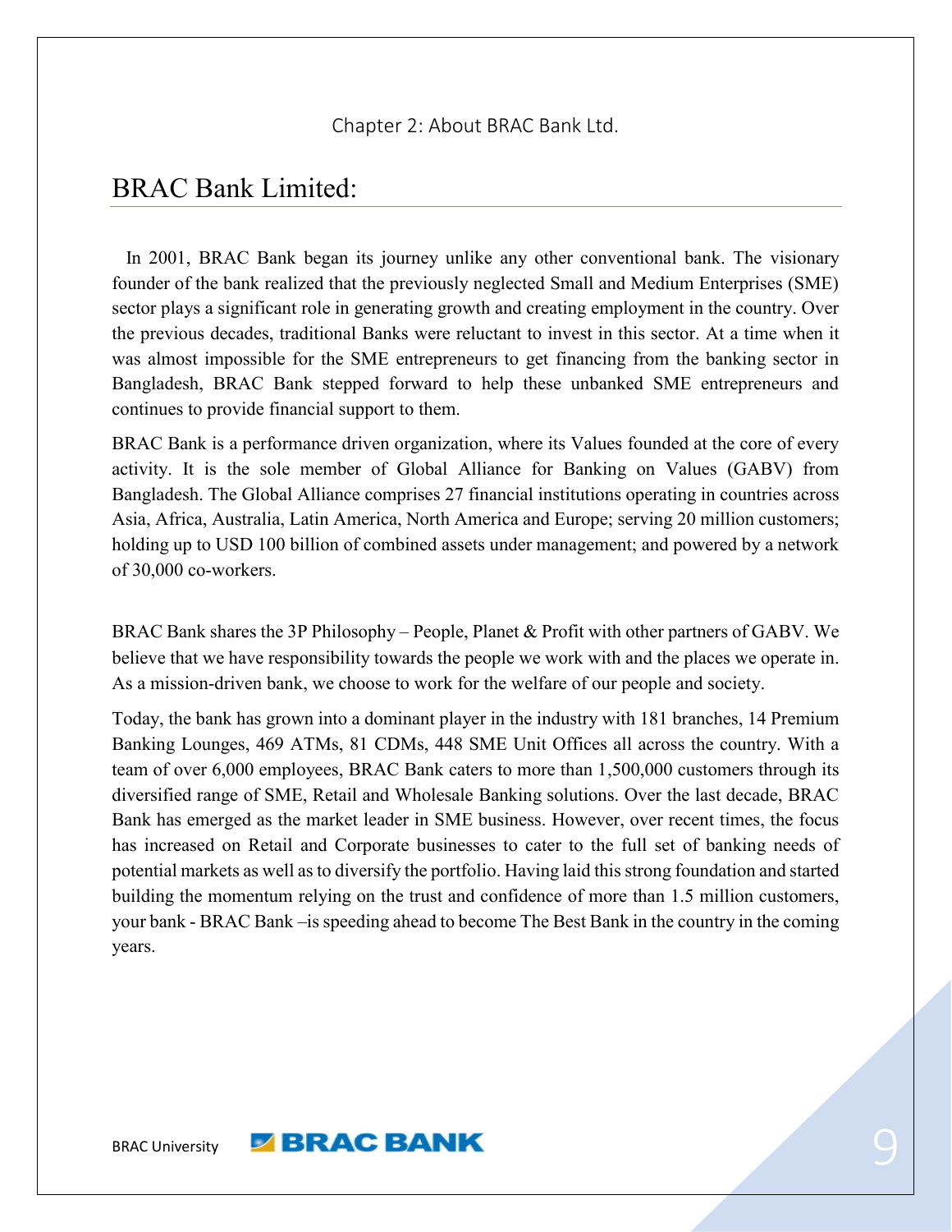Chapter 2: About BRAC Bank Ltd.

## BRAC Bank Limited:

In 2001, BRAC Bank began its journey unlike any other conventional bank. The visionary founder of the bank realized that the previously neglected Small and Medium Enterprises (SME) sector plays a significant role in generating growth and creating employment in the country. Over the previous decades, traditional Banks were reluctant to invest in this sector. At a time when it was almost impossible for the SME entrepreneurs to get financing from the banking sector in Bangladesh, BRAC Bank stepped forward to help these unbanked SME entrepreneurs and continues to provide financial support to them.

BRAC Bank is a performance driven organization, where its Values founded at the core of every activity. It is the sole member of Global Alliance for Banking on Values (GABV) from Bangladesh. The Global Alliance comprises 27 financial institutions operating in countries across Asia, Africa, Australia, Latin America, North America and Europe; serving 20 million customers; holding up to USD 100 billion of combined assets under management; and powered by a network of 30,000 co-workers.

BRAC Bank shares the 3P Philosophy – People, Planet & Profit with other partners of GABV. We believe that we have responsibility towards the people we work with and the places we operate in. As a mission-driven bank, we choose to work for the welfare of our people and society.

Today, the bank has grown into a dominant player in the industry with 181 branches, 14 Premium Banking Lounges, 469 ATMs, 81 CDMs, 448 SME Unit Offices all across the country. With a team of over 6,000 employees, BRAC Bank caters to more than 1,500,000 customers through its diversified range of SME, Retail and Wholesale Banking solutions. Over the last decade, BRAC Bank has emerged as the market leader in SME business. However, over recent times, the focus has increased on Retail and Corporate businesses to cater to the full set of banking needs of potential markets as well as to diversify the portfolio. Having laid this strong foundation and started building the momentum relying on the trust and confidence of more than 1.5 million customers, your bank - BRAC Bank –is speeding ahead to become The Best Bank in the country in the coming years.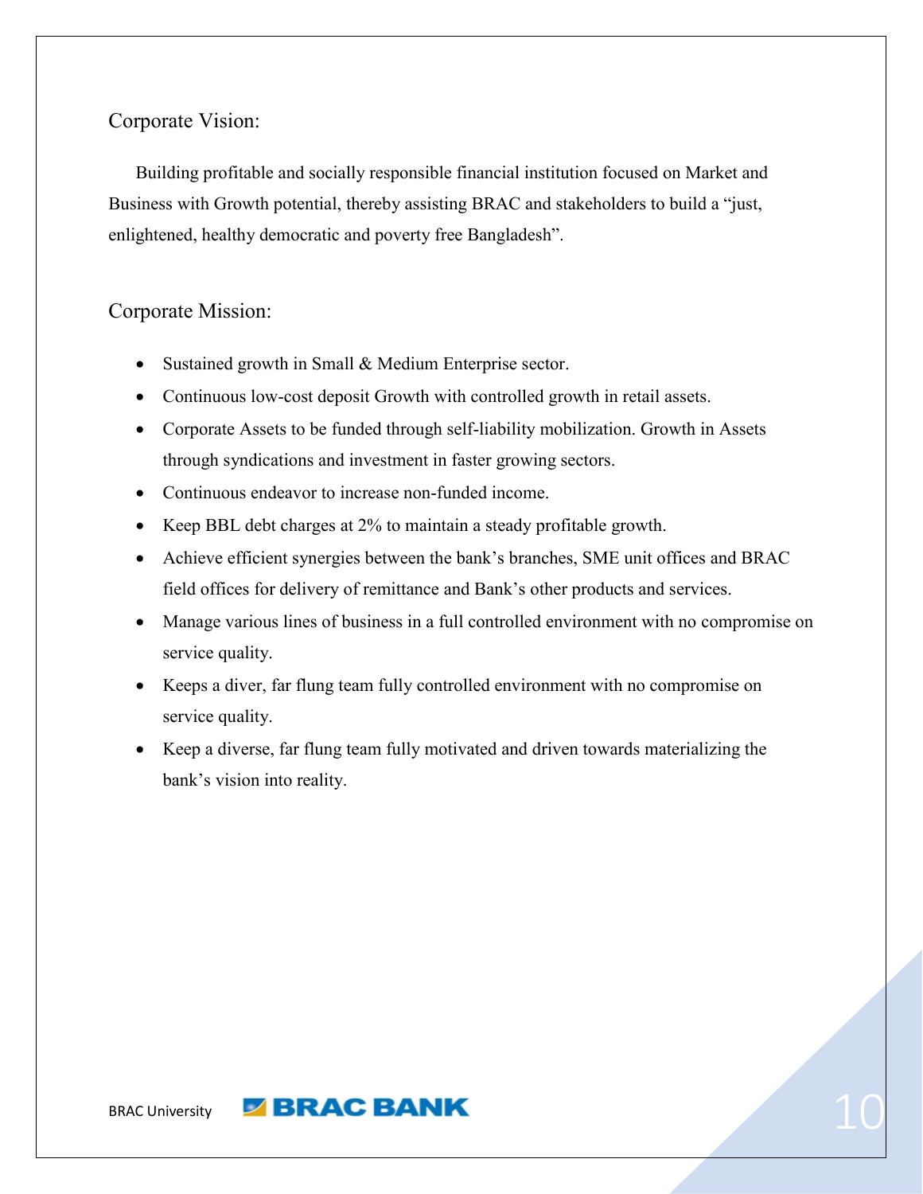## Corporate Vision:

Building profitable and socially responsible financial institution focused on Market and Business with Growth potential, thereby assisting BRAC and stakeholders to build a "just, enlightened, healthy democratic and poverty free Bangladesh".

## Corporate Mission:

- Sustained growth in Small & Medium Enterprise sector.
- Continuous low-cost deposit Growth with controlled growth in retail assets.
- Corporate Assets to be funded through self-liability mobilization. Growth in Assets through syndications and investment in faster growing sectors.
- Continuous endeavor to increase non-funded income.
- Keep BBL debt charges at 2% to maintain a steady profitable growth.
- Achieve efficient synergies between the bank's branches, SME unit offices and BRAC field offices for delivery of remittance and Bank's other products and services.
- Manage various lines of business in a full controlled environment with no compromise on service quality.
- Keeps a diver, far flung team fully controlled environment with no compromise on service quality.
- Keep a diverse, far flung team fully motivated and driven towards materializing the bank's vision into reality.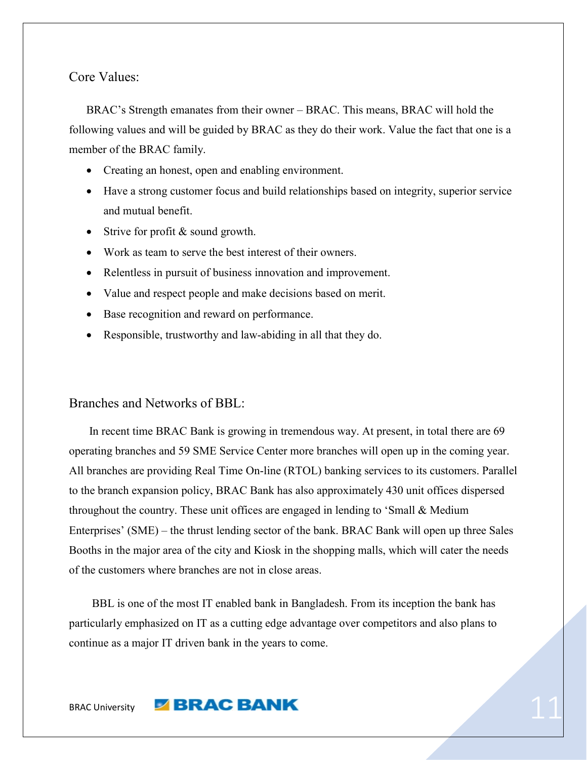## Core Values:

BRAC's Strength emanates from their owner – BRAC. This means, BRAC will hold the following values and will be guided by BRAC as they do their work. Value the fact that one is a member of the BRAC family.

- Creating an honest, open and enabling environment.
- Have a strong customer focus and build relationships based on integrity, superior service and mutual benefit.
- Strive for profit & sound growth.
- Work as team to serve the best interest of their owners.
- Relentless in pursuit of business innovation and improvement.
- Value and respect people and make decisions based on merit.
- Base recognition and reward on performance.
- Responsible, trustworthy and law-abiding in all that they do.

## Branches and Networks of BBL:

In recent time BRAC Bank is growing in tremendous way. At present, in total there are 69 operating branches and 59 SME Service Center more branches will open up in the coming year. All branches are providing Real Time On-line (RTOL) banking services to its customers. Parallel to the branch expansion policy, BRAC Bank has also approximately 430 unit offices dispersed throughout the country. These unit offices are engaged in lending to 'Small & Medium Enterprises' (SME) – the thrust lending sector of the bank. BRAC Bank will open up three Sales Booths in the major area of the city and Kiosk in the shopping malls, which will cater the needs of the customers where branches are not in close areas.

BBL is one of the most IT enabled bank in Bangladesh. From its inception the bank has particularly emphasized on IT as a cutting edge advantage over competitors and also plans to continue as a major IT driven bank in the years to come.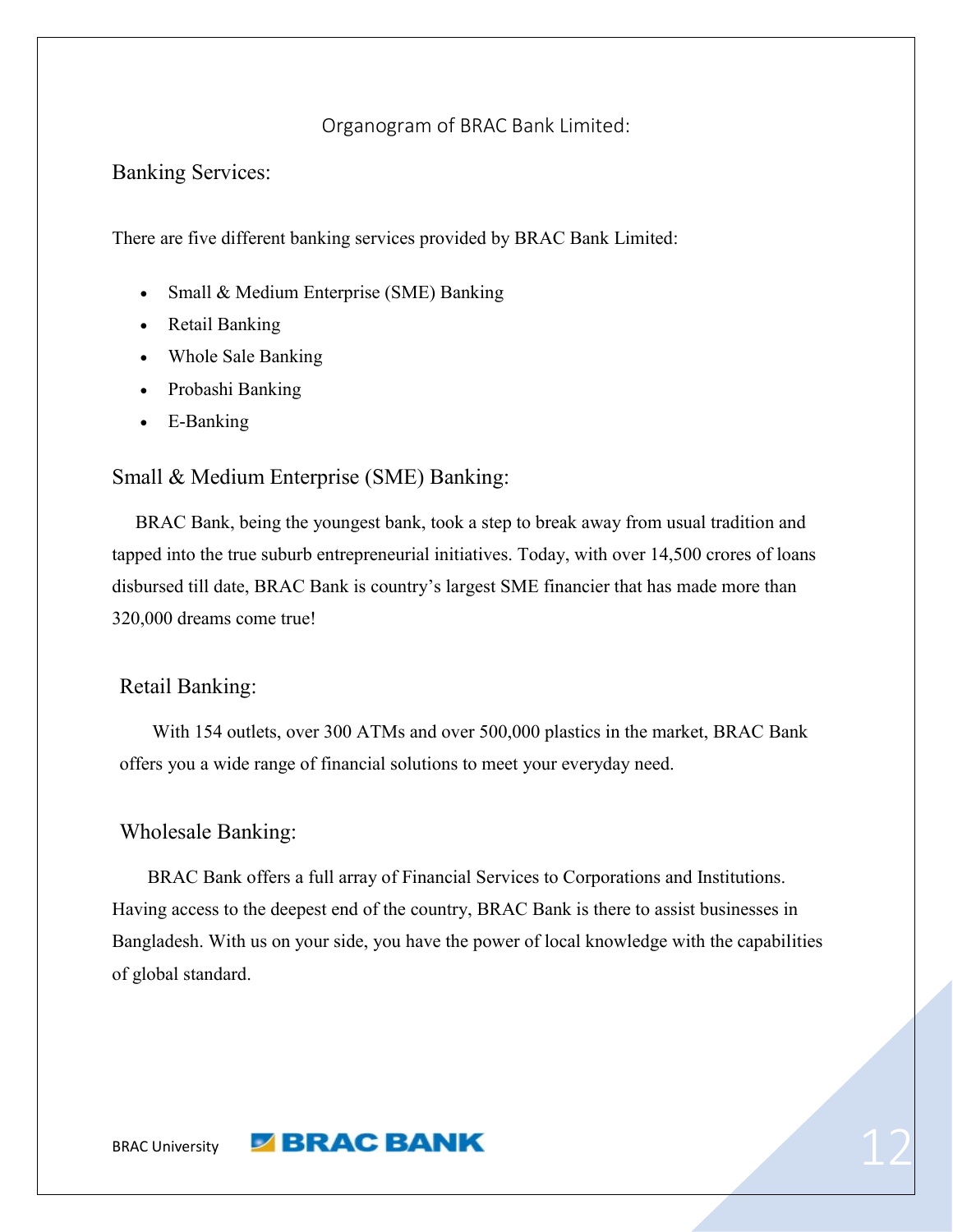Organogram of BRAC Bank Limited:

## Banking Services:

There are five different banking services provided by BRAC Bank Limited:

- Small & Medium Enterprise (SME) Banking
- Retail Banking
- Whole Sale Banking
- Probashi Banking
- E-Banking

## Small & Medium Enterprise (SME) Banking:

BRAC Bank, being the youngest bank, took a step to break away from usual tradition and tapped into the true suburb entrepreneurial initiatives. Today, with over 14,500 crores of loans disbursed till date, BRAC Bank is country's largest SME financier that has made more than 320,000 dreams come true!

## Retail Banking:

With 154 outlets, over 300 ATMs and over 500,000 plastics in the market, BRAC Bank offers you a wide range of financial solutions to meet your everyday need.

## Wholesale Banking:

BRAC Bank offers a full array of Financial Services to Corporations and Institutions. Having access to the deepest end of the country, BRAC Bank is there to assist businesses in Bangladesh. With us on your side, you have the power of local knowledge with the capabilities of global standard.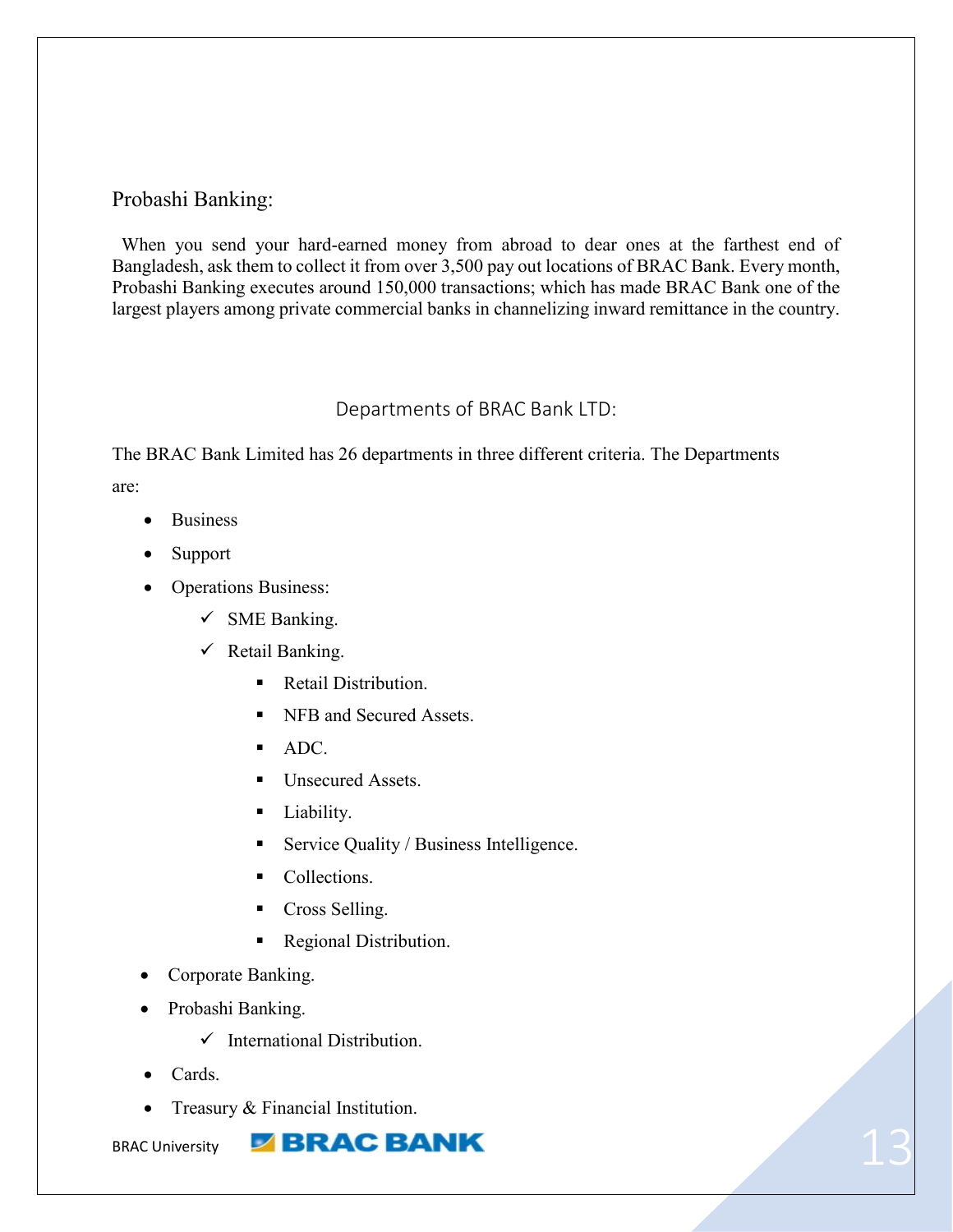## Probashi Banking:

When you send your hard-earned money from abroad to dear ones at the farthest end of Bangladesh, ask them to collect it from over 3,500 pay out locations of BRAC Bank. Every month, Probashi Banking executes around 150,000 transactions; which has made BRAC Bank one of the largest players among private commercial banks in channelizing inward remittance in the country.

## Departments of BRAC Bank LTD:

The BRAC Bank Limited has 26 departments in three different criteria. The Departments are:

- Business
- Support
- Operations Business:
  - ✓ SME Banking.
  - ✓ Retail Banking.
    - Retail Distribution.
    - NFB and Secured Assets.
    - ADC.
    - Unsecured Assets.
    - Liability.
    - Service Quality / Business Intelligence.
    - Collections.
    - Cross Selling.
    - Regional Distribution.
- Corporate Banking.
- Probashi Banking.
  - ✓ International Distribution.
- Cards.
- Treasury & Financial Institution.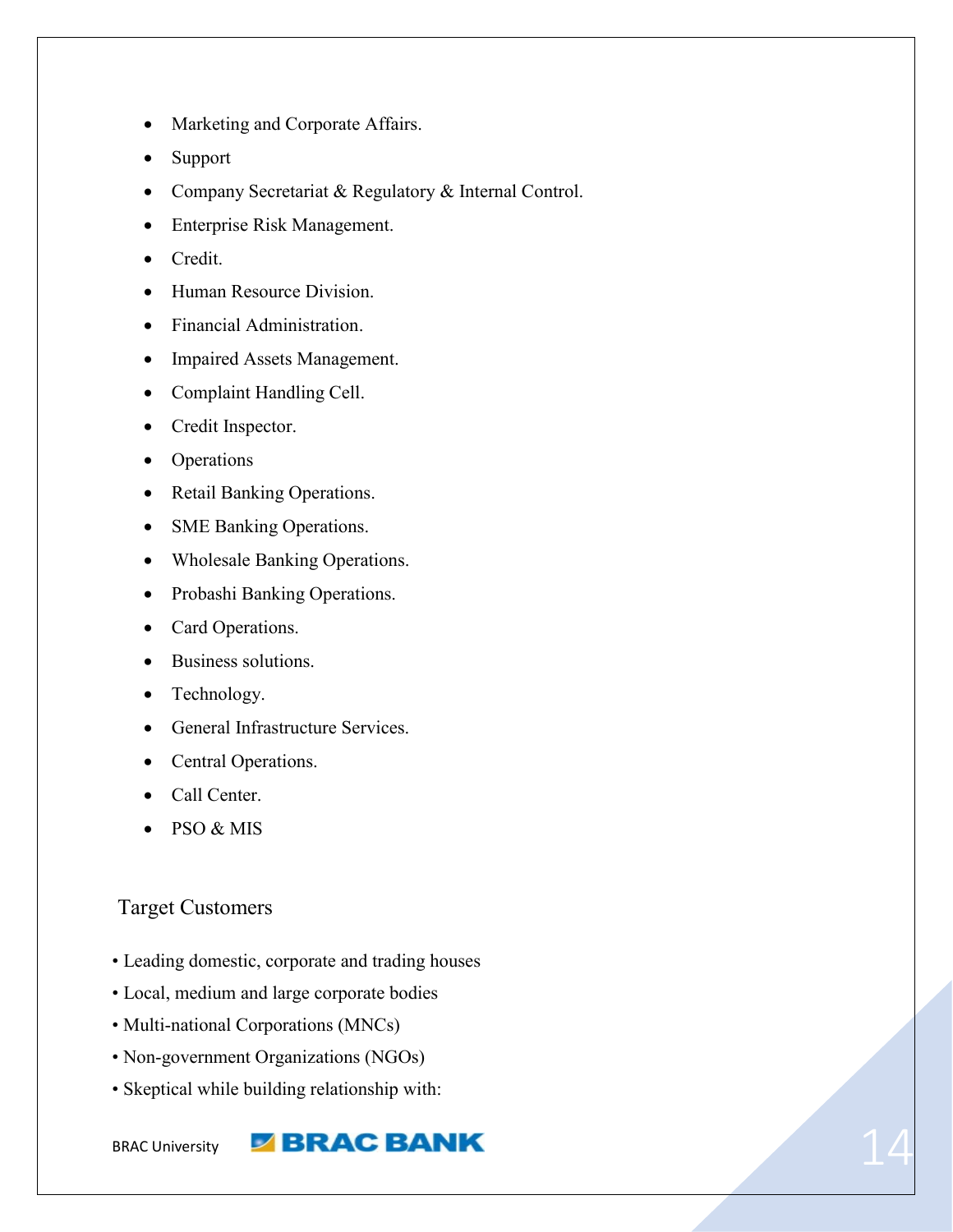- Marketing and Corporate Affairs.
- Support
- Company Secretariat & Regulatory & Internal Control.
- Enterprise Risk Management.
- Credit.
- Human Resource Division.
- Financial Administration.
- Impaired Assets Management.
- Complaint Handling Cell.
- Credit Inspector.
- Operations
- Retail Banking Operations.
- SME Banking Operations.
- Wholesale Banking Operations.
- Probashi Banking Operations.
- Card Operations.
- Business solutions.
- Technology.
- General Infrastructure Services.
- Central Operations.
- Call Center.
- PSO & MIS

## Target Customers

- Leading domestic, corporate and trading houses
- Local, medium and large corporate bodies
- Multi-national Corporations (MNCs)
- Non-government Organizations (NGOs)
- Skeptical while building relationship with: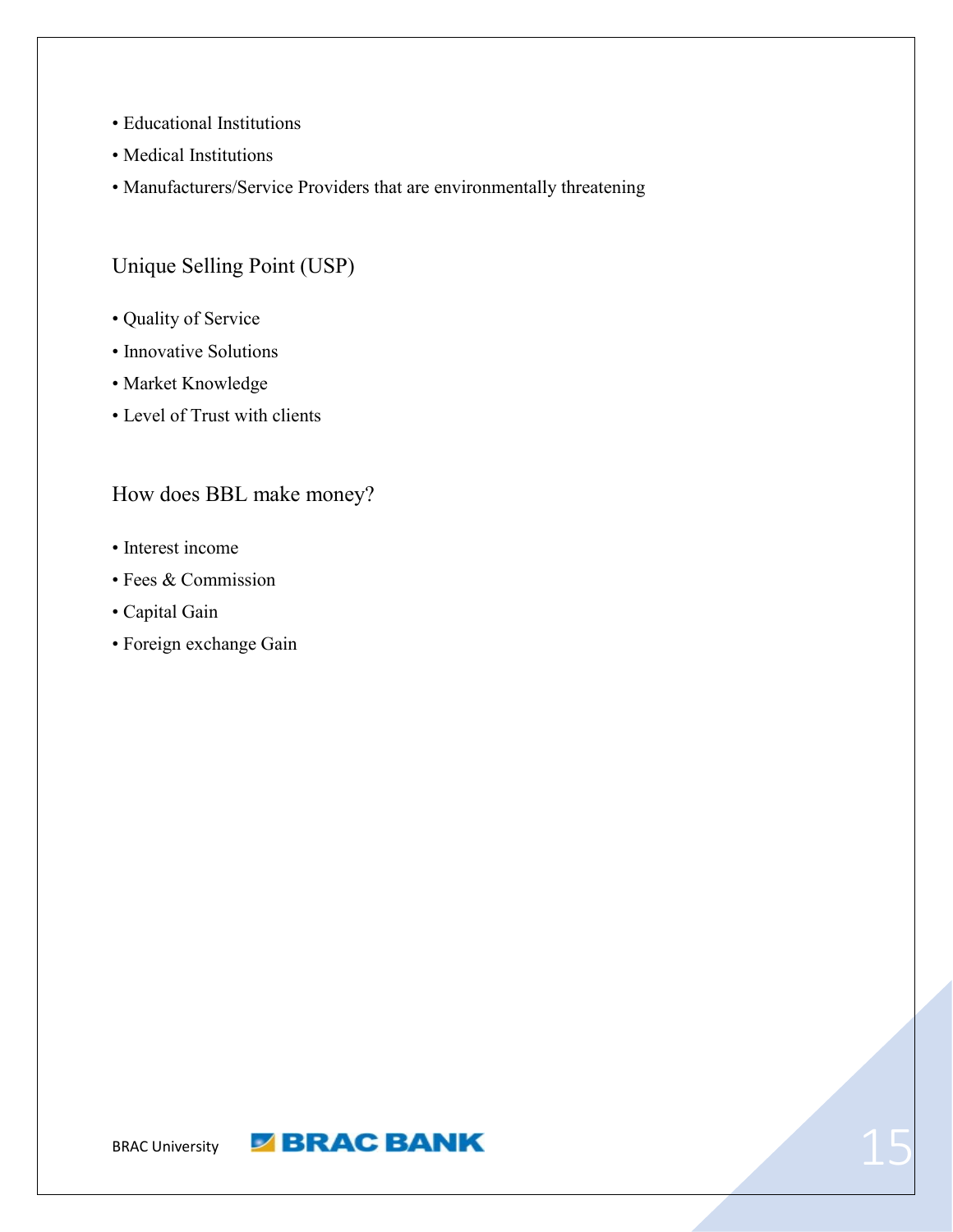- Educational Institutions
- Medical Institutions
- Manufacturers/Service Providers that are environmentally threatening

## Unique Selling Point (USP)

- Quality of Service
- Innovative Solutions
- Market Knowledge
- Level of Trust with clients

## How does BBL make money?

- Interest income
- Fees & Commission
- Capital Gain
- Foreign exchange Gain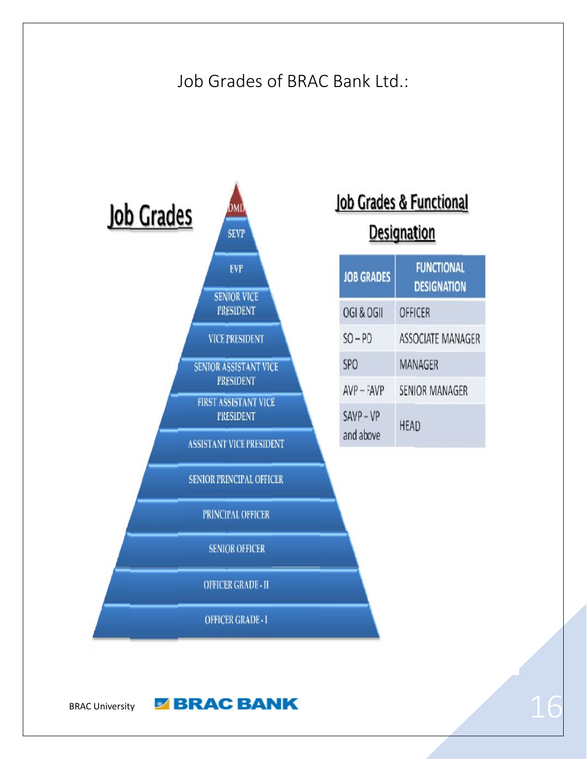# Job Grades of BRAC Bank Ltd.:

## Job Grades

- DMD
- SEVP
- EVP
- SENIOR VICE PRESIDENT
- VICE PRESIDENT
- SENIOR ASSISTANT VICE PRESIDENT
- FIRST ASSISTANT VICE PRESIDENT
- ASSISTANT VICE PRESIDENT
- SENIOR PRINCIPAL OFFICER
- PRINCIPAL OFFICER
- SENIOR OFFICER
- OFFICER GRADE - II
- OFFICER GRADE - I

## Job Grades & Functional Designation

| JOB GRADES | FUNCTIONAL DESIGNATION |
|---|---|
| OGI & OGII | OFFICER |
| SO – PO | ASSOCIATE MANAGER |
| SPO | MANAGER |
| AVP – FAVP | SENIOR MANAGER |
| SAVP – VP and above | HEAD |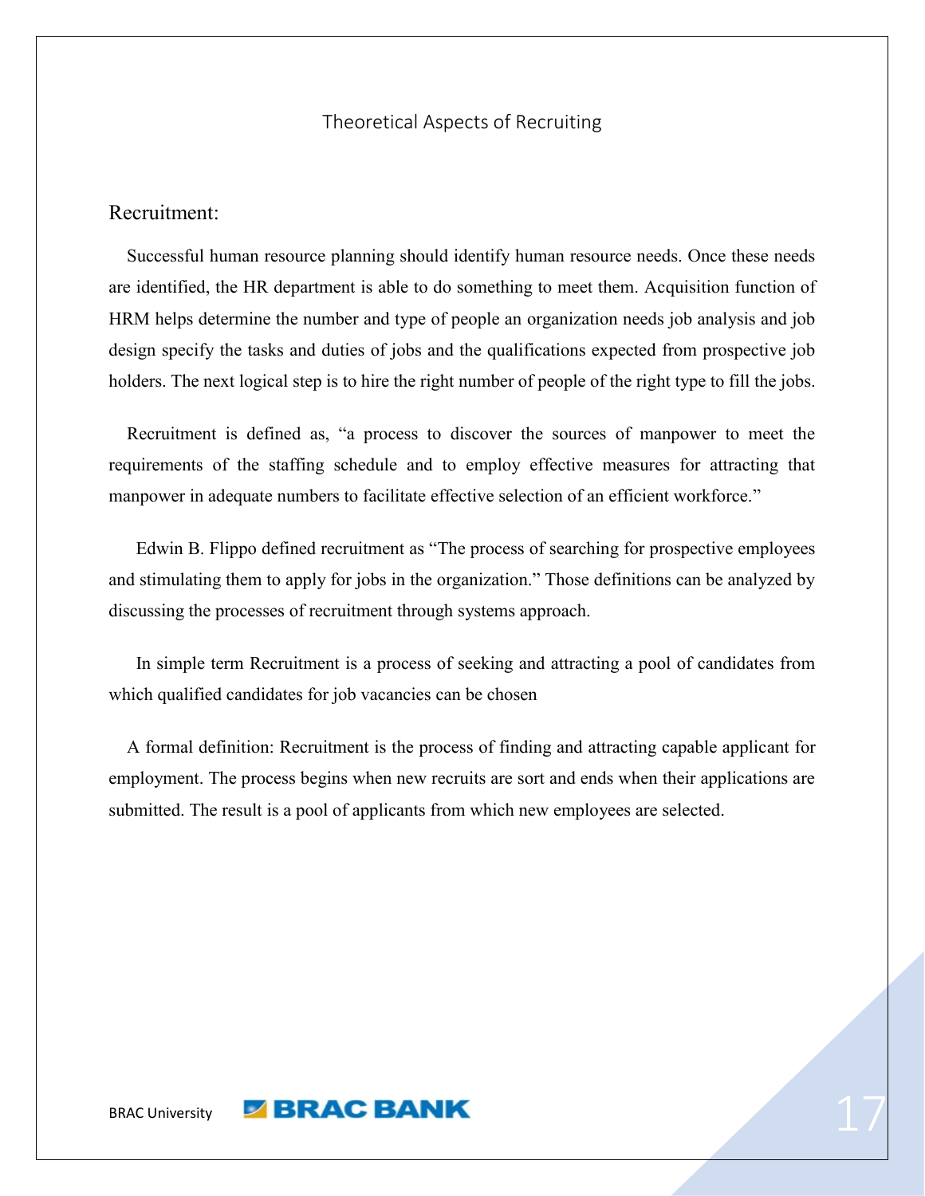# Theoretical Aspects of Recruiting

## Recruitment:

Successful human resource planning should identify human resource needs. Once these needs are identified, the HR department is able to do something to meet them. Acquisition function of HRM helps determine the number and type of people an organization needs job analysis and job design specify the tasks and duties of jobs and the qualifications expected from prospective job holders. The next logical step is to hire the right number of people of the right type to fill the jobs.

Recruitment is defined as, "a process to discover the sources of manpower to meet the requirements of the staffing schedule and to employ effective measures for attracting that manpower in adequate numbers to facilitate effective selection of an efficient workforce."

Edwin B. Flippo defined recruitment as "The process of searching for prospective employees and stimulating them to apply for jobs in the organization." Those definitions can be analyzed by discussing the processes of recruitment through systems approach.

In simple term Recruitment is a process of seeking and attracting a pool of candidates from which qualified candidates for job vacancies can be chosen

A formal definition: Recruitment is the process of finding and attracting capable applicant for employment. The process begins when new recruits are sort and ends when their applications are submitted. The result is a pool of applicants from which new employees are selected.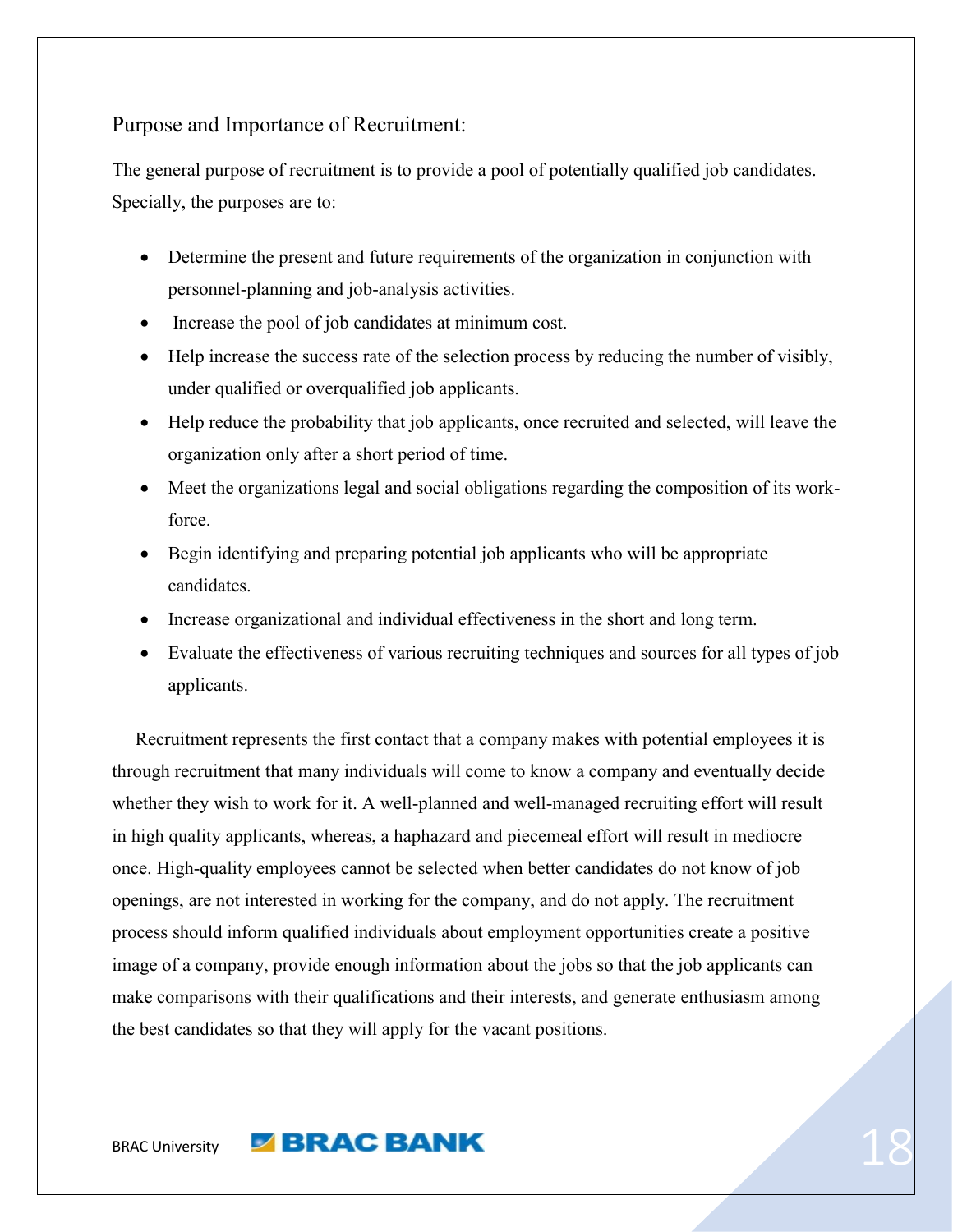## Purpose and Importance of Recruitment:

The general purpose of recruitment is to provide a pool of potentially qualified job candidates. Specially, the purposes are to:

- Determine the present and future requirements of the organization in conjunction with personnel-planning and job-analysis activities.
- Increase the pool of job candidates at minimum cost.
- Help increase the success rate of the selection process by reducing the number of visibly, under qualified or overqualified job applicants.
- Help reduce the probability that job applicants, once recruited and selected, will leave the organization only after a short period of time.
- Meet the organizations legal and social obligations regarding the composition of its work-force.
- Begin identifying and preparing potential job applicants who will be appropriate candidates.
- Increase organizational and individual effectiveness in the short and long term.
- Evaluate the effectiveness of various recruiting techniques and sources for all types of job applicants.

Recruitment represents the first contact that a company makes with potential employees it is through recruitment that many individuals will come to know a company and eventually decide whether they wish to work for it. A well-planned and well-managed recruiting effort will result in high quality applicants, whereas, a haphazard and piecemeal effort will result in mediocre once. High-quality employees cannot be selected when better candidates do not know of job openings, are not interested in working for the company, and do not apply. The recruitment process should inform qualified individuals about employment opportunities create a positive image of a company, provide enough information about the jobs so that the job applicants can make comparisons with their qualifications and their interests, and generate enthusiasm among the best candidates so that they will apply for the vacant positions.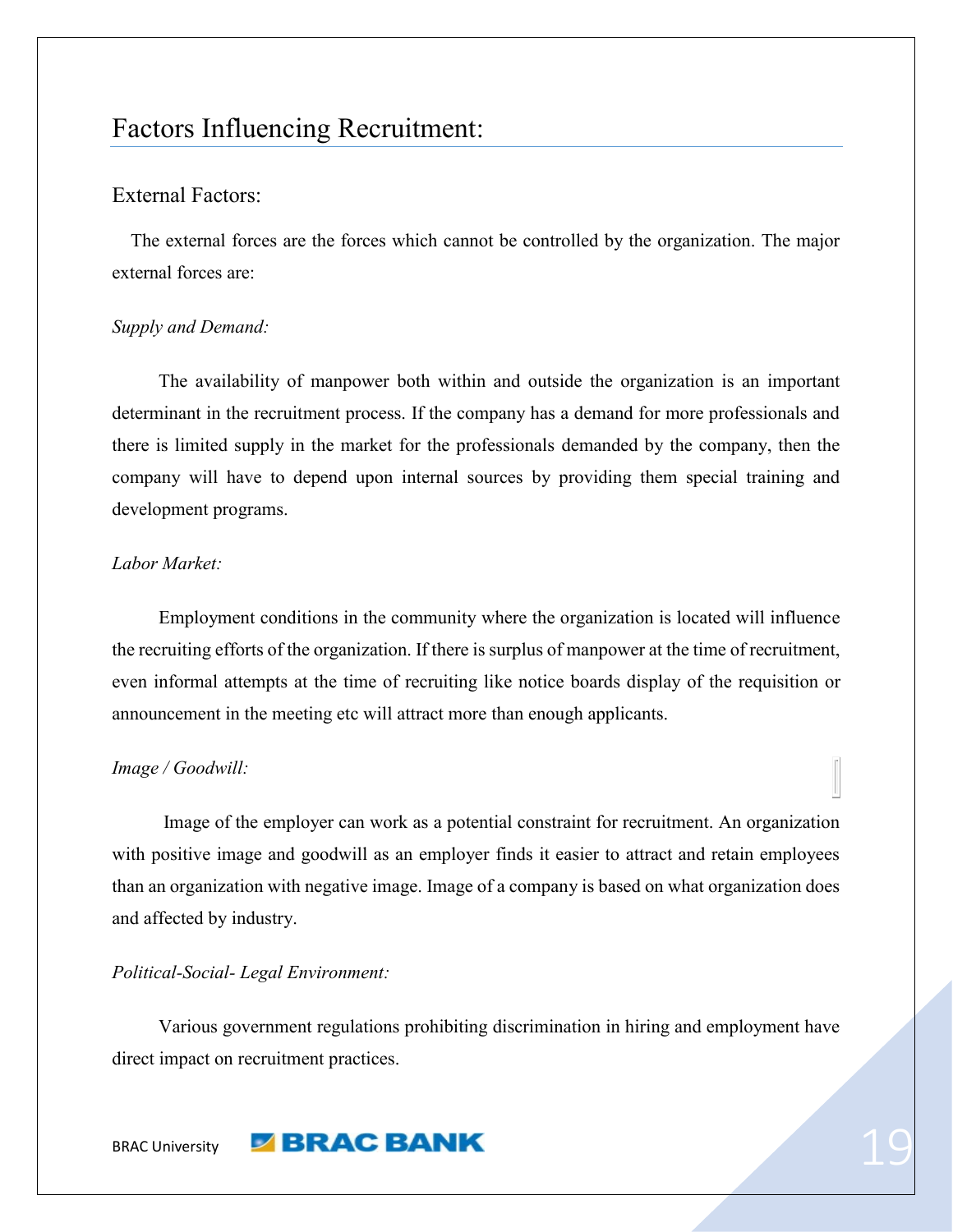# Factors Influencing Recruitment:

## External Factors:

The external forces are the forces which cannot be controlled by the organization. The major external forces are:

*Supply and Demand:*

The availability of manpower both within and outside the organization is an important determinant in the recruitment process. If the company has a demand for more professionals and there is limited supply in the market for the professionals demanded by the company, then the company will have to depend upon internal sources by providing them special training and development programs.

*Labor Market:*

Employment conditions in the community where the organization is located will influence the recruiting efforts of the organization. If there is surplus of manpower at the time of recruitment, even informal attempts at the time of recruiting like notice boards display of the requisition or announcement in the meeting etc will attract more than enough applicants.

*Image / Goodwill:*

Image of the employer can work as a potential constraint for recruitment. An organization with positive image and goodwill as an employer finds it easier to attract and retain employees than an organization with negative image. Image of a company is based on what organization does and affected by industry.

*Political-Social- Legal Environment:*

Various government regulations prohibiting discrimination in hiring and employment have direct impact on recruitment practices.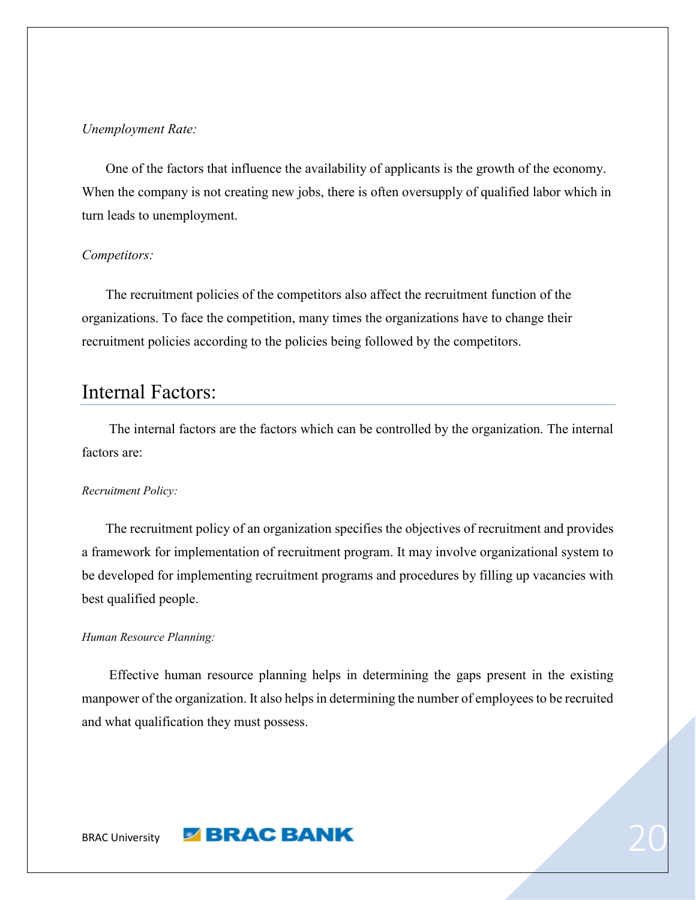*Unemployment Rate:*

One of the factors that influence the availability of applicants is the growth of the economy. When the company is not creating new jobs, there is often oversupply of qualified labor which in turn leads to unemployment.

*Competitors:*

The recruitment policies of the competitors also affect the recruitment function of the organizations. To face the competition, many times the organizations have to change their recruitment policies according to the policies being followed by the competitors.

## Internal Factors:

The internal factors are the factors which can be controlled by the organization. The internal factors are:

*Recruitment Policy:*

The recruitment policy of an organization specifies the objectives of recruitment and provides a framework for implementation of recruitment program. It may involve organizational system to be developed for implementing recruitment programs and procedures by filling up vacancies with best qualified people.

*Human Resource Planning:*

Effective human resource planning helps in determining the gaps present in the existing manpower of the organization. It also helps in determining the number of employees to be recruited and what qualification they must possess.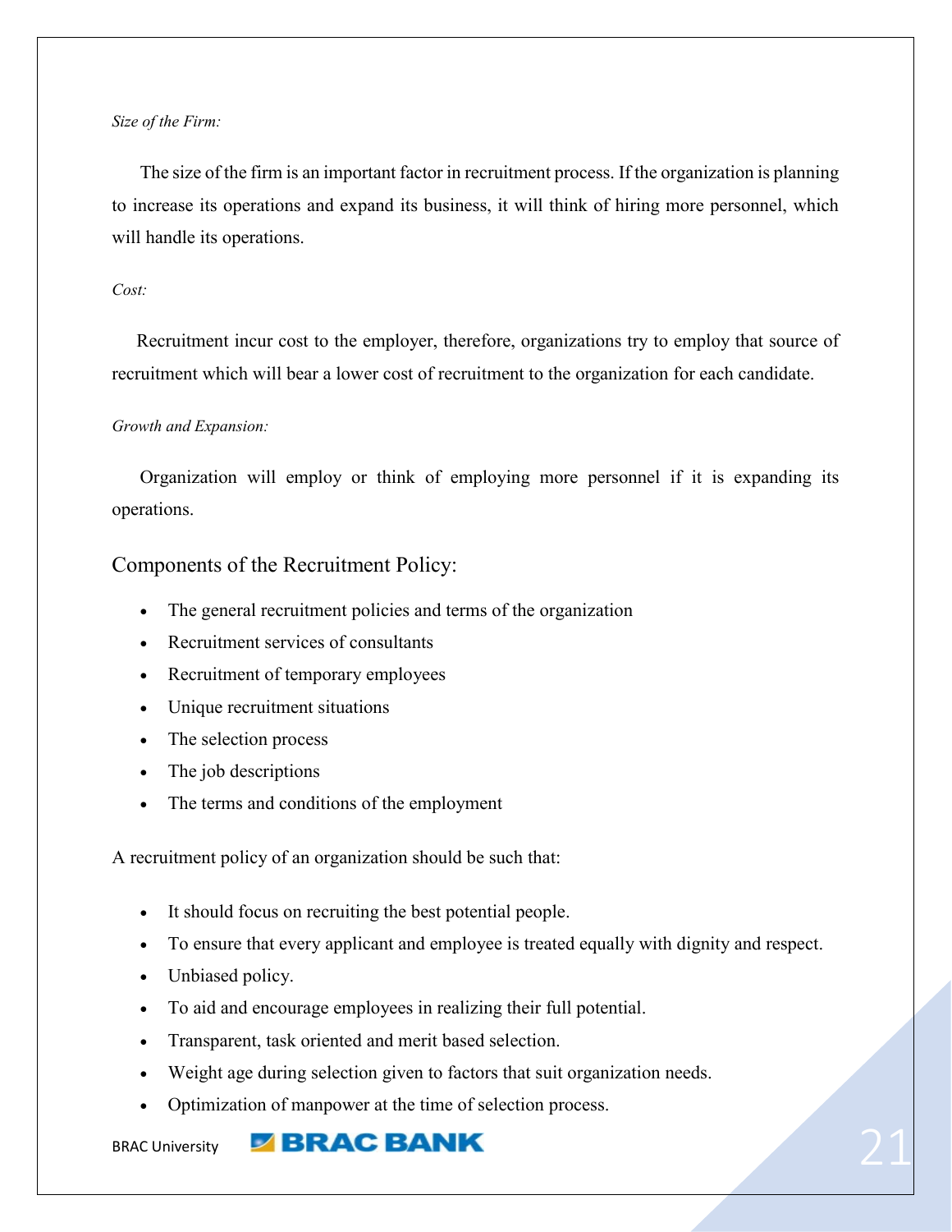*Size of the Firm:*

The size of the firm is an important factor in recruitment process. If the organization is planning to increase its operations and expand its business, it will think of hiring more personnel, which will handle its operations.

*Cost:*

Recruitment incur cost to the employer, therefore, organizations try to employ that source of recruitment which will bear a lower cost of recruitment to the organization for each candidate.

*Growth and Expansion:*

Organization will employ or think of employing more personnel if it is expanding its operations.

## Components of the Recruitment Policy:

- The general recruitment policies and terms of the organization
- Recruitment services of consultants
- Recruitment of temporary employees
- Unique recruitment situations
- The selection process
- The job descriptions
- The terms and conditions of the employment

A recruitment policy of an organization should be such that:

- It should focus on recruiting the best potential people.
- To ensure that every applicant and employee is treated equally with dignity and respect.
- Unbiased policy.
- To aid and encourage employees in realizing their full potential.
- Transparent, task oriented and merit based selection.
- Weight age during selection given to factors that suit organization needs.
- Optimization of manpower at the time of selection process.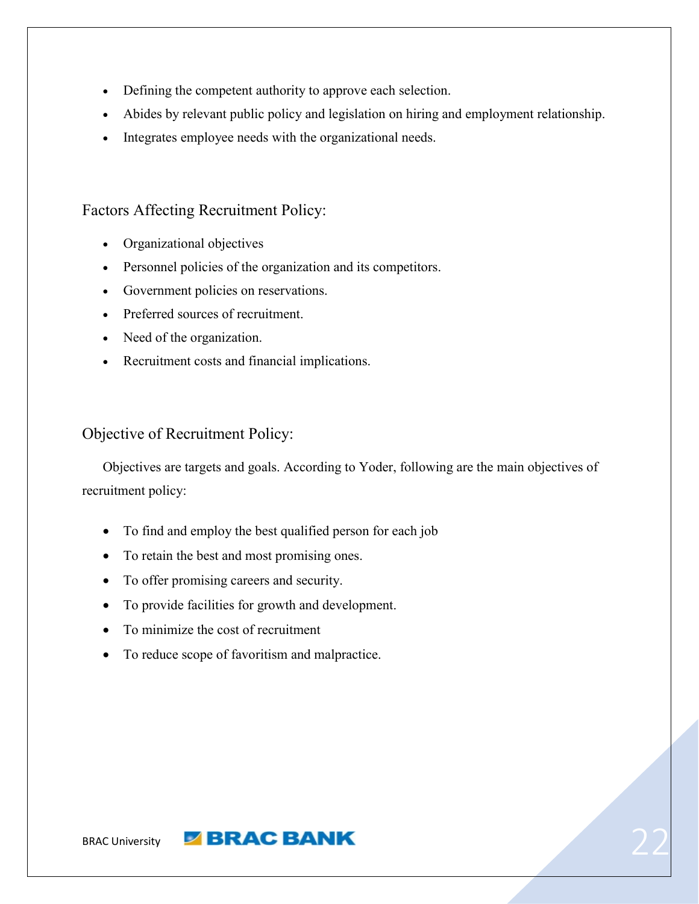- Defining the competent authority to approve each selection.
- Abides by relevant public policy and legislation on hiring and employment relationship.
- Integrates employee needs with the organizational needs.

## Factors Affecting Recruitment Policy:

- Organizational objectives
- Personnel policies of the organization and its competitors.
- Government policies on reservations.
- Preferred sources of recruitment.
- Need of the organization.
- Recruitment costs and financial implications.

## Objective of Recruitment Policy:

Objectives are targets and goals. According to Yoder, following are the main objectives of recruitment policy:

- To find and employ the best qualified person for each job
- To retain the best and most promising ones.
- To offer promising careers and security.
- To provide facilities for growth and development.
- To minimize the cost of recruitment
- To reduce scope of favoritism and malpractice.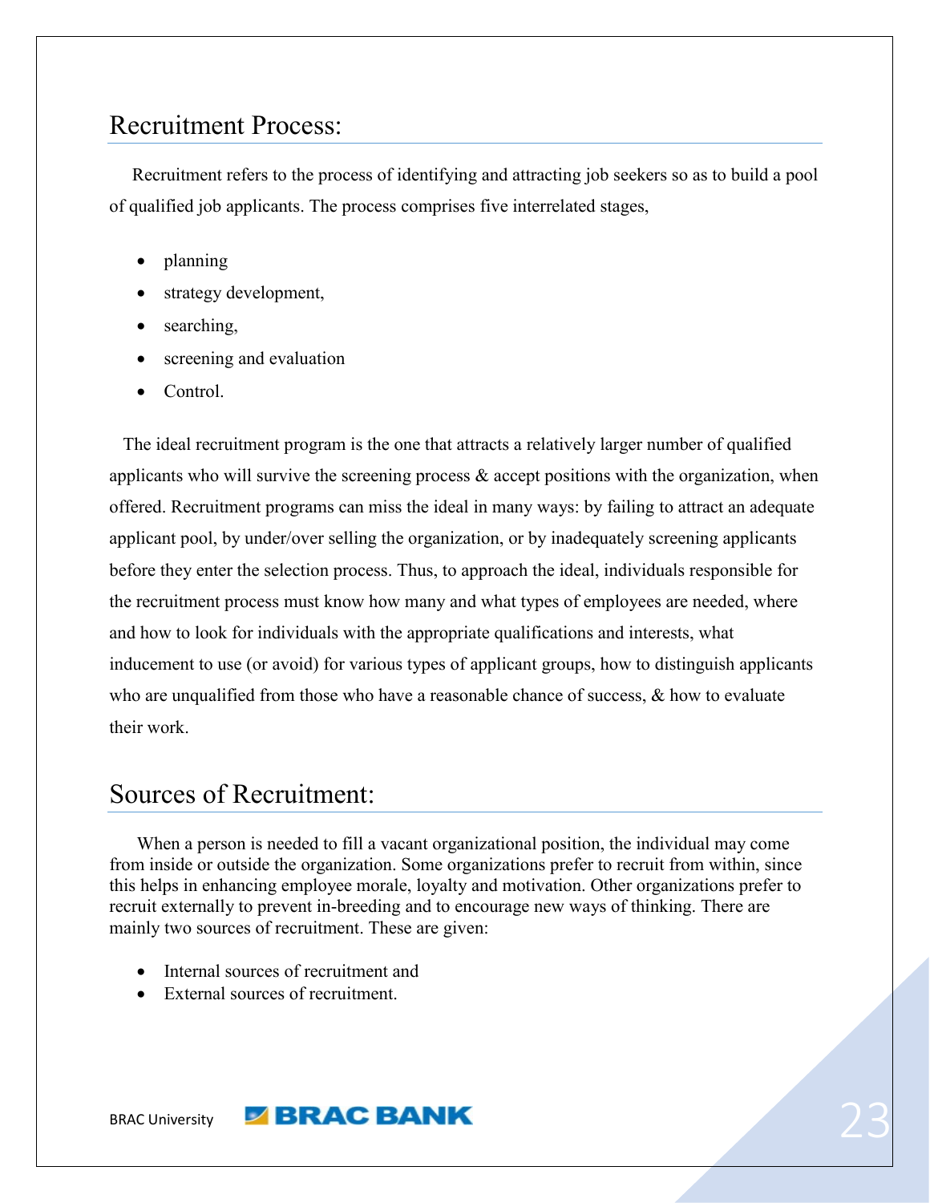## Recruitment Process:

Recruitment refers to the process of identifying and attracting job seekers so as to build a pool of qualified job applicants. The process comprises five interrelated stages,

- planning
- strategy development,
- searching,
- screening and evaluation
- Control.

The ideal recruitment program is the one that attracts a relatively larger number of qualified applicants who will survive the screening process & accept positions with the organization, when offered. Recruitment programs can miss the ideal in many ways: by failing to attract an adequate applicant pool, by under/over selling the organization, or by inadequately screening applicants before they enter the selection process. Thus, to approach the ideal, individuals responsible for the recruitment process must know how many and what types of employees are needed, where and how to look for individuals with the appropriate qualifications and interests, what inducement to use (or avoid) for various types of applicant groups, how to distinguish applicants who are unqualified from those who have a reasonable chance of success, & how to evaluate their work.

## Sources of Recruitment:

When a person is needed to fill a vacant organizational position, the individual may come from inside or outside the organization. Some organizations prefer to recruit from within, since this helps in enhancing employee morale, loyalty and motivation. Other organizations prefer to recruit externally to prevent in-breeding and to encourage new ways of thinking. There are mainly two sources of recruitment. These are given:

- Internal sources of recruitment and
- External sources of recruitment.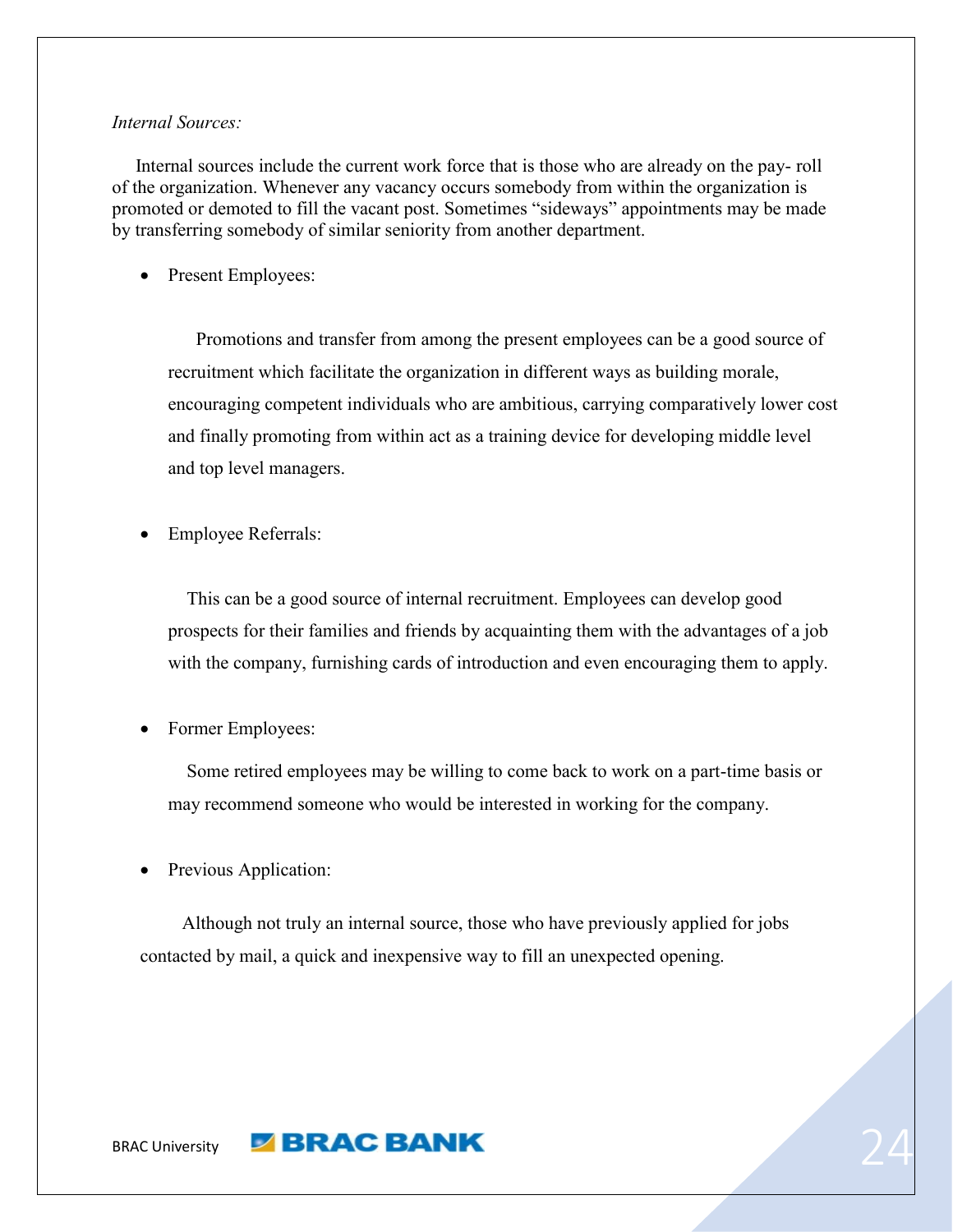*Internal Sources:*

Internal sources include the current work force that is those who are already on the pay- roll of the organization. Whenever any vacancy occurs somebody from within the organization is promoted or demoted to fill the vacant post. Sometimes "sideways" appointments may be made by transferring somebody of similar seniority from another department.

- Present Employees:

  Promotions and transfer from among the present employees can be a good source of recruitment which facilitate the organization in different ways as building morale, encouraging competent individuals who are ambitious, carrying comparatively lower cost and finally promoting from within act as a training device for developing middle level and top level managers.

- Employee Referrals:

  This can be a good source of internal recruitment. Employees can develop good prospects for their families and friends by acquainting them with the advantages of a job with the company, furnishing cards of introduction and even encouraging them to apply.

- Former Employees:

  Some retired employees may be willing to come back to work on a part-time basis or may recommend someone who would be interested in working for the company.

- Previous Application:

Although not truly an internal source, those who have previously applied for jobs contacted by mail, a quick and inexpensive way to fill an unexpected opening.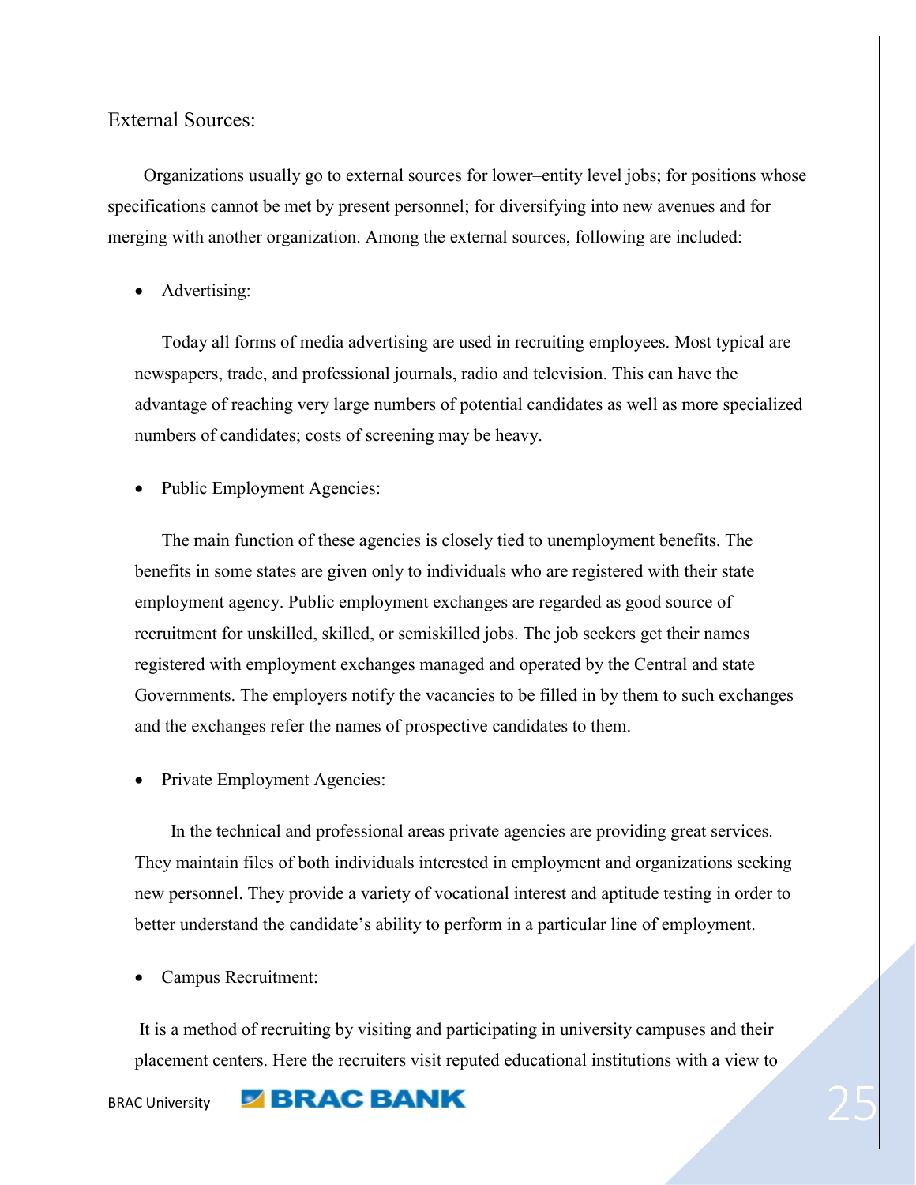External Sources:

Organizations usually go to external sources for lower–entity level jobs; for positions whose specifications cannot be met by present personnel; for diversifying into new avenues and for merging with another organization. Among the external sources, following are included:

- Advertising:

  Today all forms of media advertising are used in recruiting employees. Most typical are newspapers, trade, and professional journals, radio and television. This can have the advantage of reaching very large numbers of potential candidates as well as more specialized numbers of candidates; costs of screening may be heavy.

- Public Employment Agencies:

  The main function of these agencies is closely tied to unemployment benefits. The benefits in some states are given only to individuals who are registered with their state employment agency. Public employment exchanges are regarded as good source of recruitment for unskilled, skilled, or semiskilled jobs. The job seekers get their names registered with employment exchanges managed and operated by the Central and state Governments. The employers notify the vacancies to be filled in by them to such exchanges and the exchanges refer the names of prospective candidates to them.

- Private Employment Agencies:

  In the technical and professional areas private agencies are providing great services. They maintain files of both individuals interested in employment and organizations seeking new personnel. They provide a variety of vocational interest and aptitude testing in order to better understand the candidate's ability to perform in a particular line of employment.

- Campus Recruitment:

  It is a method of recruiting by visiting and participating in university campuses and their placement centers. Here the recruiters visit reputed educational institutions with a view to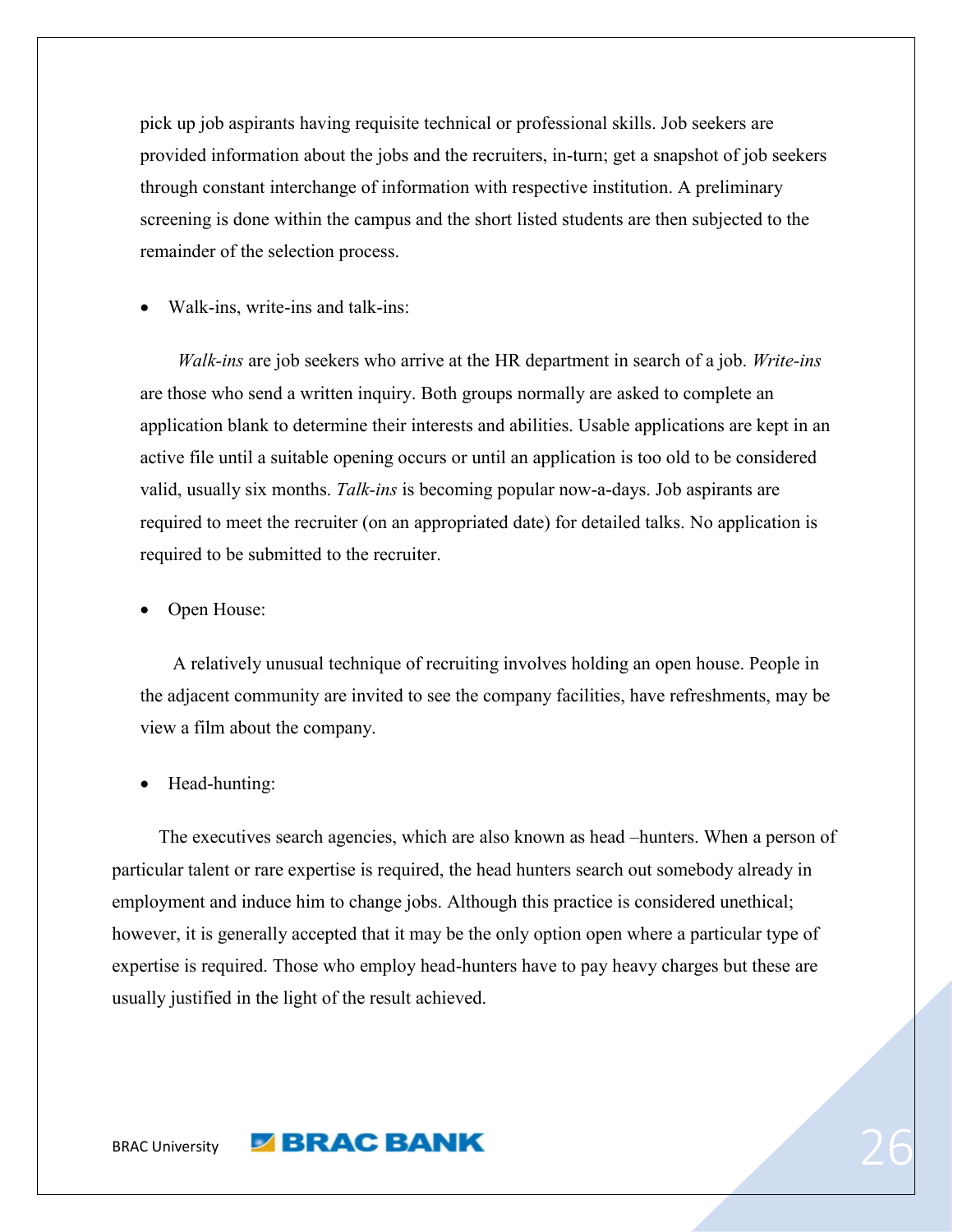pick up job aspirants having requisite technical or professional skills. Job seekers are provided information about the jobs and the recruiters, in-turn; get a snapshot of job seekers through constant interchange of information with respective institution. A preliminary screening is done within the campus and the short listed students are then subjected to the remainder of the selection process.

- Walk-ins, write-ins and talk-ins:

*Walk-ins* are job seekers who arrive at the HR department in search of a job. *Write-ins* are those who send a written inquiry. Both groups normally are asked to complete an application blank to determine their interests and abilities. Usable applications are kept in an active file until a suitable opening occurs or until an application is too old to be considered valid, usually six months. *Talk-ins* is becoming popular now-a-days. Job aspirants are required to meet the recruiter (on an appropriated date) for detailed talks. No application is required to be submitted to the recruiter.

- Open House:

A relatively unusual technique of recruiting involves holding an open house. People in the adjacent community are invited to see the company facilities, have refreshments, may be view a film about the company.

- Head-hunting:

The executives search agencies, which are also known as head –hunters. When a person of particular talent or rare expertise is required, the head hunters search out somebody already in employment and induce him to change jobs. Although this practice is considered unethical; however, it is generally accepted that it may be the only option open where a particular type of expertise is required. Those who employ head-hunters have to pay heavy charges but these are usually justified in the light of the result achieved.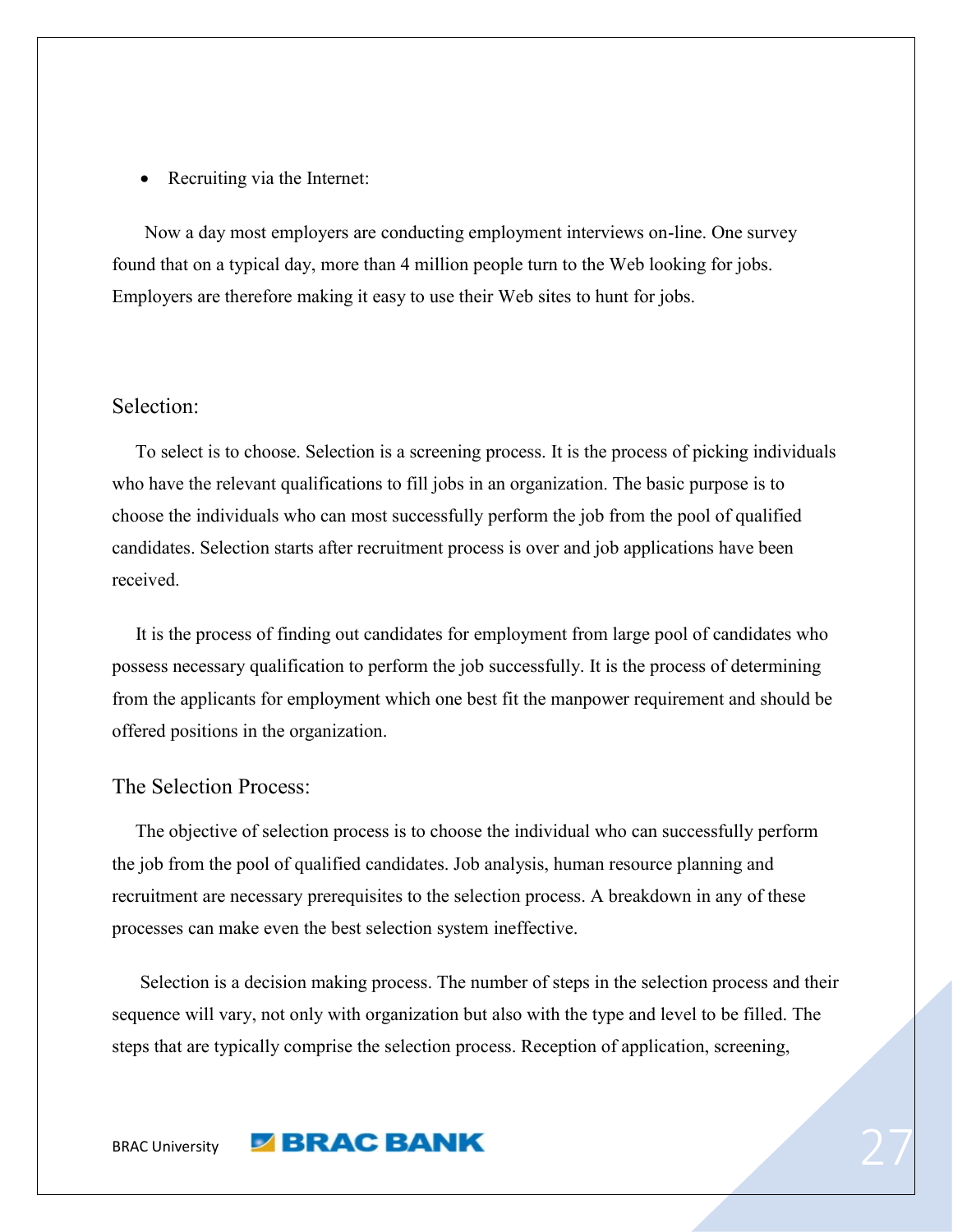- Recruiting via the Internet:

Now a day most employers are conducting employment interviews on-line. One survey found that on a typical day, more than 4 million people turn to the Web looking for jobs. Employers are therefore making it easy to use their Web sites to hunt for jobs.

## Selection:

To select is to choose. Selection is a screening process. It is the process of picking individuals who have the relevant qualifications to fill jobs in an organization. The basic purpose is to choose the individuals who can most successfully perform the job from the pool of qualified candidates. Selection starts after recruitment process is over and job applications have been received.

It is the process of finding out candidates for employment from large pool of candidates who possess necessary qualification to perform the job successfully. It is the process of determining from the applicants for employment which one best fit the manpower requirement and should be offered positions in the organization.

## The Selection Process:

The objective of selection process is to choose the individual who can successfully perform the job from the pool of qualified candidates. Job analysis, human resource planning and recruitment are necessary prerequisites to the selection process. A breakdown in any of these processes can make even the best selection system ineffective.

Selection is a decision making process. The number of steps in the selection process and their sequence will vary, not only with organization but also with the type and level to be filled. The steps that are typically comprise the selection process. Reception of application, screening,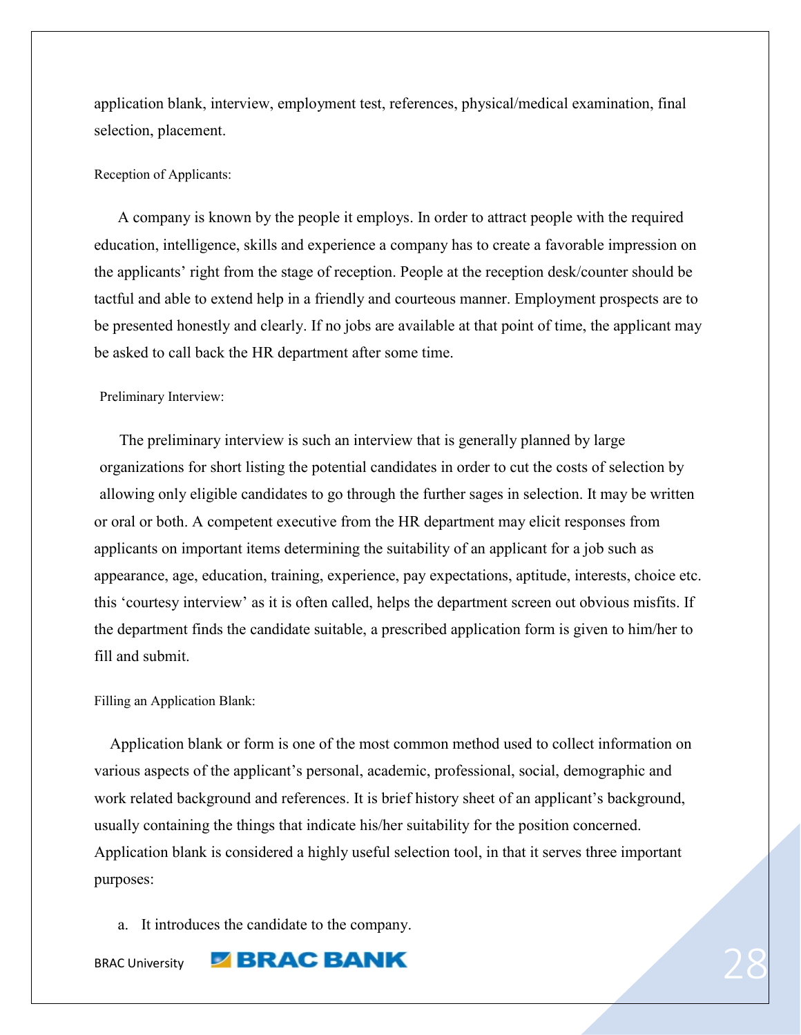application blank, interview, employment test, references, physical/medical examination, final selection, placement.

### Reception of Applicants:

A company is known by the people it employs. In order to attract people with the required education, intelligence, skills and experience a company has to create a favorable impression on the applicants' right from the stage of reception. People at the reception desk/counter should be tactful and able to extend help in a friendly and courteous manner. Employment prospects are to be presented honestly and clearly. If no jobs are available at that point of time, the applicant may be asked to call back the HR department after some time.

### Preliminary Interview:

The preliminary interview is such an interview that is generally planned by large organizations for short listing the potential candidates in order to cut the costs of selection by allowing only eligible candidates to go through the further sages in selection. It may be written or oral or both. A competent executive from the HR department may elicit responses from applicants on important items determining the suitability of an applicant for a job such as appearance, age, education, training, experience, pay expectations, aptitude, interests, choice etc. this 'courtesy interview' as it is often called, helps the department screen out obvious misfits. If the department finds the candidate suitable, a prescribed application form is given to him/her to fill and submit.

### Filling an Application Blank:

Application blank or form is one of the most common method used to collect information on various aspects of the applicant's personal, academic, professional, social, demographic and work related background and references. It is brief history sheet of an applicant's background, usually containing the things that indicate his/her suitability for the position concerned. Application blank is considered a highly useful selection tool, in that it serves three important purposes:

a. It introduces the candidate to the company.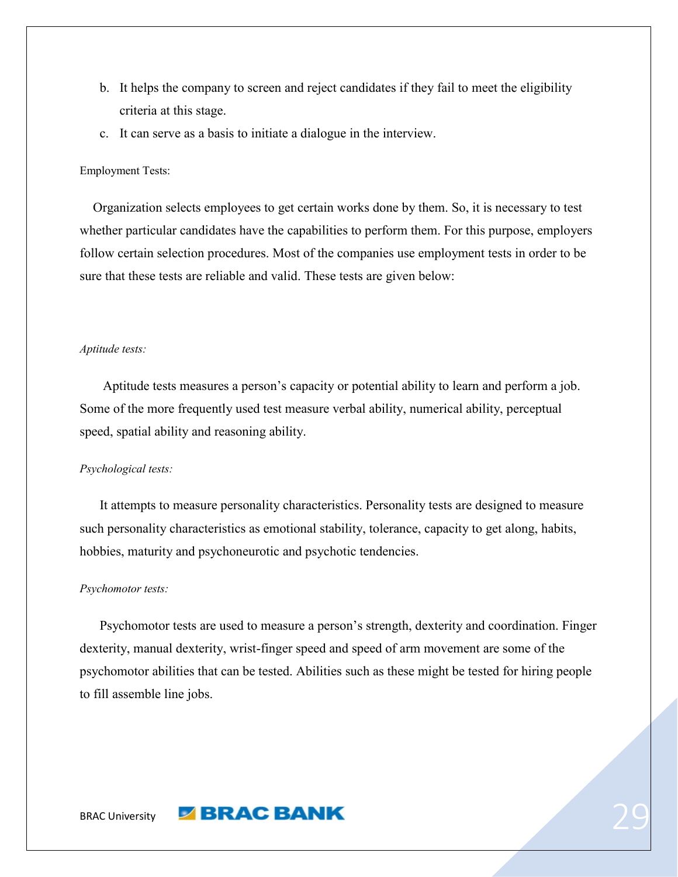b. It helps the company to screen and reject candidates if they fail to meet the eligibility criteria at this stage.
c. It can serve as a basis to initiate a dialogue in the interview.

Employment Tests:

Organization selects employees to get certain works done by them. So, it is necessary to test whether particular candidates have the capabilities to perform them. For this purpose, employers follow certain selection procedures. Most of the companies use employment tests in order to be sure that these tests are reliable and valid. These tests are given below:

*Aptitude tests:*

Aptitude tests measures a person's capacity or potential ability to learn and perform a job. Some of the more frequently used test measure verbal ability, numerical ability, perceptual speed, spatial ability and reasoning ability.

*Psychological tests:*

It attempts to measure personality characteristics. Personality tests are designed to measure such personality characteristics as emotional stability, tolerance, capacity to get along, habits, hobbies, maturity and psychoneurotic and psychotic tendencies.

*Psychomotor tests:*

Psychomotor tests are used to measure a person's strength, dexterity and coordination. Finger dexterity, manual dexterity, wrist-finger speed and speed of arm movement are some of the psychomotor abilities that can be tested. Abilities such as these might be tested for hiring people to fill assemble line jobs.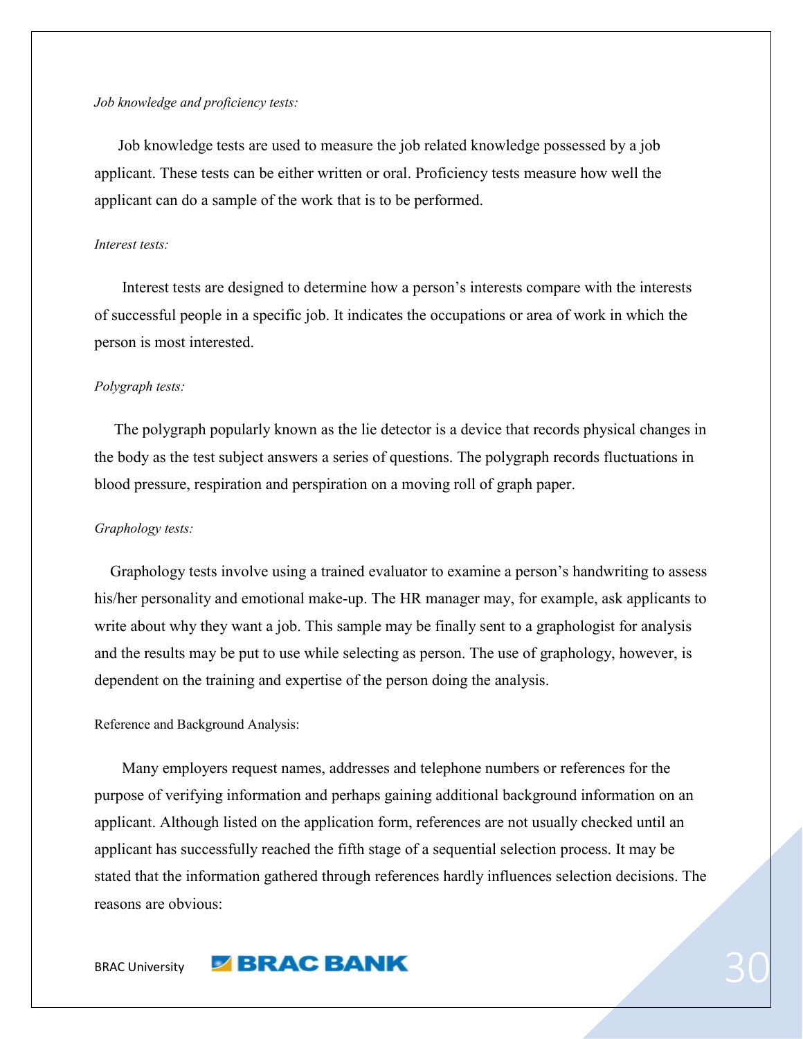*Job knowledge and proficiency tests:*

Job knowledge tests are used to measure the job related knowledge possessed by a job applicant. These tests can be either written or oral. Proficiency tests measure how well the applicant can do a sample of the work that is to be performed.

*Interest tests:*

Interest tests are designed to determine how a person's interests compare with the interests of successful people in a specific job. It indicates the occupations or area of work in which the person is most interested.

*Polygraph tests:*

The polygraph popularly known as the lie detector is a device that records physical changes in the body as the test subject answers a series of questions. The polygraph records fluctuations in blood pressure, respiration and perspiration on a moving roll of graph paper.

*Graphology tests:*

Graphology tests involve using a trained evaluator to examine a person's handwriting to assess his/her personality and emotional make-up. The HR manager may, for example, ask applicants to write about why they want a job. This sample may be finally sent to a graphologist for analysis and the results may be put to use while selecting as person. The use of graphology, however, is dependent on the training and expertise of the person doing the analysis.

Reference and Background Analysis:

Many employers request names, addresses and telephone numbers or references for the purpose of verifying information and perhaps gaining additional background information on an applicant. Although listed on the application form, references are not usually checked until an applicant has successfully reached the fifth stage of a sequential selection process. It may be stated that the information gathered through references hardly influences selection decisions. The reasons are obvious: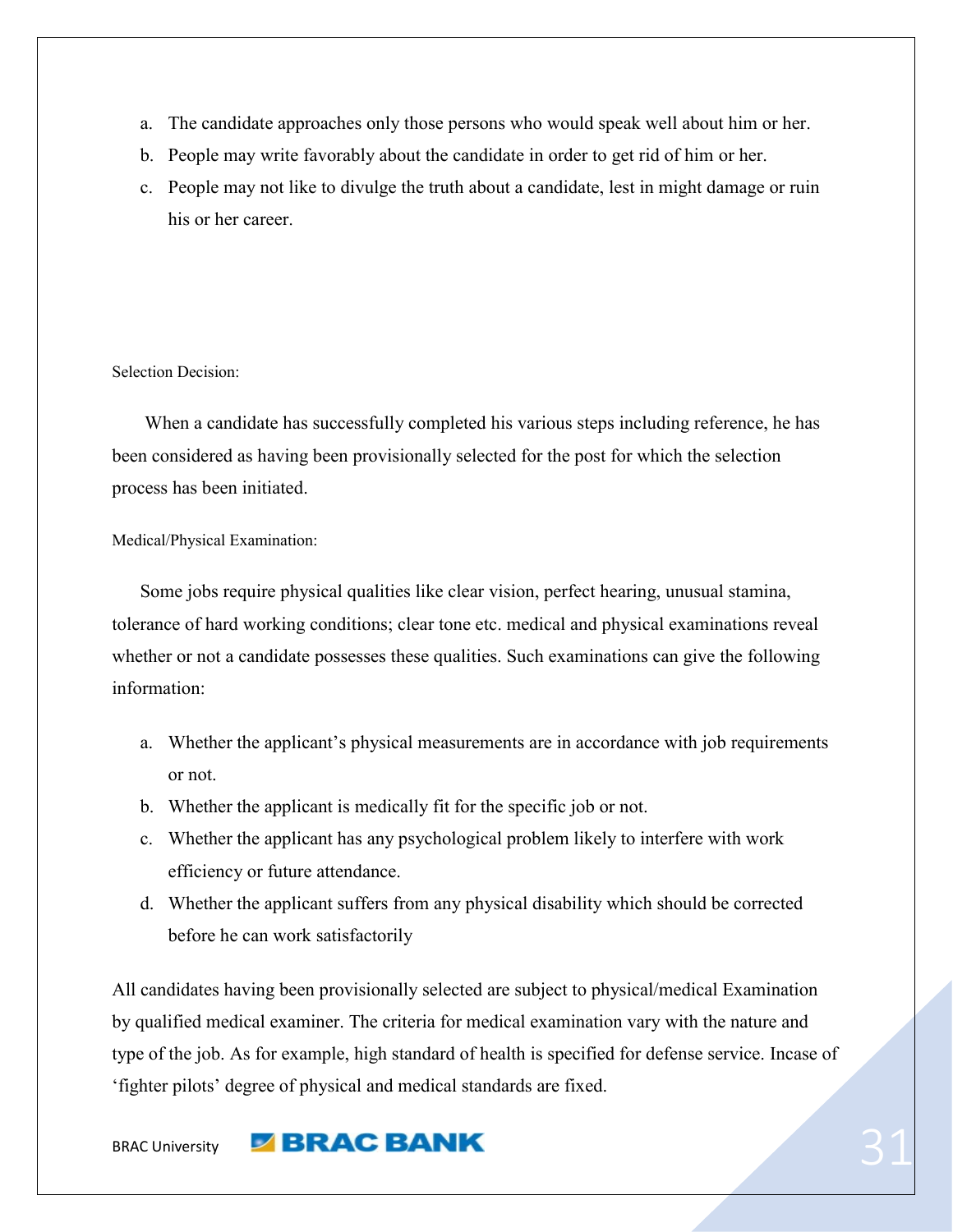a. The candidate approaches only those persons who would speak well about him or her.
b. People may write favorably about the candidate in order to get rid of him or her.
c. People may not like to divulge the truth about a candidate, lest in might damage or ruin his or her career.

### Selection Decision:

When a candidate has successfully completed his various steps including reference, he has been considered as having been provisionally selected for the post for which the selection process has been initiated.

### Medical/Physical Examination:

Some jobs require physical qualities like clear vision, perfect hearing, unusual stamina, tolerance of hard working conditions; clear tone etc. medical and physical examinations reveal whether or not a candidate possesses these qualities. Such examinations can give the following information:

a. Whether the applicant's physical measurements are in accordance with job requirements or not.
b. Whether the applicant is medically fit for the specific job or not.
c. Whether the applicant has any psychological problem likely to interfere with work efficiency or future attendance.
d. Whether the applicant suffers from any physical disability which should be corrected before he can work satisfactorily

All candidates having been provisionally selected are subject to physical/medical Examination by qualified medical examiner. The criteria for medical examination vary with the nature and type of the job. As for example, high standard of health is specified for defense service. Incase of 'fighter pilots' degree of physical and medical standards are fixed.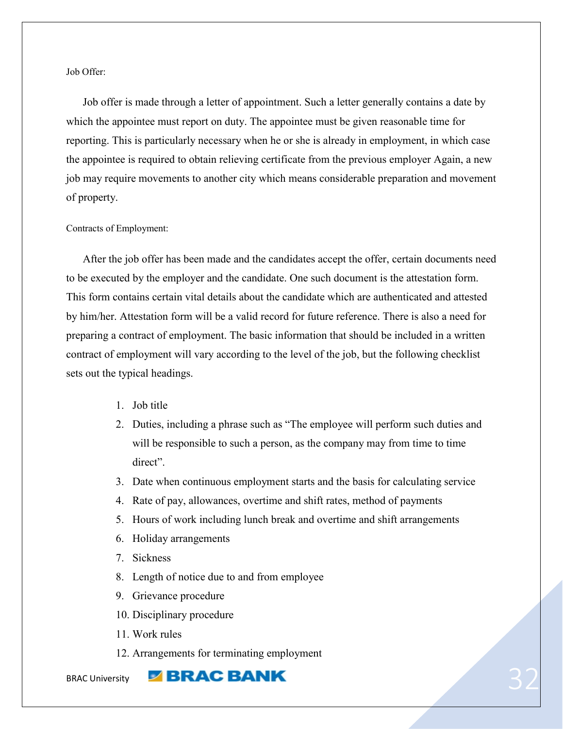Job Offer:

Job offer is made through a letter of appointment. Such a letter generally contains a date by which the appointee must report on duty. The appointee must be given reasonable time for reporting. This is particularly necessary when he or she is already in employment, in which case the appointee is required to obtain relieving certificate from the previous employer Again, a new job may require movements to another city which means considerable preparation and movement of property.

Contracts of Employment:

After the job offer has been made and the candidates accept the offer, certain documents need to be executed by the employer and the candidate. One such document is the attestation form. This form contains certain vital details about the candidate which are authenticated and attested by him/her. Attestation form will be a valid record for future reference. There is also a need for preparing a contract of employment. The basic information that should be included in a written contract of employment will vary according to the level of the job, but the following checklist sets out the typical headings.

1. Job title
2. Duties, including a phrase such as "The employee will perform such duties and will be responsible to such a person, as the company may from time to time direct".
3. Date when continuous employment starts and the basis for calculating service
4. Rate of pay, allowances, overtime and shift rates, method of payments
5. Hours of work including lunch break and overtime and shift arrangements
6. Holiday arrangements
7. Sickness
8. Length of notice due to and from employee
9. Grievance procedure
10. Disciplinary procedure
11. Work rules
12. Arrangements for terminating employment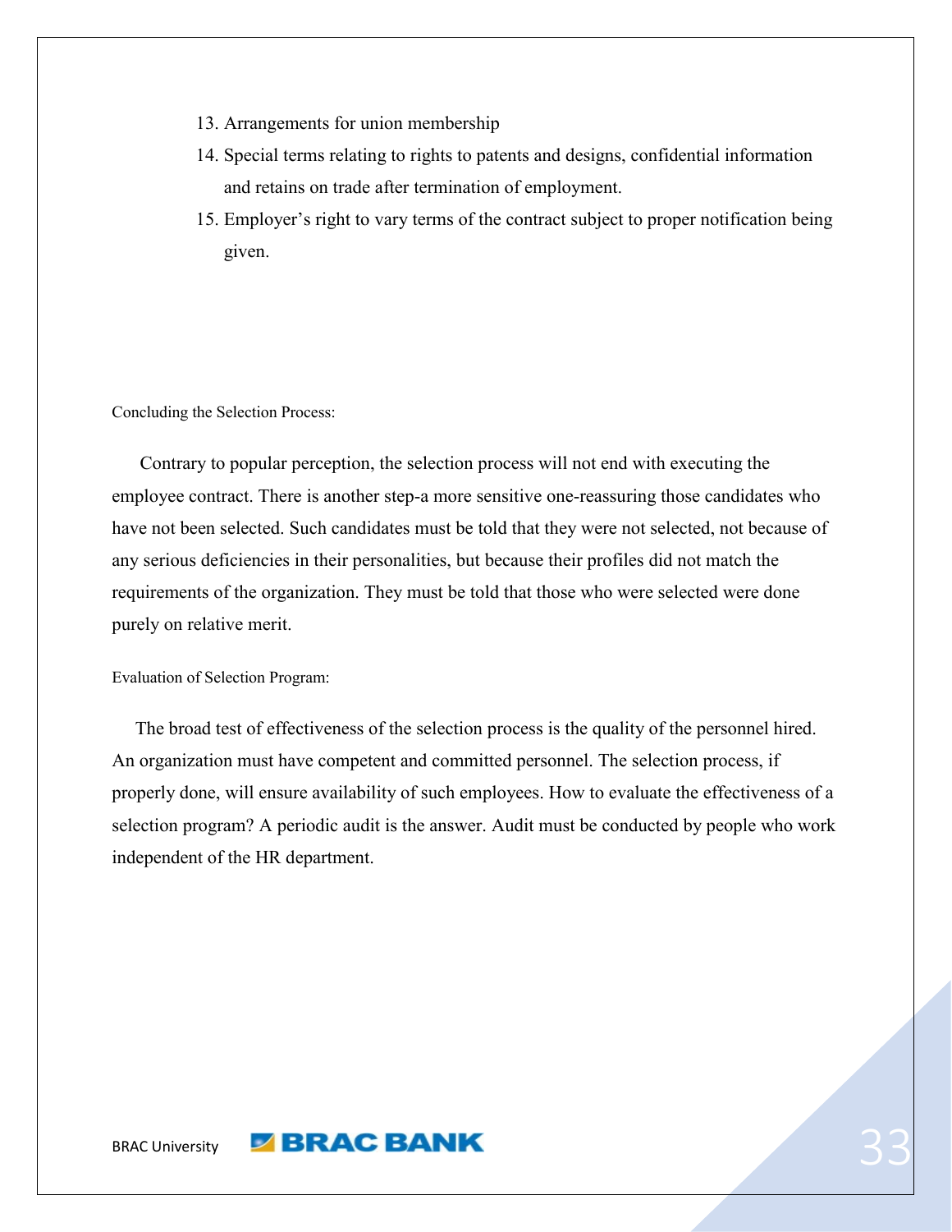13. Arrangements for union membership
14. Special terms relating to rights to patents and designs, confidential information and retains on trade after termination of employment.
15. Employer's right to vary terms of the contract subject to proper notification being given.

Concluding the Selection Process:

Contrary to popular perception, the selection process will not end with executing the employee contract. There is another step-a more sensitive one-reassuring those candidates who have not been selected. Such candidates must be told that they were not selected, not because of any serious deficiencies in their personalities, but because their profiles did not match the requirements of the organization. They must be told that those who were selected were done purely on relative merit.

Evaluation of Selection Program:

The broad test of effectiveness of the selection process is the quality of the personnel hired. An organization must have competent and committed personnel. The selection process, if properly done, will ensure availability of such employees. How to evaluate the effectiveness of a selection program? A periodic audit is the answer. Audit must be conducted by people who work independent of the HR department.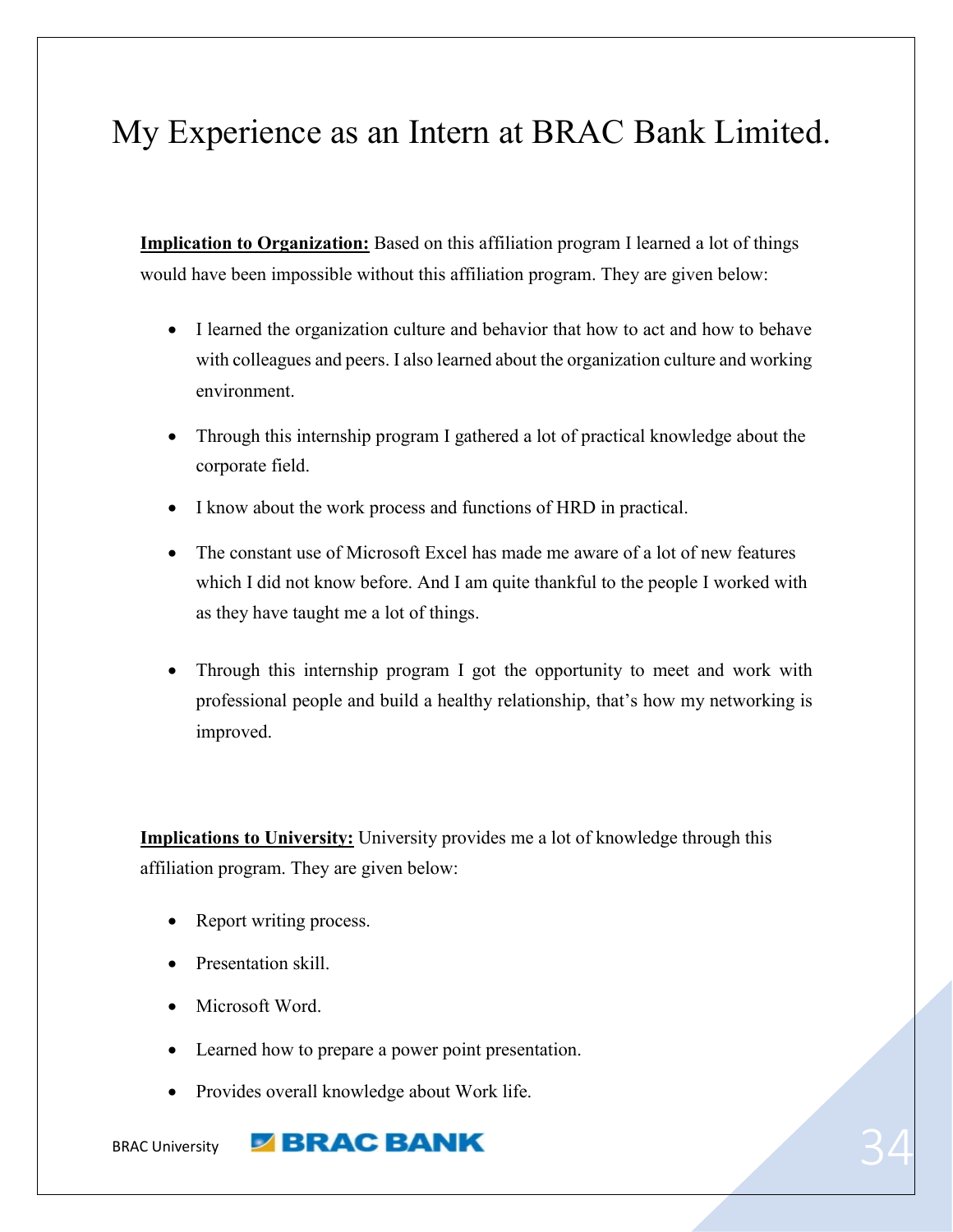# My Experience as an Intern at BRAC Bank Limited.

**Implication to Organization:** Based on this affiliation program I learned a lot of things would have been impossible without this affiliation program. They are given below:

- I learned the organization culture and behavior that how to act and how to behave with colleagues and peers. I also learned about the organization culture and working environment.
- Through this internship program I gathered a lot of practical knowledge about the corporate field.
- I know about the work process and functions of HRD in practical.
- The constant use of Microsoft Excel has made me aware of a lot of new features which I did not know before. And I am quite thankful to the people I worked with as they have taught me a lot of things.
- Through this internship program I got the opportunity to meet and work with professional people and build a healthy relationship, that's how my networking is improved.

**Implications to University:** University provides me a lot of knowledge through this affiliation program. They are given below:

- Report writing process.
- Presentation skill.
- Microsoft Word.
- Learned how to prepare a power point presentation.
- Provides overall knowledge about Work life.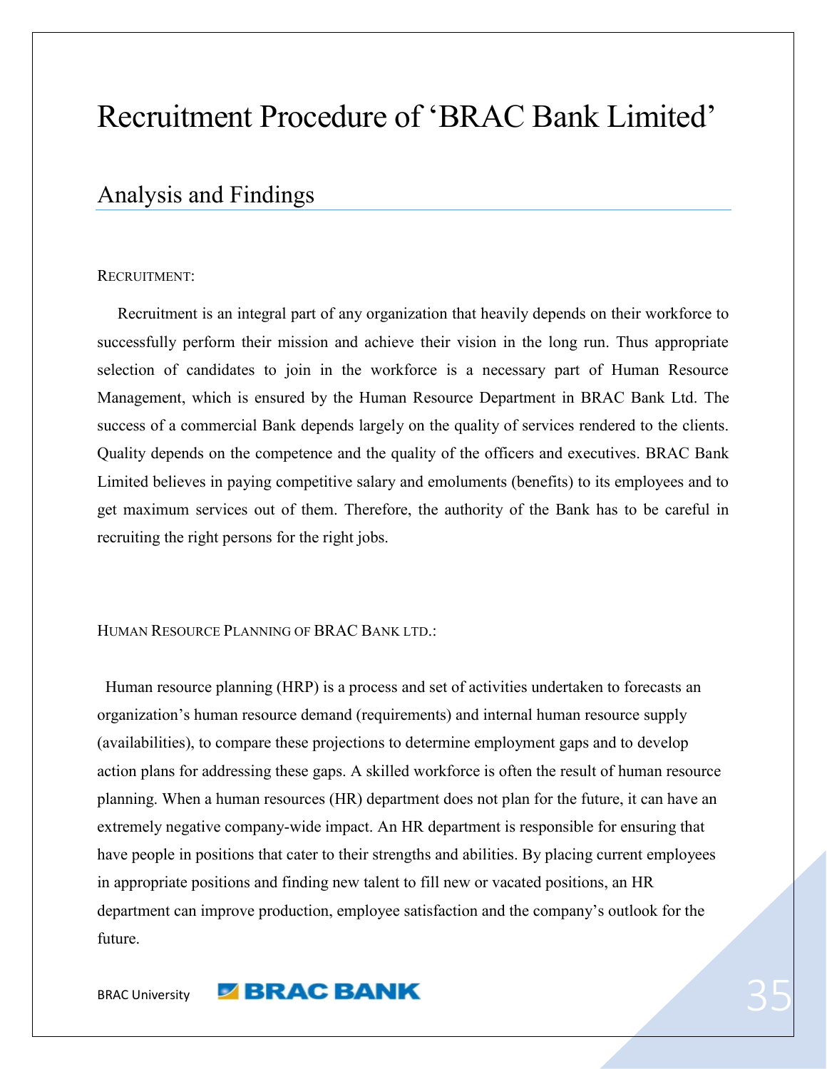# Recruitment Procedure of 'BRAC Bank Limited'

## Analysis and Findings

RECRUITMENT:

Recruitment is an integral part of any organization that heavily depends on their workforce to successfully perform their mission and achieve their vision in the long run. Thus appropriate selection of candidates to join in the workforce is a necessary part of Human Resource Management, which is ensured by the Human Resource Department in BRAC Bank Ltd. The success of a commercial Bank depends largely on the quality of services rendered to the clients. Quality depends on the competence and the quality of the officers and executives. BRAC Bank Limited believes in paying competitive salary and emoluments (benefits) to its employees and to get maximum services out of them. Therefore, the authority of the Bank has to be careful in recruiting the right persons for the right jobs.

HUMAN RESOURCE PLANNING OF BRAC BANK LTD.:

Human resource planning (HRP) is a process and set of activities undertaken to forecasts an organization's human resource demand (requirements) and internal human resource supply (availabilities), to compare these projections to determine employment gaps and to develop action plans for addressing these gaps. A skilled workforce is often the result of human resource planning. When a human resources (HR) department does not plan for the future, it can have an extremely negative company-wide impact. An HR department is responsible for ensuring that have people in positions that cater to their strengths and abilities. By placing current employees in appropriate positions and finding new talent to fill new or vacated positions, an HR department can improve production, employee satisfaction and the company's outlook for the future.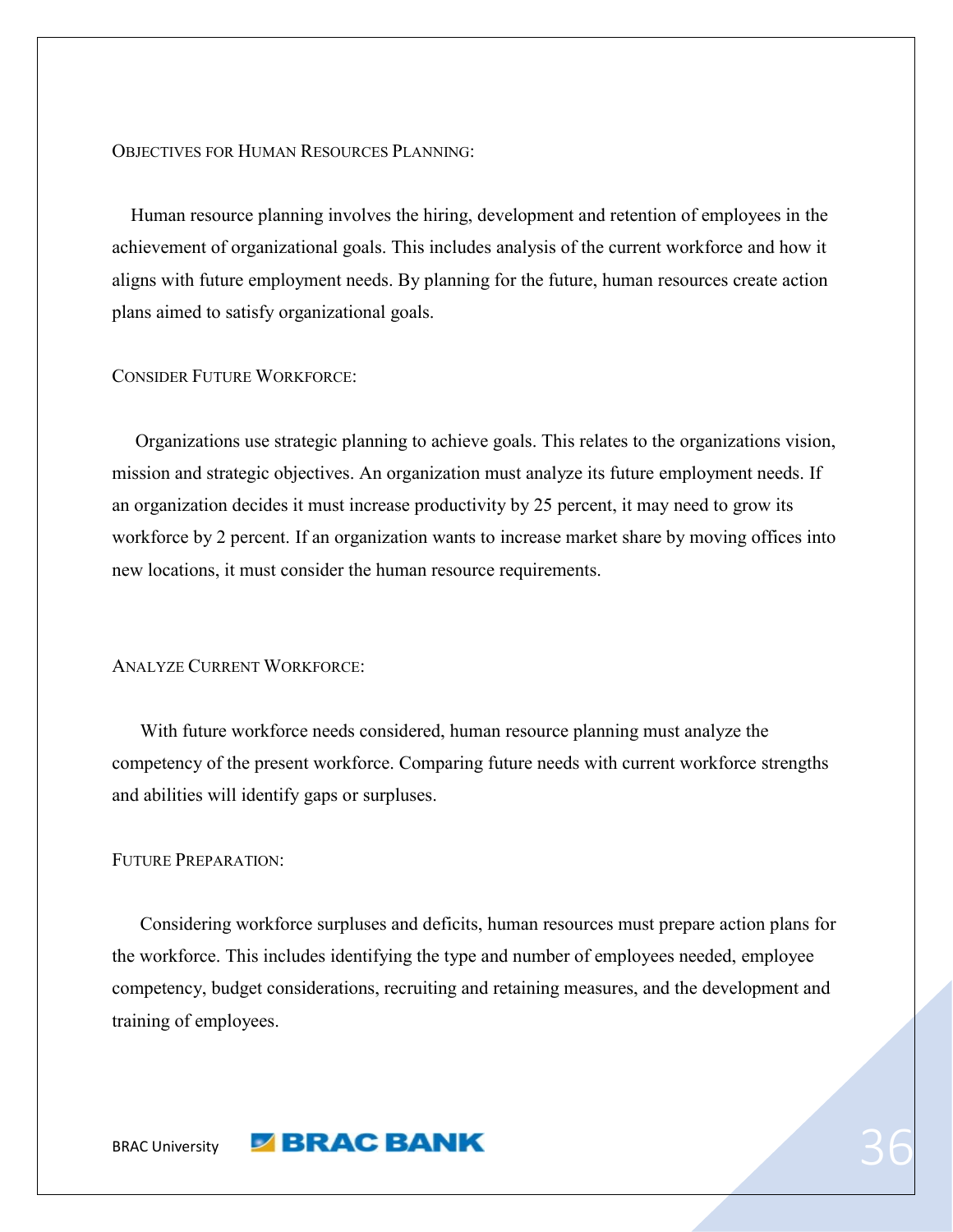### Objectives for Human Resources Planning:

Human resource planning involves the hiring, development and retention of employees in the achievement of organizational goals. This includes analysis of the current workforce and how it aligns with future employment needs. By planning for the future, human resources create action plans aimed to satisfy organizational goals.

### Consider Future Workforce:

Organizations use strategic planning to achieve goals. This relates to the organizations vision, mission and strategic objectives. An organization must analyze its future employment needs. If an organization decides it must increase productivity by 25 percent, it may need to grow its workforce by 2 percent. If an organization wants to increase market share by moving offices into new locations, it must consider the human resource requirements.

### Analyze Current Workforce:

With future workforce needs considered, human resource planning must analyze the competency of the present workforce. Comparing future needs with current workforce strengths and abilities will identify gaps or surpluses.

### Future Preparation:

Considering workforce surpluses and deficits, human resources must prepare action plans for the workforce. This includes identifying the type and number of employees needed, employee competency, budget considerations, recruiting and retaining measures, and the development and training of employees.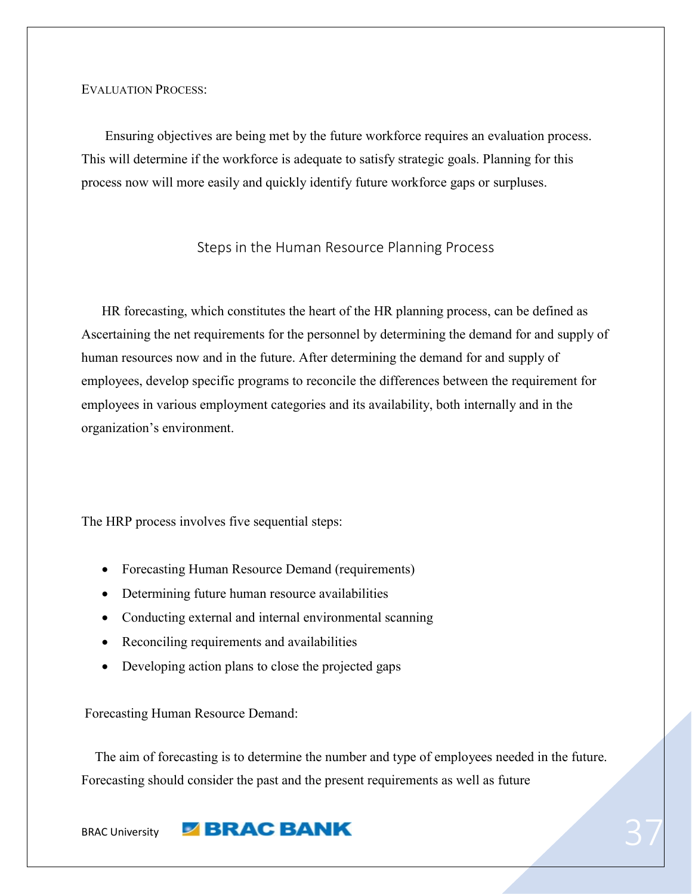EVALUATION PROCESS:

Ensuring objectives are being met by the future workforce requires an evaluation process. This will determine if the workforce is adequate to satisfy strategic goals. Planning for this process now will more easily and quickly identify future workforce gaps or surpluses.

## Steps in the Human Resource Planning Process

HR forecasting, which constitutes the heart of the HR planning process, can be defined as Ascertaining the net requirements for the personnel by determining the demand for and supply of human resources now and in the future. After determining the demand for and supply of employees, develop specific programs to reconcile the differences between the requirement for employees in various employment categories and its availability, both internally and in the organization's environment.

The HRP process involves five sequential steps:

- Forecasting Human Resource Demand (requirements)
- Determining future human resource availabilities
- Conducting external and internal environmental scanning
- Reconciling requirements and availabilities
- Developing action plans to close the projected gaps

Forecasting Human Resource Demand:

The aim of forecasting is to determine the number and type of employees needed in the future. Forecasting should consider the past and the present requirements as well as future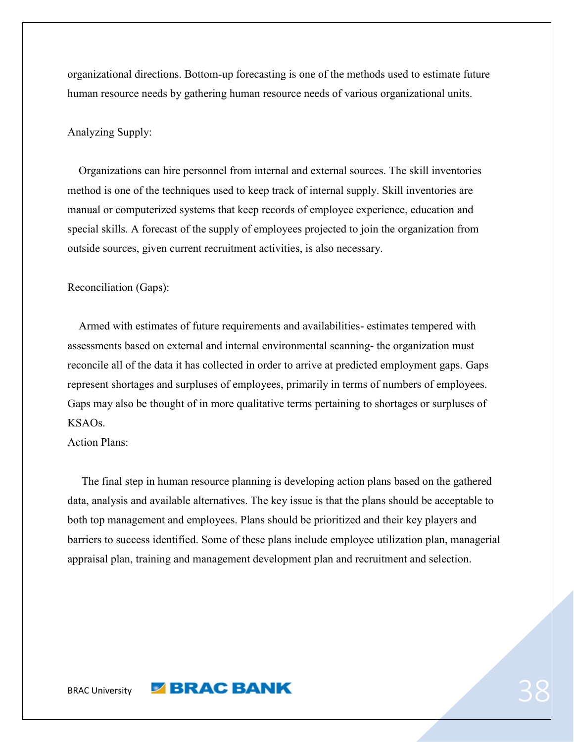organizational directions. Bottom-up forecasting is one of the methods used to estimate future human resource needs by gathering human resource needs of various organizational units.

Analyzing Supply:

Organizations can hire personnel from internal and external sources. The skill inventories method is one of the techniques used to keep track of internal supply. Skill inventories are manual or computerized systems that keep records of employee experience, education and special skills. A forecast of the supply of employees projected to join the organization from outside sources, given current recruitment activities, is also necessary.

Reconciliation (Gaps):

Armed with estimates of future requirements and availabilities- estimates tempered with assessments based on external and internal environmental scanning- the organization must reconcile all of the data it has collected in order to arrive at predicted employment gaps. Gaps represent shortages and surpluses of employees, primarily in terms of numbers of employees. Gaps may also be thought of in more qualitative terms pertaining to shortages or surpluses of KSAOs.

Action Plans:

The final step in human resource planning is developing action plans based on the gathered data, analysis and available alternatives. The key issue is that the plans should be acceptable to both top management and employees. Plans should be prioritized and their key players and barriers to success identified. Some of these plans include employee utilization plan, managerial appraisal plan, training and management development plan and recruitment and selection.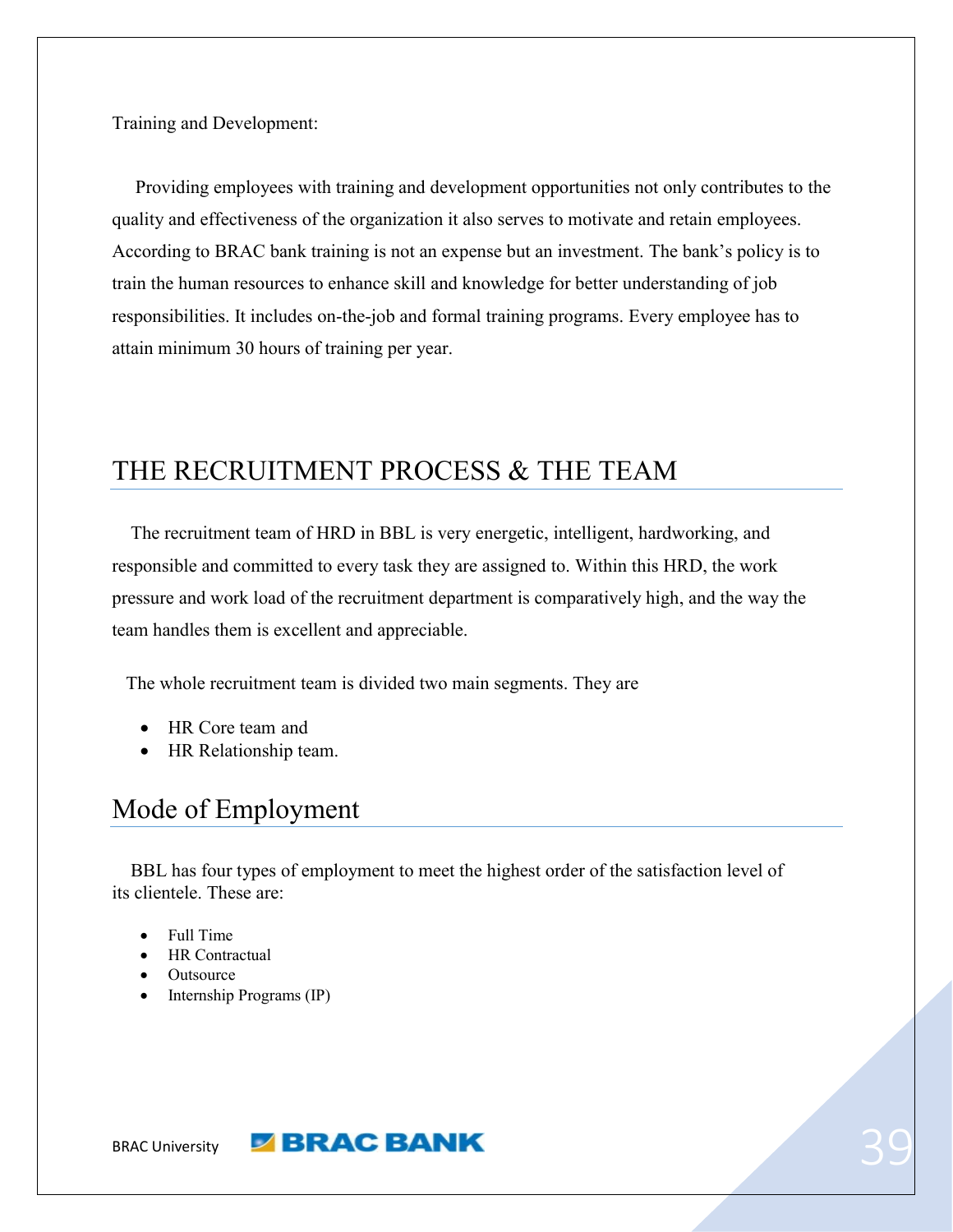Training and Development:

Providing employees with training and development opportunities not only contributes to the quality and effectiveness of the organization it also serves to motivate and retain employees. According to BRAC bank training is not an expense but an investment. The bank's policy is to train the human resources to enhance skill and knowledge for better understanding of job responsibilities. It includes on-the-job and formal training programs. Every employee has to attain minimum 30 hours of training per year.

## THE RECRUITMENT PROCESS & THE TEAM

The recruitment team of HRD in BBL is very energetic, intelligent, hardworking, and responsible and committed to every task they are assigned to. Within this HRD, the work pressure and work load of the recruitment department is comparatively high, and the way the team handles them is excellent and appreciable.

The whole recruitment team is divided two main segments. They are

- HR Core team and
- HR Relationship team.

## Mode of Employment

BBL has four types of employment to meet the highest order of the satisfaction level of its clientele. These are:

- Full Time
- HR Contractual
- Outsource
- Internship Programs (IP)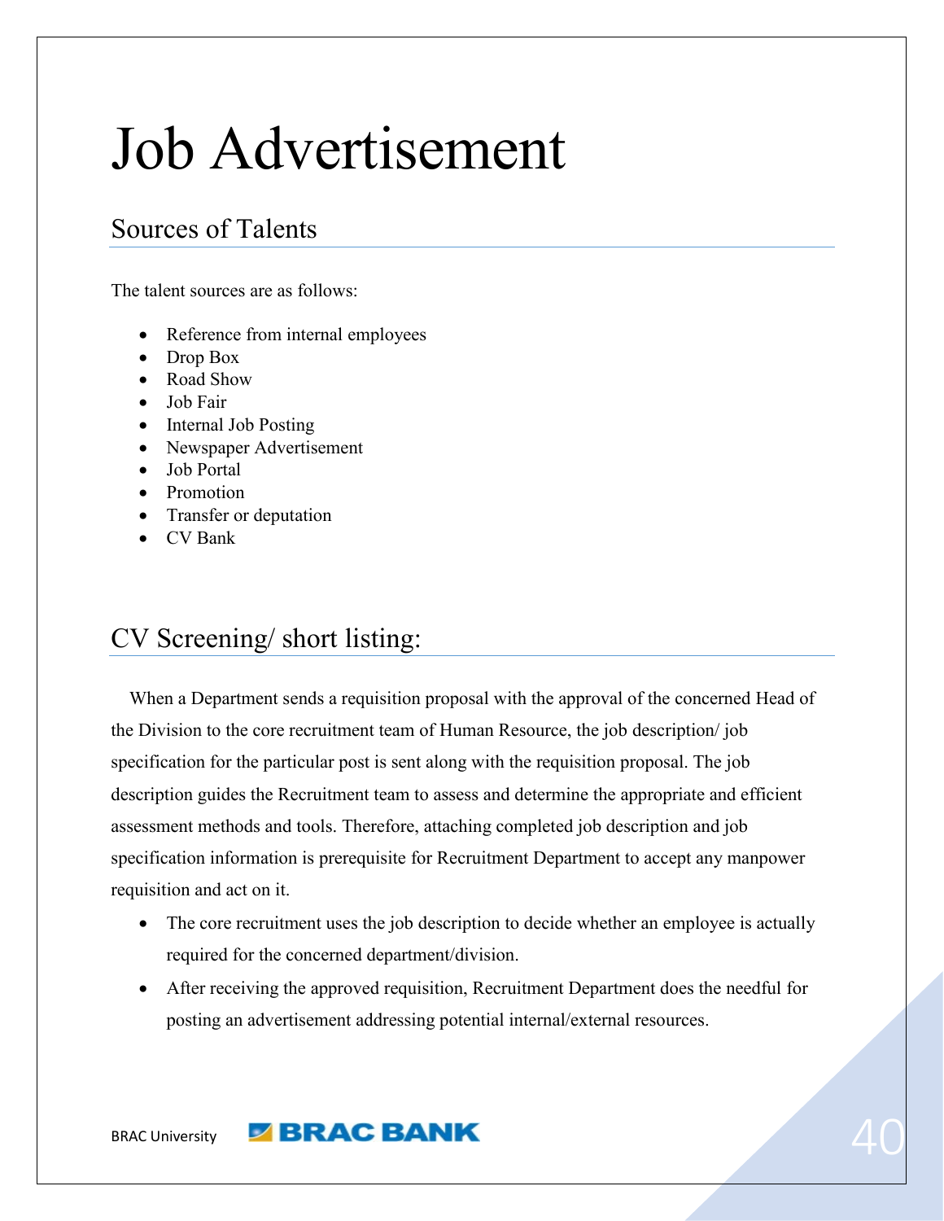# Job Advertisement

## Sources of Talents

The talent sources are as follows:

- Reference from internal employees
- Drop Box
- Road Show
- Job Fair
- Internal Job Posting
- Newspaper Advertisement
- Job Portal
- Promotion
- Transfer or deputation
- CV Bank

## CV Screening/ short listing:

When a Department sends a requisition proposal with the approval of the concerned Head of the Division to the core recruitment team of Human Resource, the job description/ job specification for the particular post is sent along with the requisition proposal. The job description guides the Recruitment team to assess and determine the appropriate and efficient assessment methods and tools. Therefore, attaching completed job description and job specification information is prerequisite for Recruitment Department to accept any manpower requisition and act on it.

- The core recruitment uses the job description to decide whether an employee is actually required for the concerned department/division.
- After receiving the approved requisition, Recruitment Department does the needful for posting an advertisement addressing potential internal/external resources.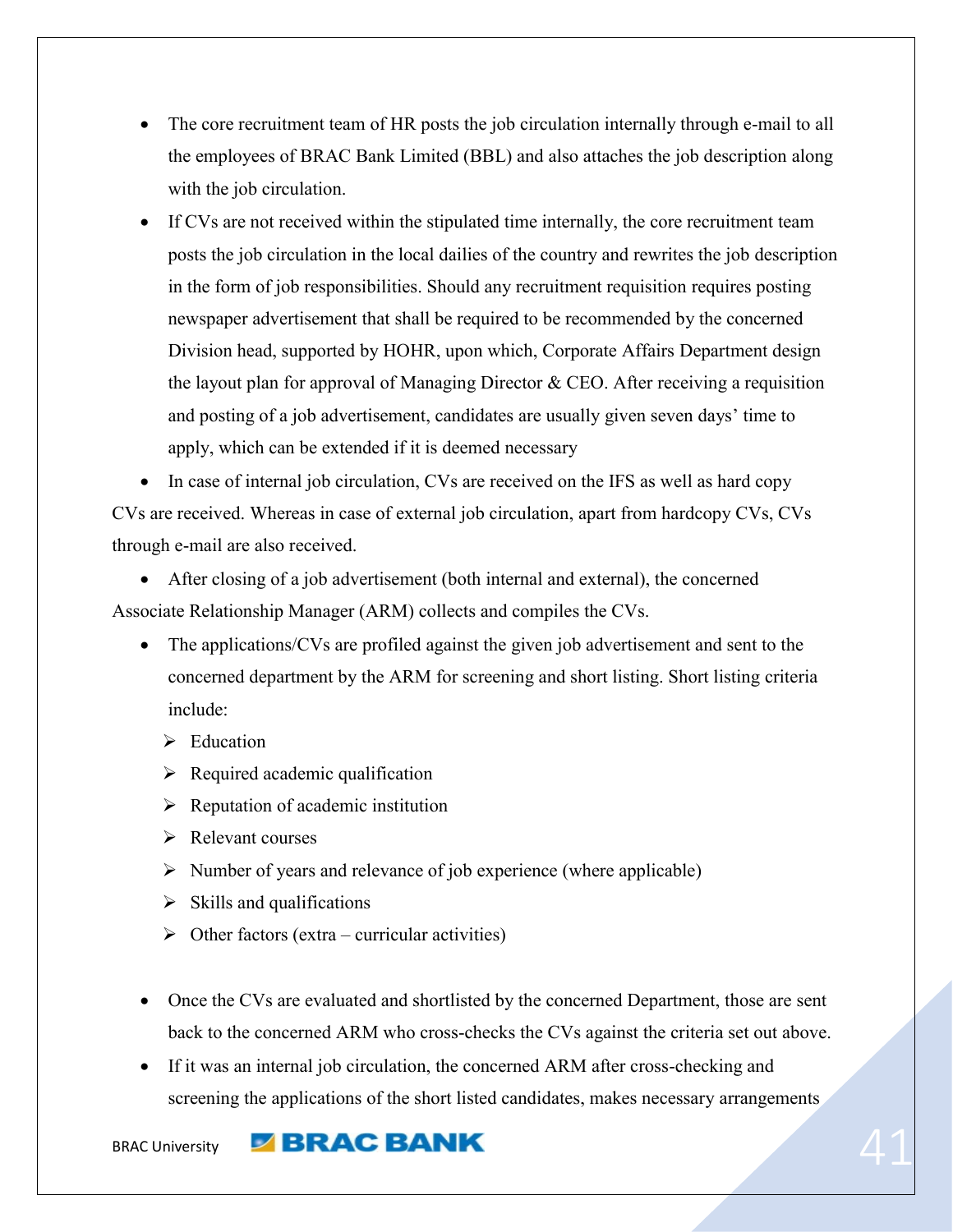- The core recruitment team of HR posts the job circulation internally through e-mail to all the employees of BRAC Bank Limited (BBL) and also attaches the job description along with the job circulation.
- If CVs are not received within the stipulated time internally, the core recruitment team posts the job circulation in the local dailies of the country and rewrites the job description in the form of job responsibilities. Should any recruitment requisition requires posting newspaper advertisement that shall be required to be recommended by the concerned Division head, supported by HOHR, upon which, Corporate Affairs Department design the layout plan for approval of Managing Director & CEO. After receiving a requisition and posting of a job advertisement, candidates are usually given seven days' time to apply, which can be extended if it is deemed necessary
- In case of internal job circulation, CVs are received on the IFS as well as hard copy CVs are received. Whereas in case of external job circulation, apart from hardcopy CVs, CVs through e-mail are also received.
- After closing of a job advertisement (both internal and external), the concerned Associate Relationship Manager (ARM) collects and compiles the CVs.
- The applications/CVs are profiled against the given job advertisement and sent to the concerned department by the ARM for screening and short listing. Short listing criteria include:
  - Education
  - Required academic qualification
  - Reputation of academic institution
  - Relevant courses
  - Number of years and relevance of job experience (where applicable)
  - Skills and qualifications
  - Other factors (extra – curricular activities)
- Once the CVs are evaluated and shortlisted by the concerned Department, those are sent back to the concerned ARM who cross-checks the CVs against the criteria set out above.
- If it was an internal job circulation, the concerned ARM after cross-checking and screening the applications of the short listed candidates, makes necessary arrangements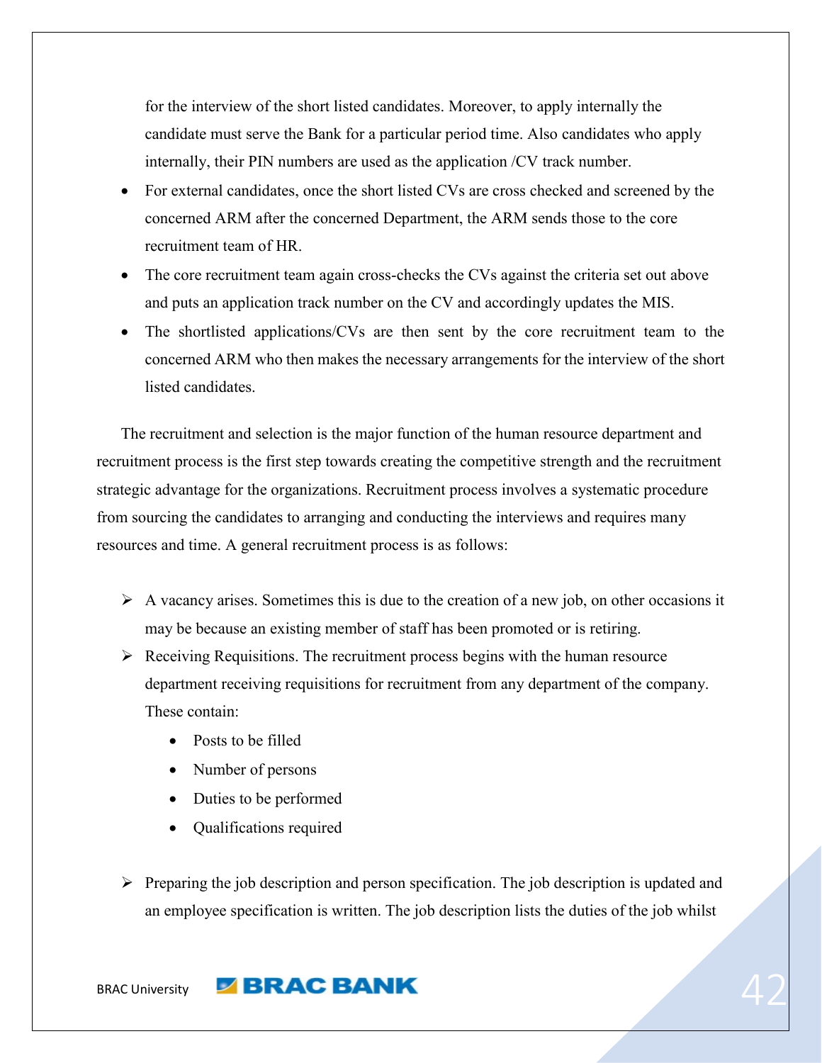for the interview of the short listed candidates. Moreover, to apply internally the candidate must serve the Bank for a particular period time. Also candidates who apply internally, their PIN numbers are used as the application /CV track number.

- For external candidates, once the short listed CVs are cross checked and screened by the concerned ARM after the concerned Department, the ARM sends those to the core recruitment team of HR.
- The core recruitment team again cross-checks the CVs against the criteria set out above and puts an application track number on the CV and accordingly updates the MIS.
- The shortlisted applications/CVs are then sent by the core recruitment team to the concerned ARM who then makes the necessary arrangements for the interview of the short listed candidates.

The recruitment and selection is the major function of the human resource department and recruitment process is the first step towards creating the competitive strength and the recruitment strategic advantage for the organizations. Recruitment process involves a systematic procedure from sourcing the candidates to arranging and conducting the interviews and requires many resources and time. A general recruitment process is as follows:

- A vacancy arises. Sometimes this is due to the creation of a new job, on other occasions it may be because an existing member of staff has been promoted or is retiring.
- Receiving Requisitions. The recruitment process begins with the human resource department receiving requisitions for recruitment from any department of the company. These contain:
  - Posts to be filled
  - Number of persons
  - Duties to be performed
  - Qualifications required
- Preparing the job description and person specification. The job description is updated and an employee specification is written. The job description lists the duties of the job whilst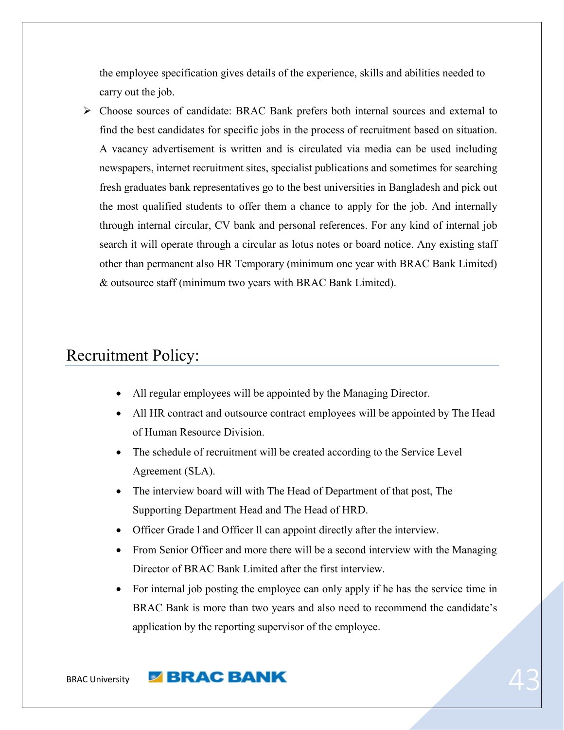the employee specification gives details of the experience, skills and abilities needed to carry out the job.

- Choose sources of candidate: BRAC Bank prefers both internal sources and external to find the best candidates for specific jobs in the process of recruitment based on situation. A vacancy advertisement is written and is circulated via media can be used including newspapers, internet recruitment sites, specialist publications and sometimes for searching fresh graduates bank representatives go to the best universities in Bangladesh and pick out the most qualified students to offer them a chance to apply for the job. And internally through internal circular, CV bank and personal references. For any kind of internal job search it will operate through a circular as lotus notes or board notice. Any existing staff other than permanent also HR Temporary (minimum one year with BRAC Bank Limited) & outsource staff (minimum two years with BRAC Bank Limited).

## Recruitment Policy:

- All regular employees will be appointed by the Managing Director.
- All HR contract and outsource contract employees will be appointed by The Head of Human Resource Division.
- The schedule of recruitment will be created according to the Service Level Agreement (SLA).
- The interview board will with The Head of Department of that post, The Supporting Department Head and The Head of HRD.
- Officer Grade l and Officer ll can appoint directly after the interview.
- From Senior Officer and more there will be a second interview with the Managing Director of BRAC Bank Limited after the first interview.
- For internal job posting the employee can only apply if he has the service time in BRAC Bank is more than two years and also need to recommend the candidate's application by the reporting supervisor of the employee.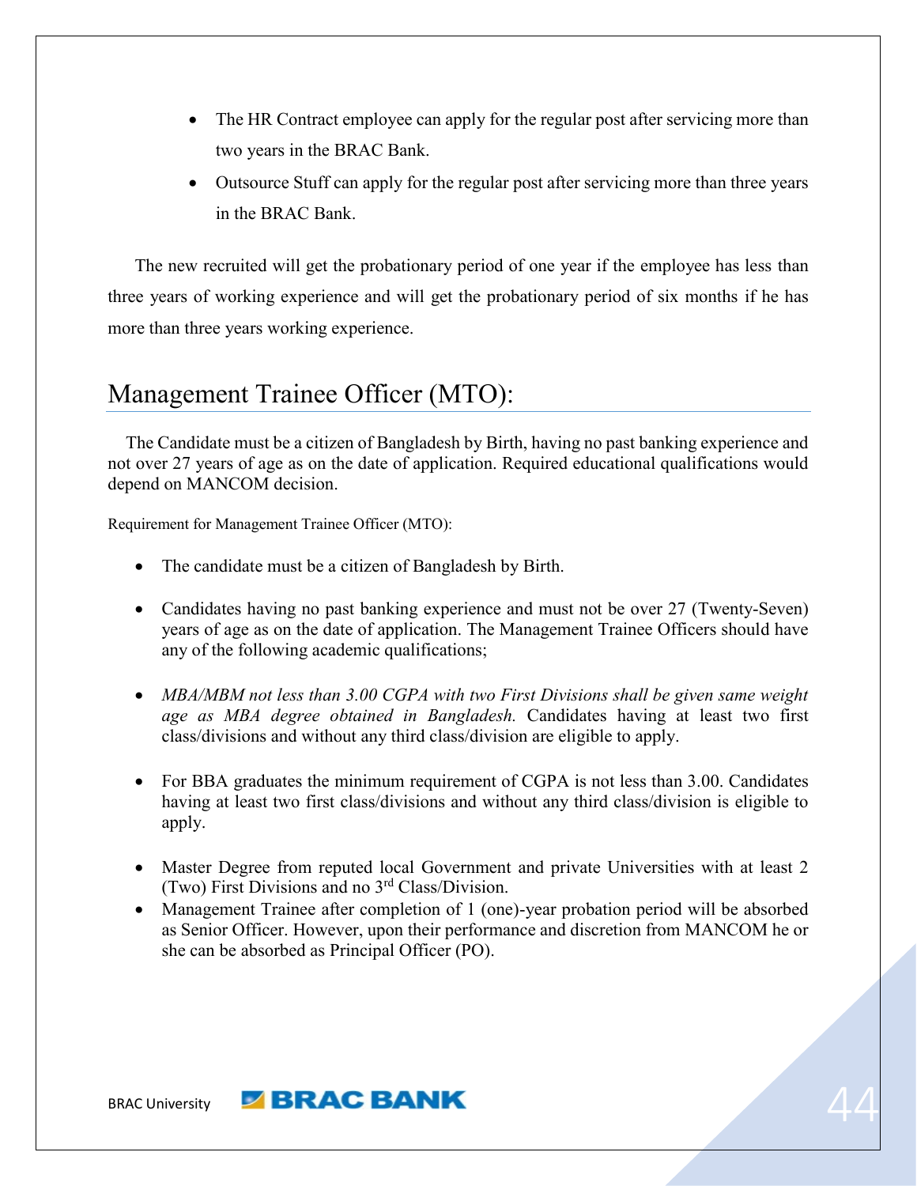- The HR Contract employee can apply for the regular post after servicing more than two years in the BRAC Bank.
- Outsource Stuff can apply for the regular post after servicing more than three years in the BRAC Bank.

The new recruited will get the probationary period of one year if the employee has less than three years of working experience and will get the probationary period of six months if he has more than three years working experience.

## Management Trainee Officer (MTO):

The Candidate must be a citizen of Bangladesh by Birth, having no past banking experience and not over 27 years of age as on the date of application. Required educational qualifications would depend on MANCOM decision.

Requirement for Management Trainee Officer (MTO):

- The candidate must be a citizen of Bangladesh by Birth.
- Candidates having no past banking experience and must not be over 27 (Twenty-Seven) years of age as on the date of application. The Management Trainee Officers should have any of the following academic qualifications;
- *MBA/MBM not less than 3.00 CGPA with two First Divisions shall be given same weight age as MBA degree obtained in Bangladesh.* Candidates having at least two first class/divisions and without any third class/division are eligible to apply.
- For BBA graduates the minimum requirement of CGPA is not less than 3.00. Candidates having at least two first class/divisions and without any third class/division is eligible to apply.
- Master Degree from reputed local Government and private Universities with at least 2 (Two) First Divisions and no 3rd Class/Division.
- Management Trainee after completion of 1 (one)-year probation period will be absorbed as Senior Officer. However, upon their performance and discretion from MANCOM he or she can be absorbed as Principal Officer (PO).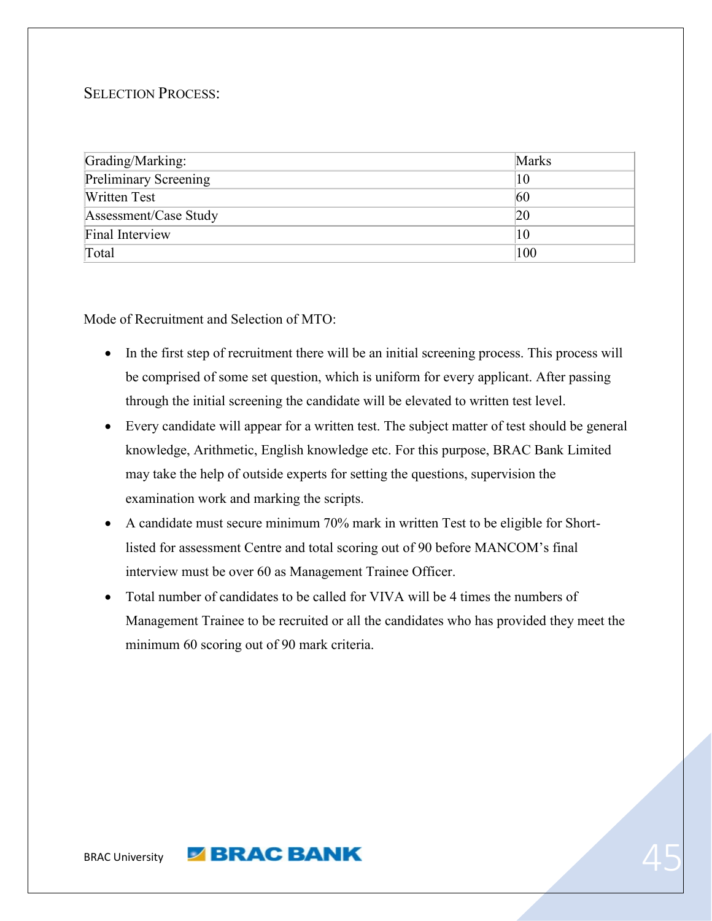## Selection Process:

| Grading/Marking: | Marks |
|---|---|
| Preliminary Screening | 10 |
| Written Test | 60 |
| Assessment/Case Study | 20 |
| Final Interview | 10 |
| Total | 100 |

Mode of Recruitment and Selection of MTO:

- In the first step of recruitment there will be an initial screening process. This process will be comprised of some set question, which is uniform for every applicant. After passing through the initial screening the candidate will be elevated to written test level.
- Every candidate will appear for a written test. The subject matter of test should be general knowledge, Arithmetic, English knowledge etc. For this purpose, BRAC Bank Limited may take the help of outside experts for setting the questions, supervision the examination work and marking the scripts.
- A candidate must secure minimum 70% mark in written Test to be eligible for Short-listed for assessment Centre and total scoring out of 90 before MANCOM's final interview must be over 60 as Management Trainee Officer.
- Total number of candidates to be called for VIVA will be 4 times the numbers of Management Trainee to be recruited or all the candidates who has provided they meet the minimum 60 scoring out of 90 mark criteria.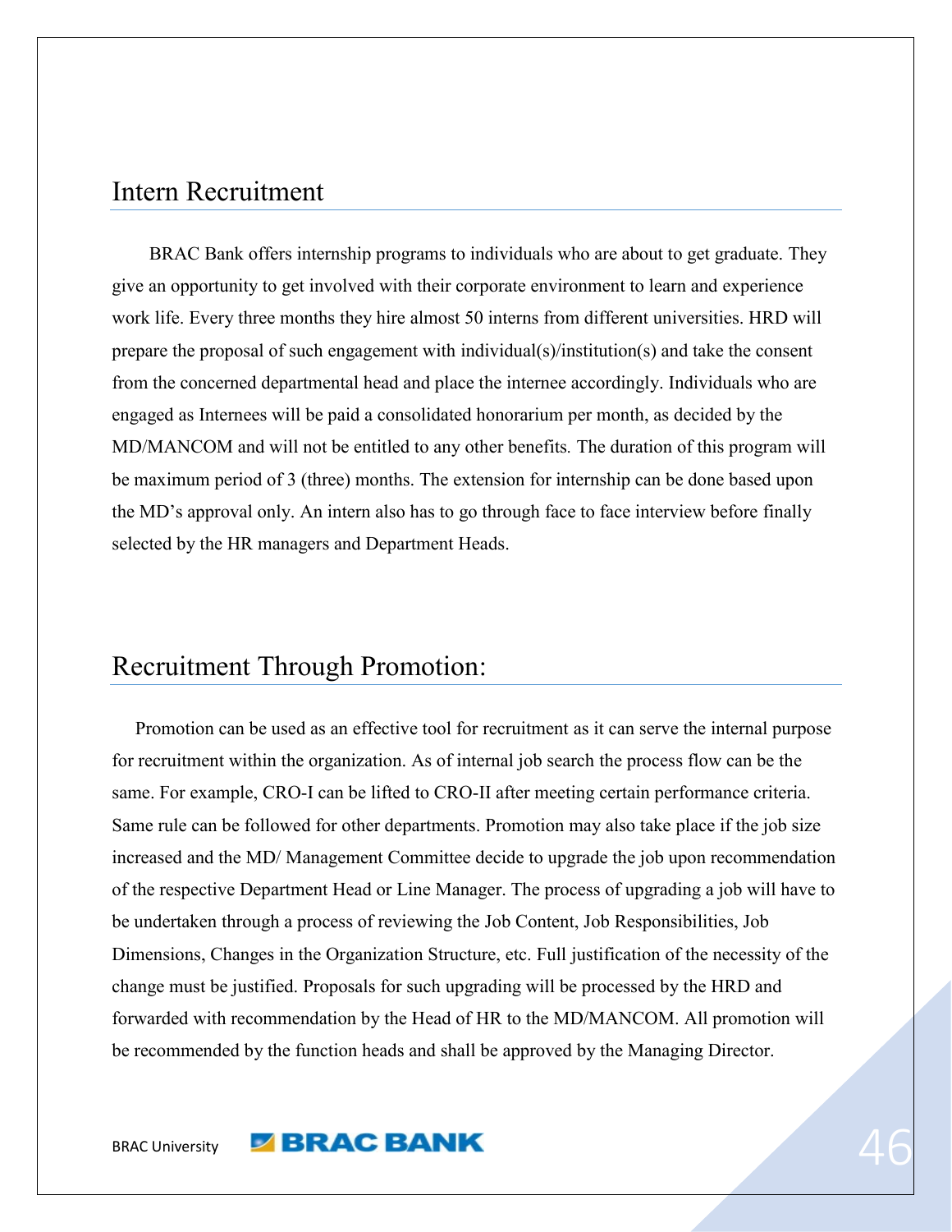## Intern Recruitment

BRAC Bank offers internship programs to individuals who are about to get graduate. They give an opportunity to get involved with their corporate environment to learn and experience work life. Every three months they hire almost 50 interns from different universities. HRD will prepare the proposal of such engagement with individual(s)/institution(s) and take the consent from the concerned departmental head and place the internee accordingly. Individuals who are engaged as Internees will be paid a consolidated honorarium per month, as decided by the MD/MANCOM and will not be entitled to any other benefits. The duration of this program will be maximum period of 3 (three) months. The extension for internship can be done based upon the MD's approval only. An intern also has to go through face to face interview before finally selected by the HR managers and Department Heads.

## Recruitment Through Promotion:

Promotion can be used as an effective tool for recruitment as it can serve the internal purpose for recruitment within the organization. As of internal job search the process flow can be the same. For example, CRO-I can be lifted to CRO-II after meeting certain performance criteria. Same rule can be followed for other departments. Promotion may also take place if the job size increased and the MD/ Management Committee decide to upgrade the job upon recommendation of the respective Department Head or Line Manager. The process of upgrading a job will have to be undertaken through a process of reviewing the Job Content, Job Responsibilities, Job Dimensions, Changes in the Organization Structure, etc. Full justification of the necessity of the change must be justified. Proposals for such upgrading will be processed by the HRD and forwarded with recommendation by the Head of HR to the MD/MANCOM. All promotion will be recommended by the function heads and shall be approved by the Managing Director.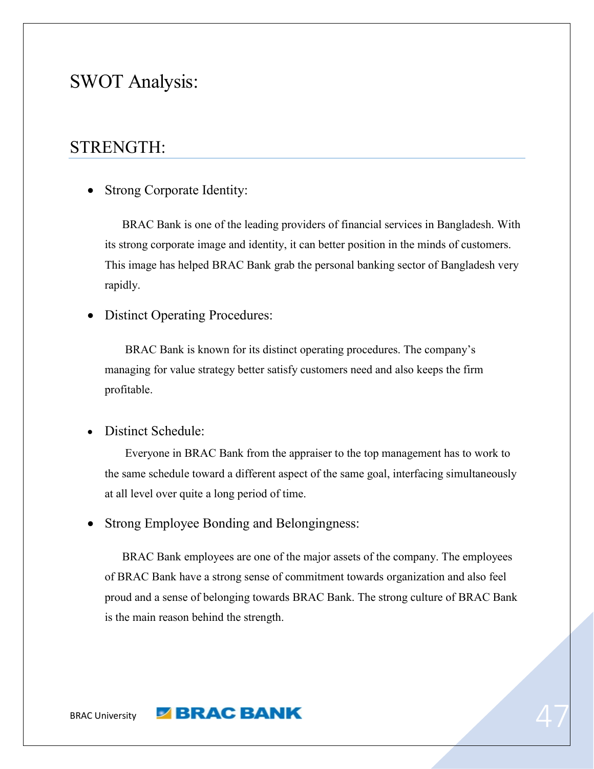# SWOT Analysis:

## STRENGTH:

- Strong Corporate Identity:

  BRAC Bank is one of the leading providers of financial services in Bangladesh. With its strong corporate image and identity, it can better position in the minds of customers. This image has helped BRAC Bank grab the personal banking sector of Bangladesh very rapidly.

- Distinct Operating Procedures:

  BRAC Bank is known for its distinct operating procedures. The company's managing for value strategy better satisfy customers need and also keeps the firm profitable.

- Distinct Schedule:

  Everyone in BRAC Bank from the appraiser to the top management has to work to the same schedule toward a different aspect of the same goal, interfacing simultaneously at all level over quite a long period of time.

- Strong Employee Bonding and Belongingness:

  BRAC Bank employees are one of the major assets of the company. The employees of BRAC Bank have a strong sense of commitment towards organization and also feel proud and a sense of belonging towards BRAC Bank. The strong culture of BRAC Bank is the main reason behind the strength.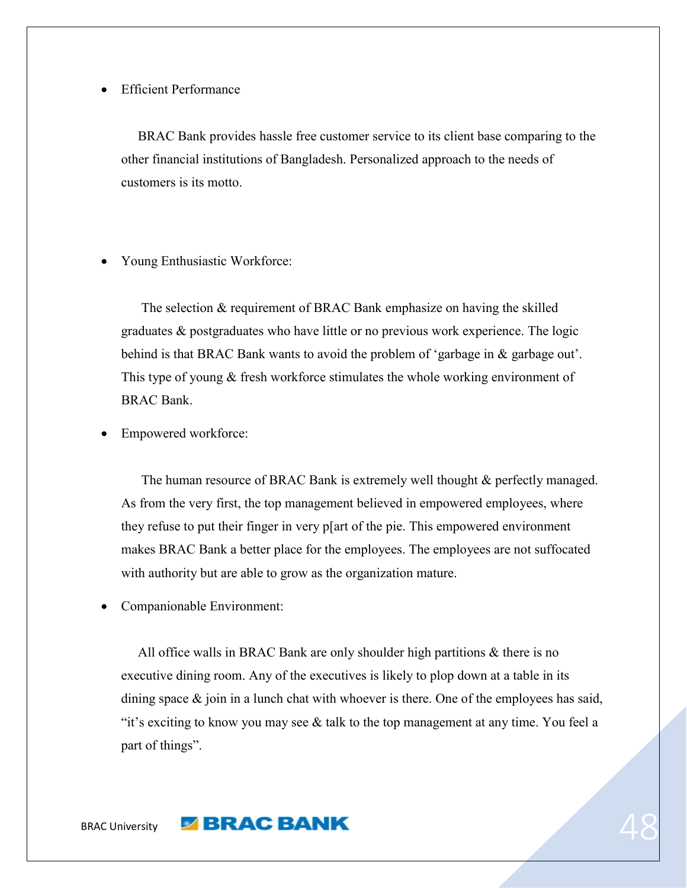- Efficient Performance

BRAC Bank provides hassle free customer service to its client base comparing to the other financial institutions of Bangladesh. Personalized approach to the needs of customers is its motto.

- Young Enthusiastic Workforce:

The selection & requirement of BRAC Bank emphasize on having the skilled graduates & postgraduates who have little or no previous work experience. The logic behind is that BRAC Bank wants to avoid the problem of 'garbage in & garbage out'. This type of young & fresh workforce stimulates the whole working environment of BRAC Bank.

- Empowered workforce:

The human resource of BRAC Bank is extremely well thought & perfectly managed. As from the very first, the top management believed in empowered employees, where they refuse to put their finger in very p[art of the pie. This empowered environment makes BRAC Bank a better place for the employees. The employees are not suffocated with authority but are able to grow as the organization mature.

- Companionable Environment:

All office walls in BRAC Bank are only shoulder high partitions & there is no executive dining room. Any of the executives is likely to plop down at a table in its dining space & join in a lunch chat with whoever is there. One of the employees has said, "it's exciting to know you may see & talk to the top management at any time. You feel a part of things".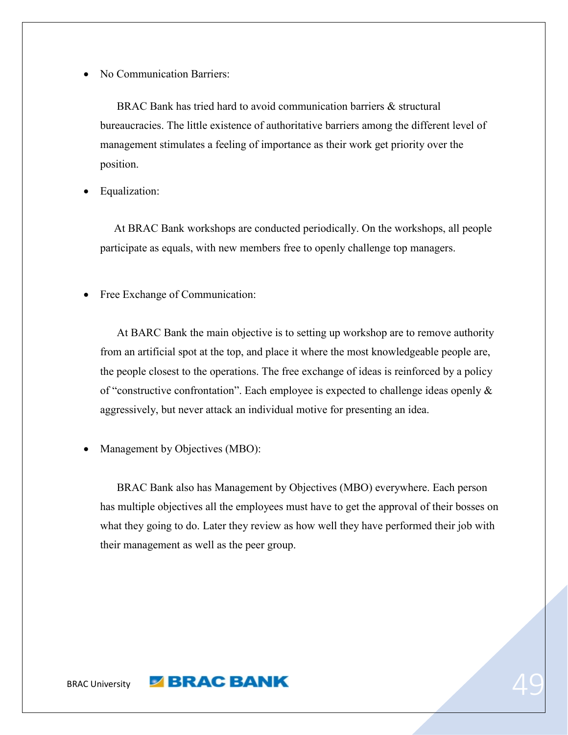- No Communication Barriers:

  BRAC Bank has tried hard to avoid communication barriers & structural bureaucracies. The little existence of authoritative barriers among the different level of management stimulates a feeling of importance as their work get priority over the position.

- Equalization:

  At BRAC Bank workshops are conducted periodically. On the workshops, all people participate as equals, with new members free to openly challenge top managers.

- Free Exchange of Communication:

  At BARC Bank the main objective is to setting up workshop are to remove authority from an artificial spot at the top, and place it where the most knowledgeable people are, the people closest to the operations. The free exchange of ideas is reinforced by a policy of "constructive confrontation". Each employee is expected to challenge ideas openly & aggressively, but never attack an individual motive for presenting an idea.

- Management by Objectives (MBO):

  BRAC Bank also has Management by Objectives (MBO) everywhere. Each person has multiple objectives all the employees must have to get the approval of their bosses on what they going to do. Later they review as how well they have performed their job with their management as well as the peer group.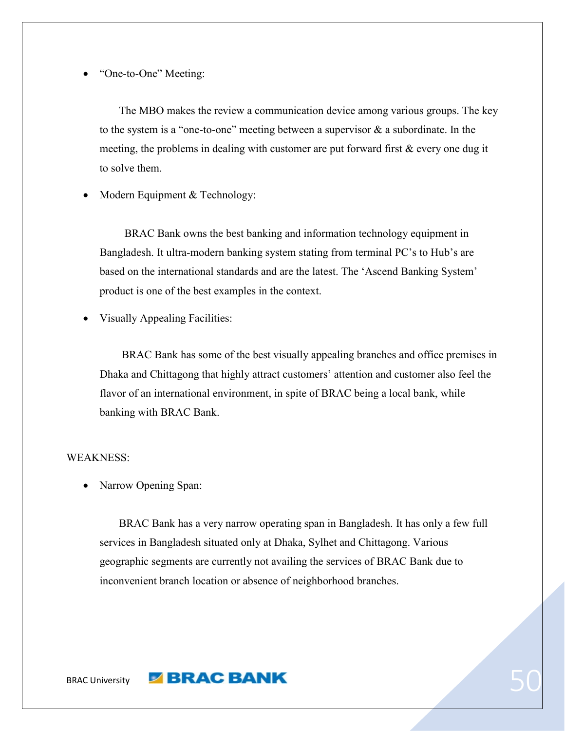- "One-to-One" Meeting:

  The MBO makes the review a communication device among various groups. The key to the system is a "one-to-one" meeting between a supervisor & a subordinate. In the meeting, the problems in dealing with customer are put forward first & every one dug it to solve them.

- Modern Equipment & Technology:

  BRAC Bank owns the best banking and information technology equipment in Bangladesh. It ultra-modern banking system stating from terminal PC's to Hub's are based on the international standards and are the latest. The 'Ascend Banking System' product is one of the best examples in the context.

- Visually Appealing Facilities:

  BRAC Bank has some of the best visually appealing branches and office premises in Dhaka and Chittagong that highly attract customers' attention and customer also feel the flavor of an international environment, in spite of BRAC being a local bank, while banking with BRAC Bank.

WEAKNESS:

- Narrow Opening Span:

  BRAC Bank has a very narrow operating span in Bangladesh. It has only a few full services in Bangladesh situated only at Dhaka, Sylhet and Chittagong. Various geographic segments are currently not availing the services of BRAC Bank due to inconvenient branch location or absence of neighborhood branches.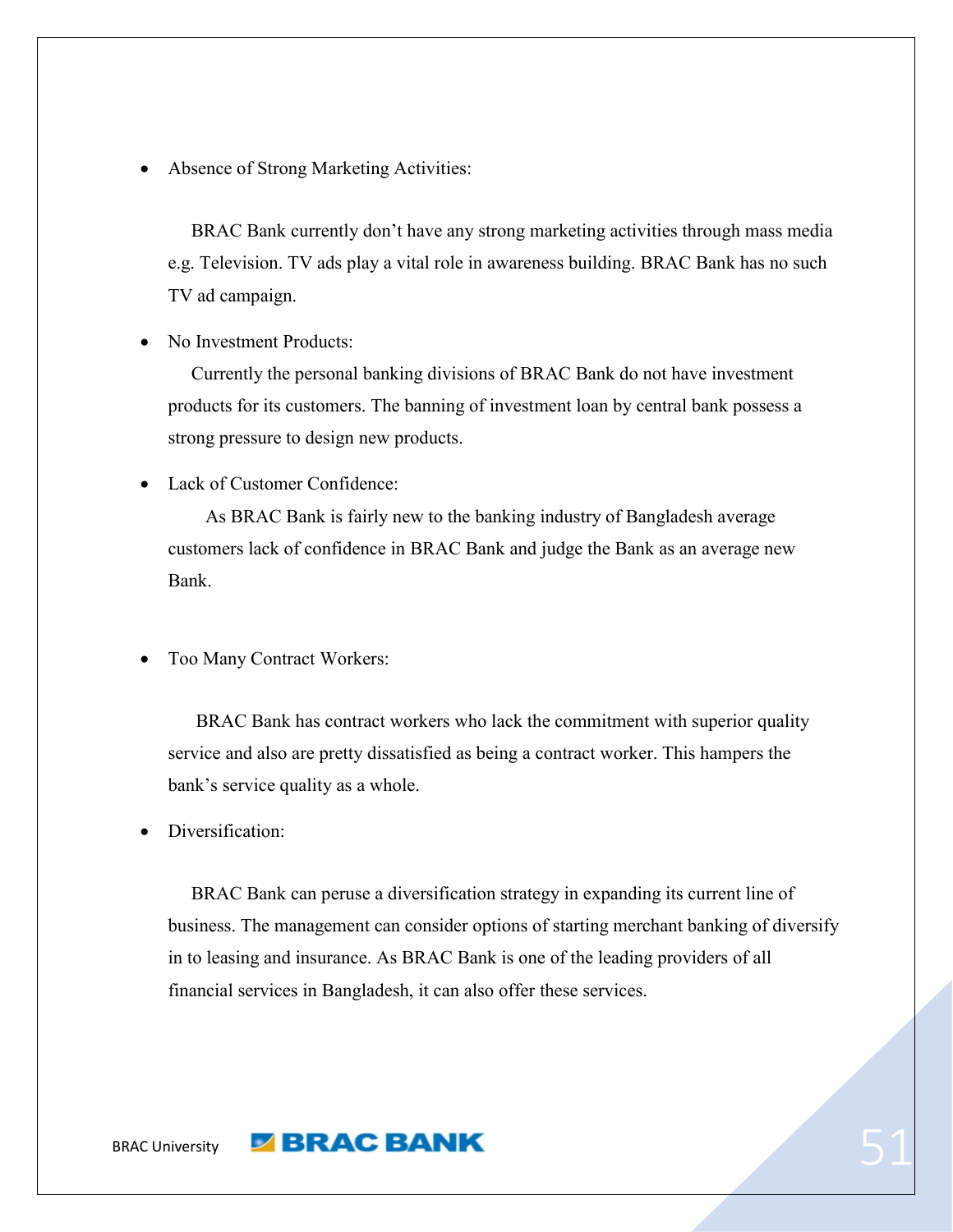- Absence of Strong Marketing Activities:

  BRAC Bank currently don't have any strong marketing activities through mass media e.g. Television. TV ads play a vital role in awareness building. BRAC Bank has no such TV ad campaign.

- No Investment Products:

  Currently the personal banking divisions of BRAC Bank do not have investment products for its customers. The banning of investment loan by central bank possess a strong pressure to design new products.

- Lack of Customer Confidence:

  As BRAC Bank is fairly new to the banking industry of Bangladesh average customers lack of confidence in BRAC Bank and judge the Bank as an average new Bank.

- Too Many Contract Workers:

  BRAC Bank has contract workers who lack the commitment with superior quality service and also are pretty dissatisfied as being a contract worker. This hampers the bank's service quality as a whole.

- Diversification:

  BRAC Bank can peruse a diversification strategy in expanding its current line of business. The management can consider options of starting merchant banking of diversify in to leasing and insurance. As BRAC Bank is one of the leading providers of all financial services in Bangladesh, it can also offer these services.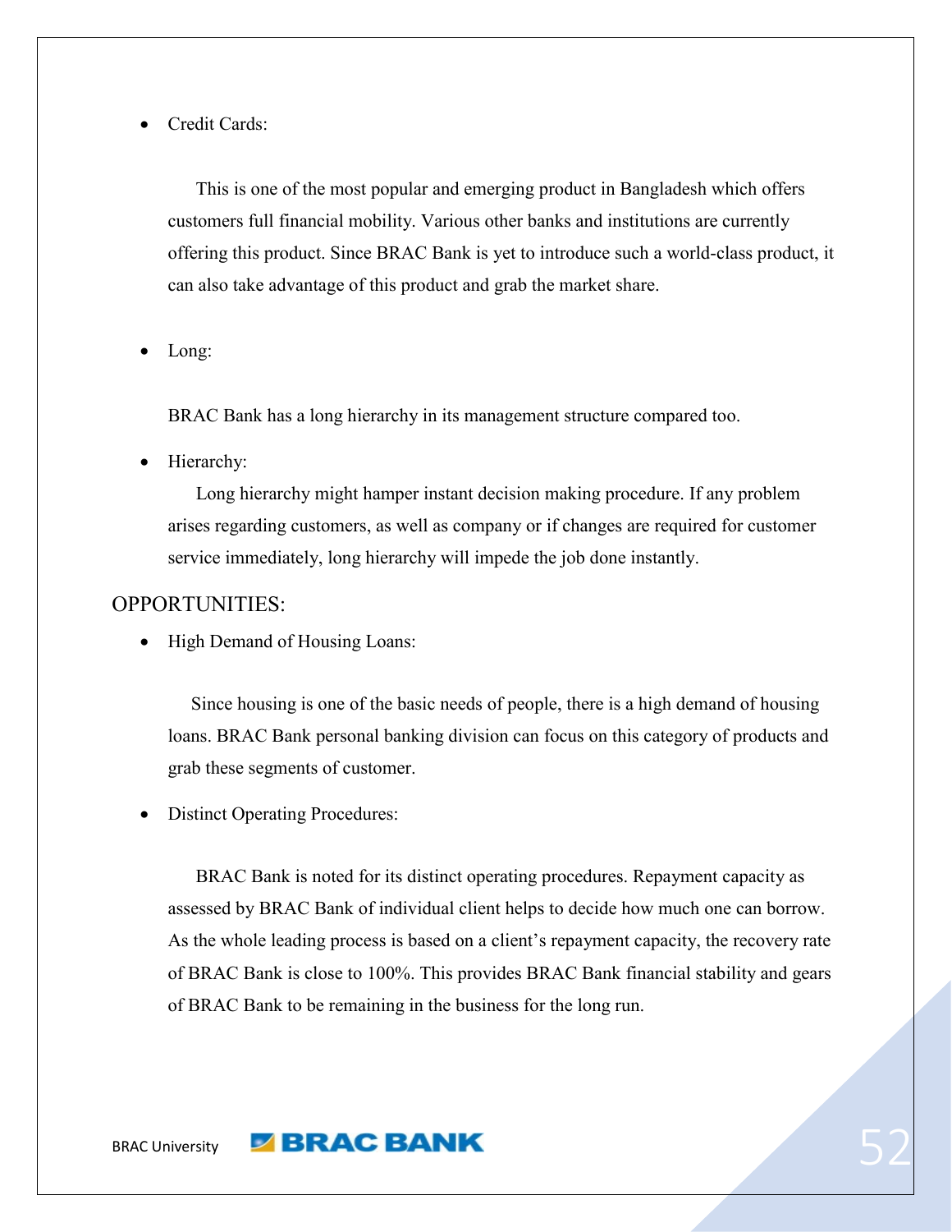- Credit Cards:

  This is one of the most popular and emerging product in Bangladesh which offers customers full financial mobility. Various other banks and institutions are currently offering this product. Since BRAC Bank is yet to introduce such a world-class product, it can also take advantage of this product and grab the market share.

- Long:

  BRAC Bank has a long hierarchy in its management structure compared too.

- Hierarchy:

  Long hierarchy might hamper instant decision making procedure. If any problem arises regarding customers, as well as company or if changes are required for customer service immediately, long hierarchy will impede the job done instantly.

## OPPORTUNITIES:

- High Demand of Housing Loans:

  Since housing is one of the basic needs of people, there is a high demand of housing loans. BRAC Bank personal banking division can focus on this category of products and grab these segments of customer.

- Distinct Operating Procedures:

  BRAC Bank is noted for its distinct operating procedures. Repayment capacity as assessed by BRAC Bank of individual client helps to decide how much one can borrow. As the whole leading process is based on a client's repayment capacity, the recovery rate of BRAC Bank is close to 100%. This provides BRAC Bank financial stability and gears of BRAC Bank to be remaining in the business for the long run.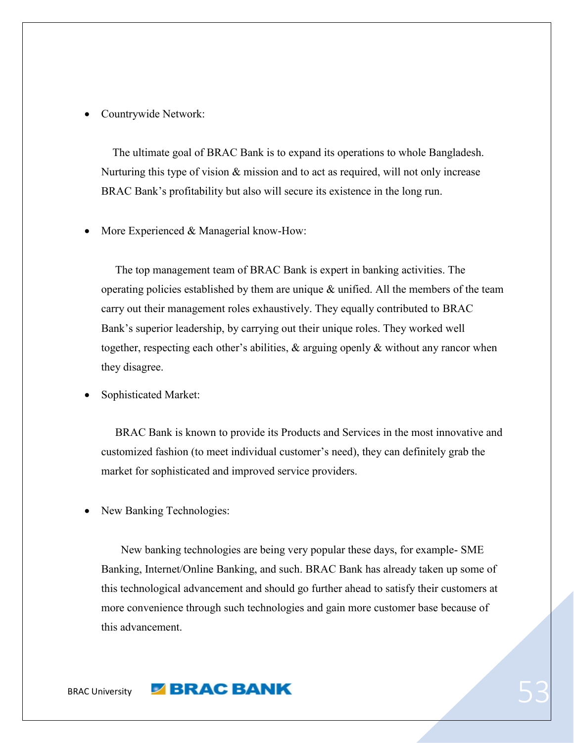- Countrywide Network:

  The ultimate goal of BRAC Bank is to expand its operations to whole Bangladesh. Nurturing this type of vision & mission and to act as required, will not only increase BRAC Bank's profitability but also will secure its existence in the long run.

- More Experienced & Managerial know-How:

  The top management team of BRAC Bank is expert in banking activities. The operating policies established by them are unique & unified. All the members of the team carry out their management roles exhaustively. They equally contributed to BRAC Bank's superior leadership, by carrying out their unique roles. They worked well together, respecting each other's abilities, & arguing openly & without any rancor when they disagree.

- Sophisticated Market:

  BRAC Bank is known to provide its Products and Services in the most innovative and customized fashion (to meet individual customer's need), they can definitely grab the market for sophisticated and improved service providers.

- New Banking Technologies:

  New banking technologies are being very popular these days, for example- SME Banking, Internet/Online Banking, and such. BRAC Bank has already taken up some of this technological advancement and should go further ahead to satisfy their customers at more convenience through such technologies and gain more customer base because of this advancement.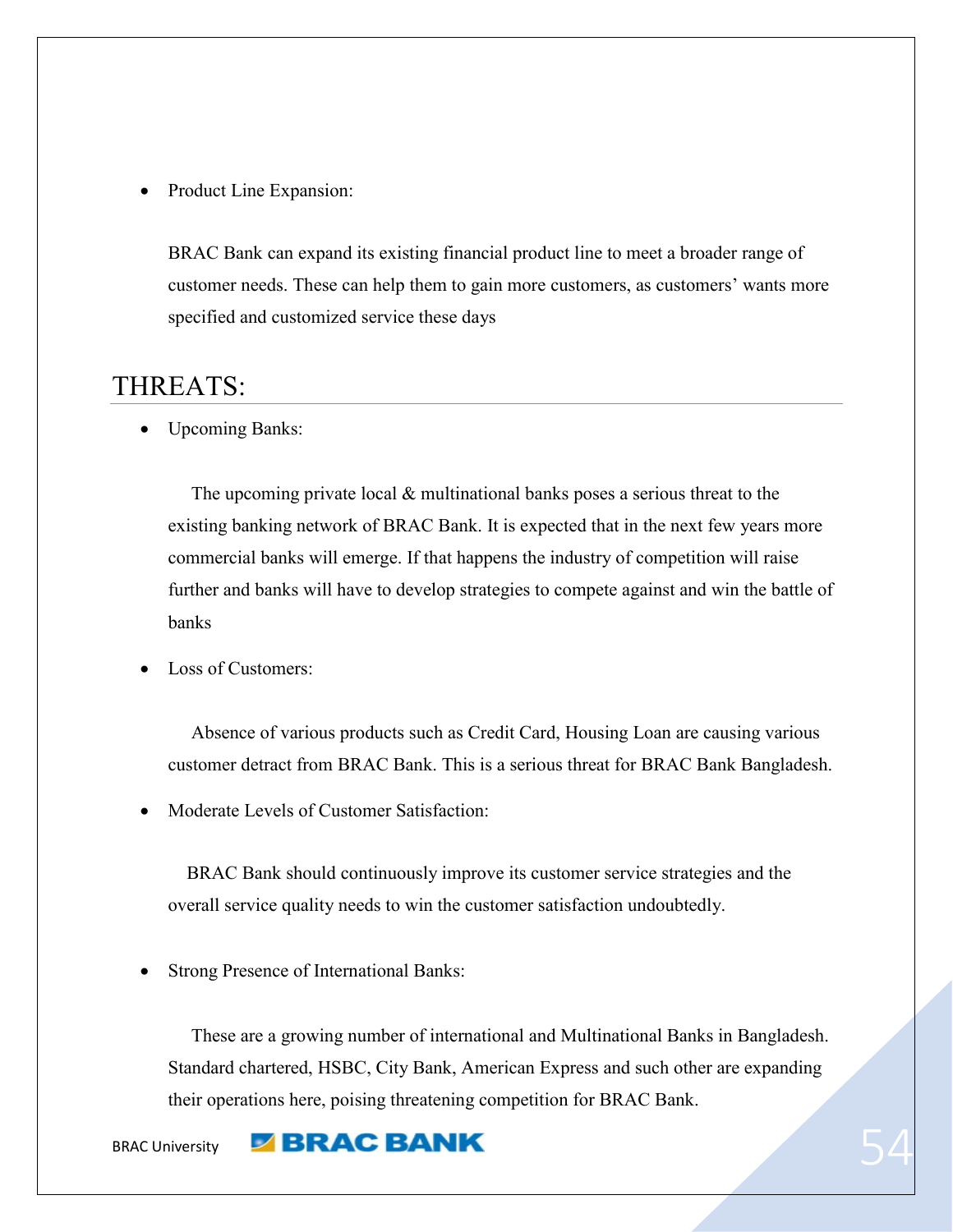- Product Line Expansion:

  BRAC Bank can expand its existing financial product line to meet a broader range of customer needs. These can help them to gain more customers, as customers' wants more specified and customized service these days

## THREATS:

- Upcoming Banks:

  The upcoming private local & multinational banks poses a serious threat to the existing banking network of BRAC Bank. It is expected that in the next few years more commercial banks will emerge. If that happens the industry of competition will raise further and banks will have to develop strategies to compete against and win the battle of banks

- Loss of Customers:

  Absence of various products such as Credit Card, Housing Loan are causing various customer detract from BRAC Bank. This is a serious threat for BRAC Bank Bangladesh.

- Moderate Levels of Customer Satisfaction:

  BRAC Bank should continuously improve its customer service strategies and the overall service quality needs to win the customer satisfaction undoubtedly.

- Strong Presence of International Banks:

  These are a growing number of international and Multinational Banks in Bangladesh. Standard chartered, HSBC, City Bank, American Express and such other are expanding their operations here, poising threatening competition for BRAC Bank.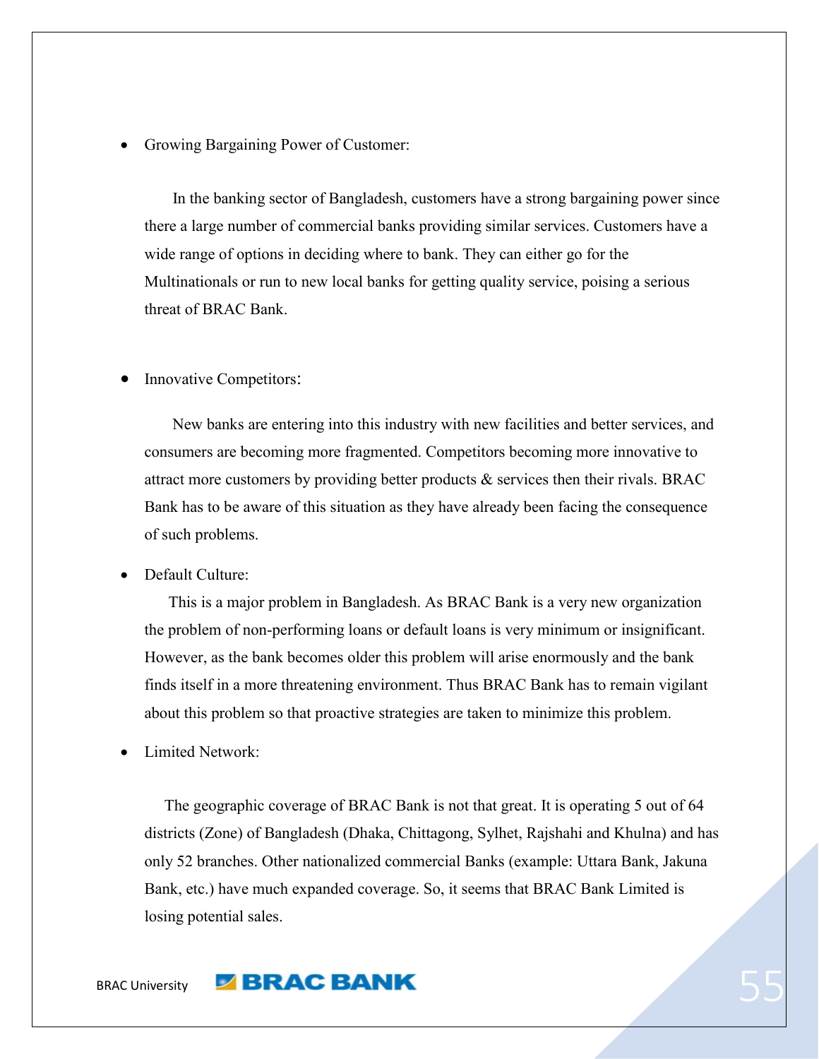- Growing Bargaining Power of Customer:

  In the banking sector of Bangladesh, customers have a strong bargaining power since there a large number of commercial banks providing similar services. Customers have a wide range of options in deciding where to bank. They can either go for the Multinationals or run to new local banks for getting quality service, poising a serious threat of BRAC Bank.

- Innovative Competitors:

  New banks are entering into this industry with new facilities and better services, and consumers are becoming more fragmented. Competitors becoming more innovative to attract more customers by providing better products & services then their rivals. BRAC Bank has to be aware of this situation as they have already been facing the consequence of such problems.

- Default Culture:

  This is a major problem in Bangladesh. As BRAC Bank is a very new organization the problem of non-performing loans or default loans is very minimum or insignificant. However, as the bank becomes older this problem will arise enormously and the bank finds itself in a more threatening environment. Thus BRAC Bank has to remain vigilant about this problem so that proactive strategies are taken to minimize this problem.

- Limited Network:

  The geographic coverage of BRAC Bank is not that great. It is operating 5 out of 64 districts (Zone) of Bangladesh (Dhaka, Chittagong, Sylhet, Rajshahi and Khulna) and has only 52 branches. Other nationalized commercial Banks (example: Uttara Bank, Jakuna Bank, etc.) have much expanded coverage. So, it seems that BRAC Bank Limited is losing potential sales.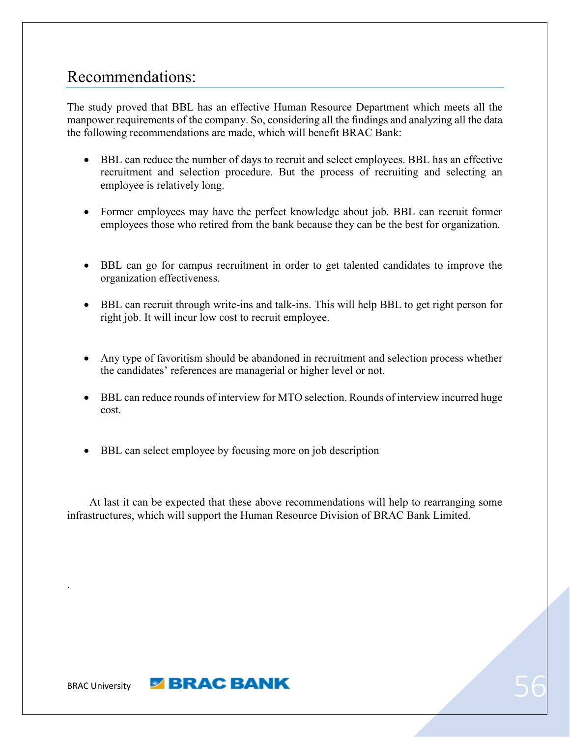## Recommendations:

The study proved that BBL has an effective Human Resource Department which meets all the manpower requirements of the company. So, considering all the findings and analyzing all the data the following recommendations are made, which will benefit BRAC Bank:

- BBL can reduce the number of days to recruit and select employees. BBL has an effective recruitment and selection procedure. But the process of recruiting and selecting an employee is relatively long.
- Former employees may have the perfect knowledge about job. BBL can recruit former employees those who retired from the bank because they can be the best for organization.
- BBL can go for campus recruitment in order to get talented candidates to improve the organization effectiveness.
- BBL can recruit through write-ins and talk-ins. This will help BBL to get right person for right job. It will incur low cost to recruit employee.
- Any type of favoritism should be abandoned in recruitment and selection process whether the candidates' references are managerial or higher level or not.
- BBL can reduce rounds of interview for MTO selection. Rounds of interview incurred huge cost.
- BBL can select employee by focusing more on job description

At last it can be expected that these above recommendations will help to rearranging some infrastructures, which will support the Human Resource Division of BRAC Bank Limited.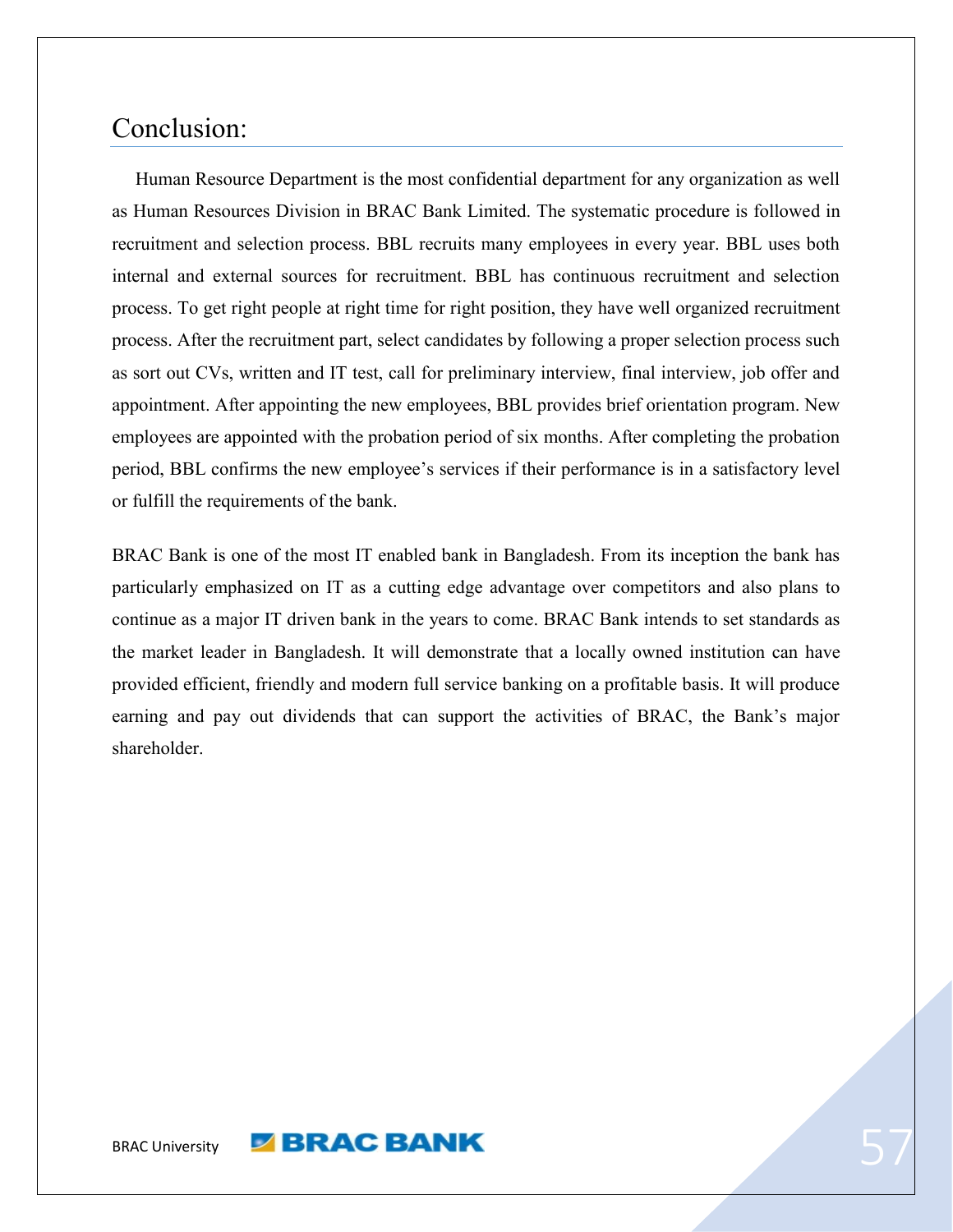# Conclusion:

Human Resource Department is the most confidential department for any organization as well as Human Resources Division in BRAC Bank Limited. The systematic procedure is followed in recruitment and selection process. BBL recruits many employees in every year. BBL uses both internal and external sources for recruitment. BBL has continuous recruitment and selection process. To get right people at right time for right position, they have well organized recruitment process. After the recruitment part, select candidates by following a proper selection process such as sort out CVs, written and IT test, call for preliminary interview, final interview, job offer and appointment. After appointing the new employees, BBL provides brief orientation program. New employees are appointed with the probation period of six months. After completing the probation period, BBL confirms the new employee's services if their performance is in a satisfactory level or fulfill the requirements of the bank.

BRAC Bank is one of the most IT enabled bank in Bangladesh. From its inception the bank has particularly emphasized on IT as a cutting edge advantage over competitors and also plans to continue as a major IT driven bank in the years to come. BRAC Bank intends to set standards as the market leader in Bangladesh. It will demonstrate that a locally owned institution can have provided efficient, friendly and modern full service banking on a profitable basis. It will produce earning and pay out dividends that can support the activities of BRAC, the Bank's major shareholder.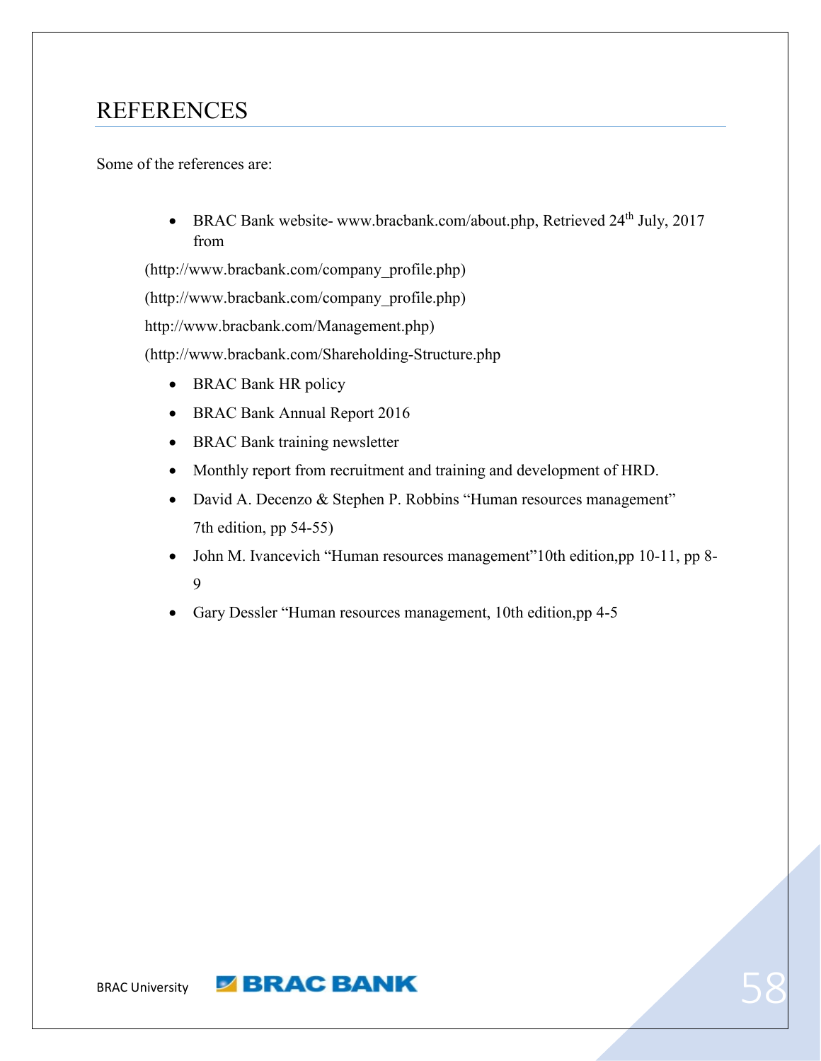# REFERENCES

Some of the references are:

- BRAC Bank website- www.bracbank.com/about.php, Retrieved 24th July, 2017 from

(http://www.bracbank.com/company_profile.php)

(http://www.bracbank.com/company_profile.php)

http://www.bracbank.com/Management.php)

(http://www.bracbank.com/Shareholding-Structure.php

- BRAC Bank HR policy
- BRAC Bank Annual Report 2016
- BRAC Bank training newsletter
- Monthly report from recruitment and training and development of HRD.
- David A. Decenzo & Stephen P. Robbins "Human resources management" 7th edition, pp 54-55)
- John M. Ivancevich "Human resources management"10th edition,pp 10-11, pp 8-9
- Gary Dessler "Human resources management, 10th edition,pp 4-5